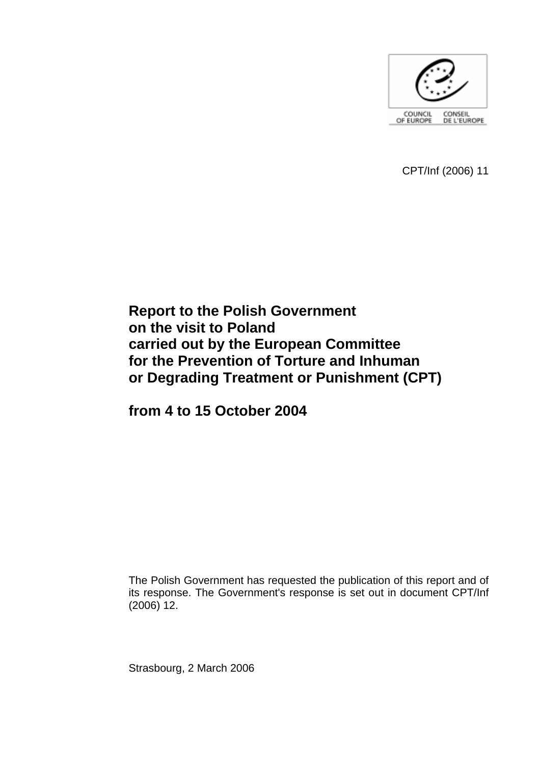COUNCIL OF EUROPE CONSEIL DE L'EUROPE

CPT/Inf (2006) 11

# Report to the Polish Government on the visit to Poland carried out by the European Committee for the Prevention of Torture and Inhuman or Degrading Treatment or Punishment (CPT)

## from 4 to 15 October 2004

The Polish Government has requested the publication of this report and of its response. The Government's response is set out in document CPT/Inf (2006) 12.

Strasbourg, 2 March 2006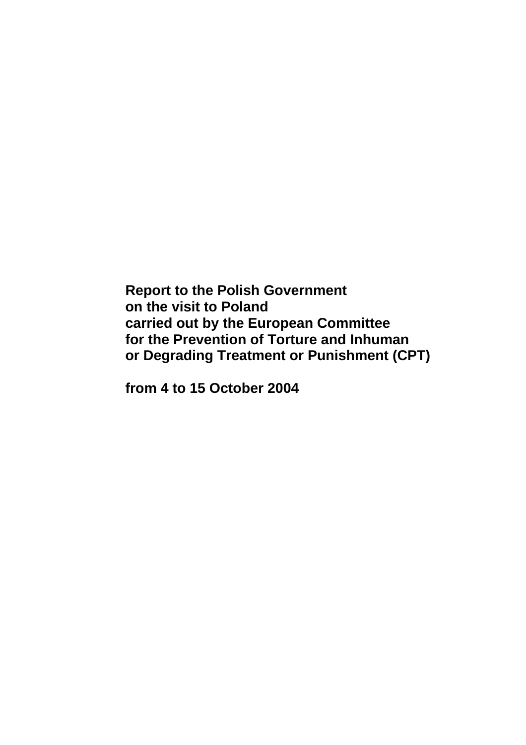**Report to the Polish Government on the visit to Poland carried out by the European Committee for the Prevention of Torture and Inhuman or Degrading Treatment or Punishment (CPT)**

**from 4 to 15 October 2004**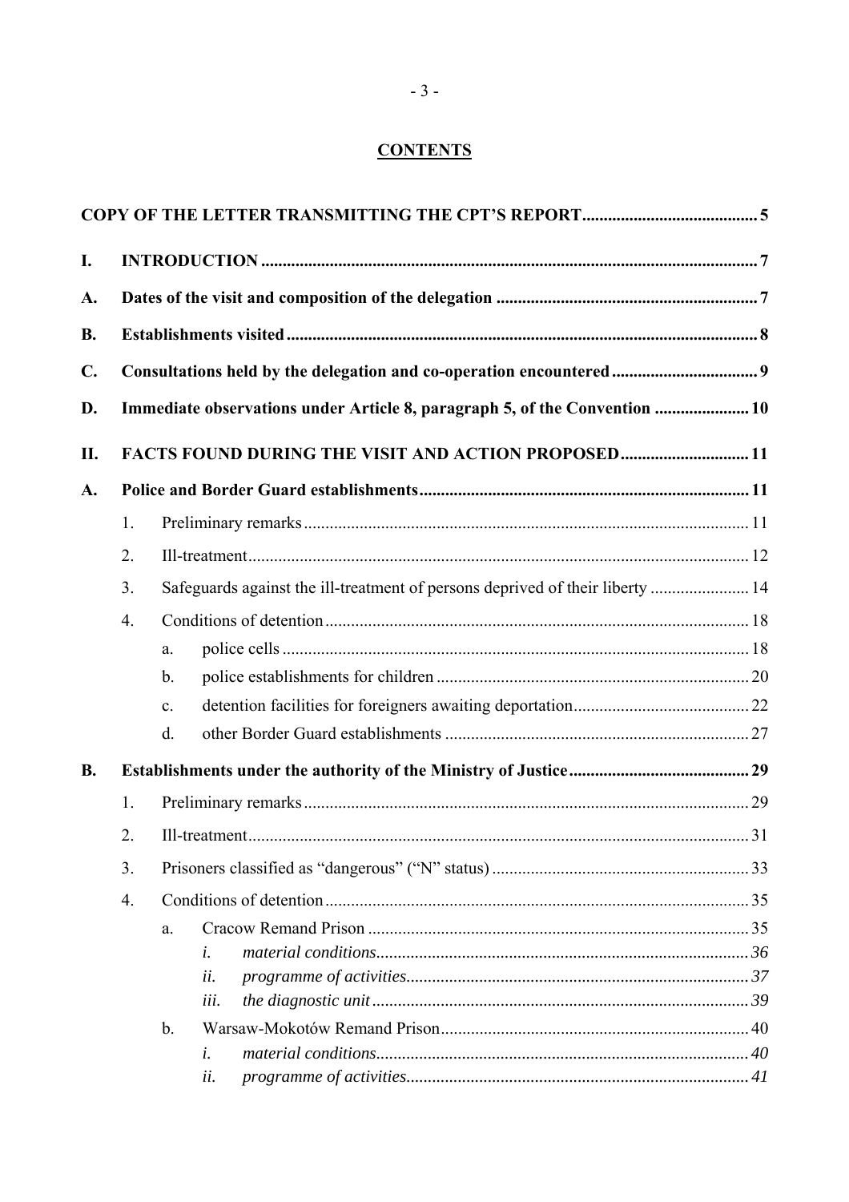# CONTENTS

**COPY OF THE LETTER TRANSMITTING THE CPT'S REPORT** .......... 5

**I. INTRODUCTION** .......... 7

**A. Dates of the visit and composition of the delegation** .......... 7

**B. Establishments visited** .......... 8

**C. Consultations held by the delegation and co-operation encountered** .......... 9

**D. Immediate observations under Article 8, paragraph 5, of the Convention** .......... 10

**II. FACTS FOUND DURING THE VISIT AND ACTION PROPOSED** .......... 11

**A. Police and Border Guard establishments** .......... 11

1. Preliminary remarks .......... 11
2. Ill-treatment .......... 12
3. Safeguards against the ill-treatment of persons deprived of their liberty .......... 14
4. Conditions of detention .......... 18
   - a. police cells .......... 18
   - b. police establishments for children .......... 20
   - c. detention facilities for foreigners awaiting deportation .......... 22
   - d. other Border Guard establishments .......... 27

**B. Establishments under the authority of the Ministry of Justice** .......... 29

1. Preliminary remarks .......... 29
2. Ill-treatment .......... 31
3. Prisoners classified as "dangerous" ("N" status) .......... 33
4. Conditions of detention .......... 35
   - a. Cracow Remand Prison .......... 35
     - *i. material conditions* .......... *36*
     - *ii. programme of activities* .......... *37*
     - *iii. the diagnostic unit* .......... *39*
   - b. Warsaw-Mokotów Remand Prison .......... 40
     - *i. material conditions* .......... *40*
     - *ii. programme of activities* .......... *41*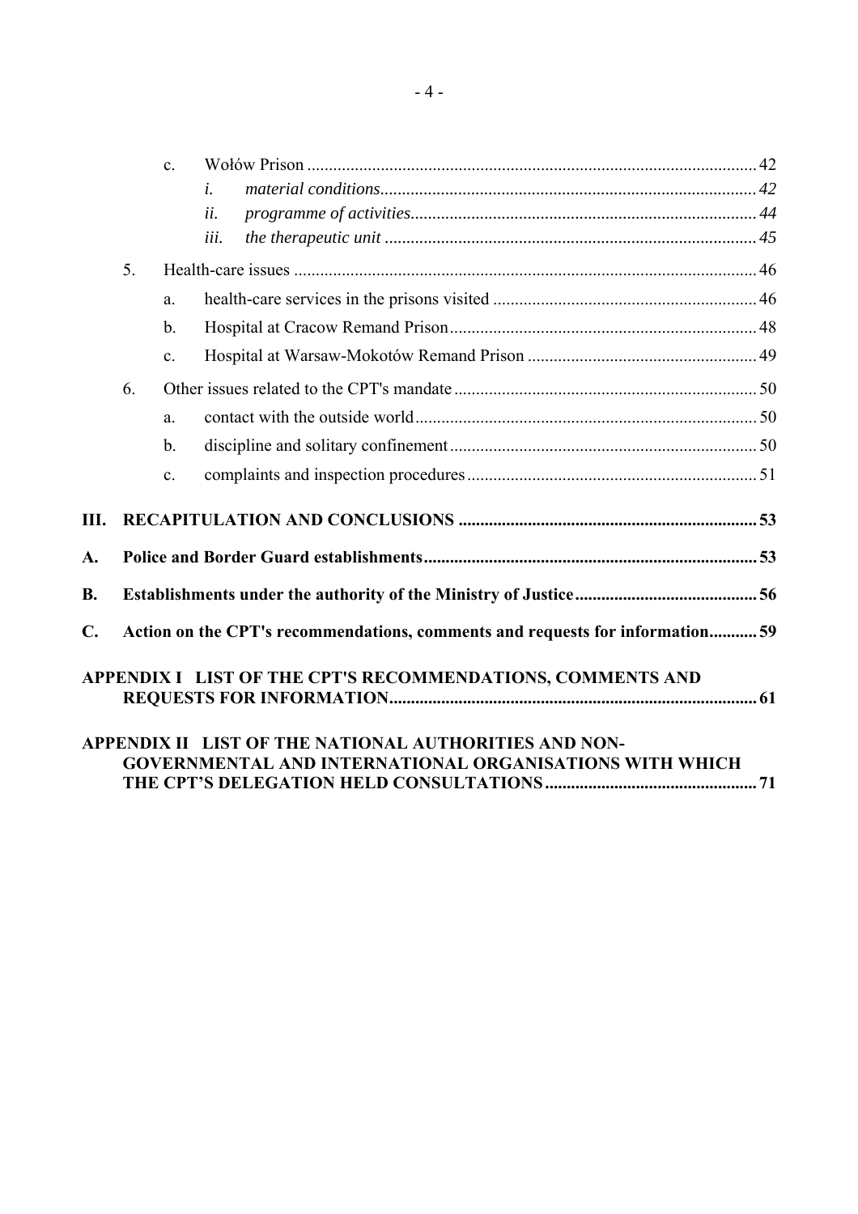- c. Wołów Prison ....... 42
  - *i. material conditions....... 42*
  - *ii. programme of activities....... 44*
  - *iii. the therapeutic unit ....... 45*
- 5. Health-care issues ....... 46
  - a. health-care services in the prisons visited ....... 46
  - b. Hospital at Cracow Remand Prison....... 48
  - c. Hospital at Warsaw-Mokotów Remand Prison ....... 49
- 6. Other issues related to the CPT's mandate....... 50
  - a. contact with the outside world....... 50
  - b. discipline and solitary confinement....... 50
  - c. complaints and inspection procedures....... 51

**III. RECAPITULATION AND CONCLUSIONS ....... 53**

**A. Police and Border Guard establishments....... 53**

**B. Establishments under the authority of the Ministry of Justice....... 56**

**C. Action on the CPT's recommendations, comments and requests for information....... 59**

**APPENDIX I LIST OF THE CPT'S RECOMMENDATIONS, COMMENTS AND REQUESTS FOR INFORMATION....... 61**

**APPENDIX II LIST OF THE NATIONAL AUTHORITIES AND NON-GOVERNMENTAL AND INTERNATIONAL ORGANISATIONS WITH WHICH THE CPT'S DELEGATION HELD CONSULTATIONS....... 71**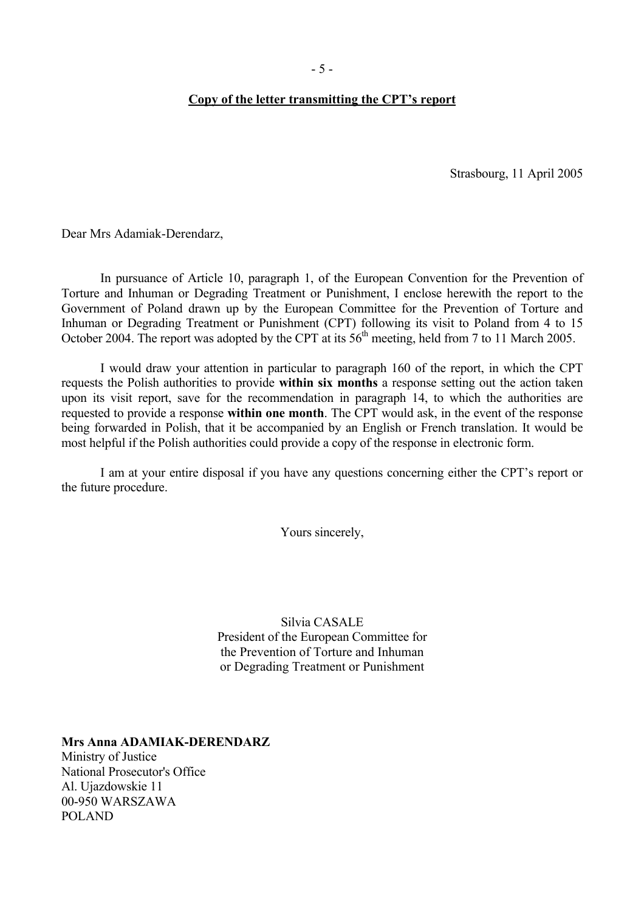**Copy of the letter transmitting the CPT's report**

Strasbourg, 11 April 2005

Dear Mrs Adamiak-Derendarz,

In pursuance of Article 10, paragraph 1, of the European Convention for the Prevention of Torture and Inhuman or Degrading Treatment or Punishment, I enclose herewith the report to the Government of Poland drawn up by the European Committee for the Prevention of Torture and Inhuman or Degrading Treatment or Punishment (CPT) following its visit to Poland from 4 to 15 October 2004. The report was adopted by the CPT at its 56th meeting, held from 7 to 11 March 2005.

I would draw your attention in particular to paragraph 160 of the report, in which the CPT requests the Polish authorities to provide **within six months** a response setting out the action taken upon its visit report, save for the recommendation in paragraph 14, to which the authorities are requested to provide a response **within one month**. The CPT would ask, in the event of the response being forwarded in Polish, that it be accompanied by an English or French translation. It would be most helpful if the Polish authorities could provide a copy of the response in electronic form.

I am at your entire disposal if you have any questions concerning either the CPT's report or the future procedure.

Yours sincerely,

Silvia CASALE
President of the European Committee for the Prevention of Torture and Inhuman or Degrading Treatment or Punishment

**Mrs Anna ADAMIAK-DERENDARZ**
Ministry of Justice
National Prosecutor's Office
Al. Ujazdowskie 11
00-950 WARSZAWA
POLAND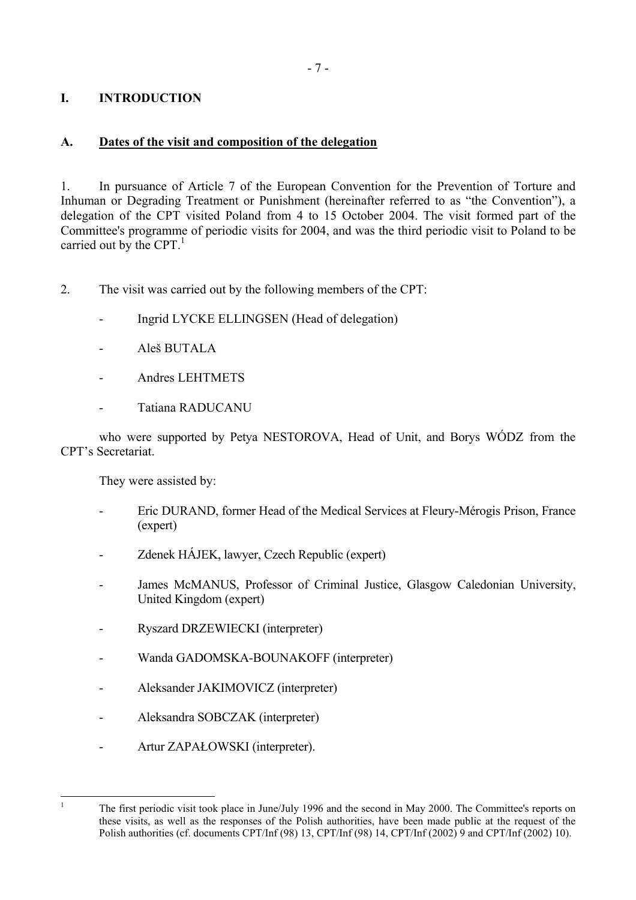# I. INTRODUCTION

## A. Dates of the visit and composition of the delegation

1. In pursuance of Article 7 of the European Convention for the Prevention of Torture and Inhuman or Degrading Treatment or Punishment (hereinafter referred to as "the Convention"), a delegation of the CPT visited Poland from 4 to 15 October 2004. The visit formed part of the Committee's programme of periodic visits for 2004, and was the third periodic visit to Poland to be carried out by the CPT.[1]

2. The visit was carried out by the following members of the CPT:

- Ingrid LYCKE ELLINGSEN (Head of delegation)
- Aleš BUTALA
- Andres LEHTMETS
- Tatiana RADUCANU

who were supported by Petya NESTOROVA, Head of Unit, and Borys WÓDZ from the CPT's Secretariat.

They were assisted by:

- Eric DURAND, former Head of the Medical Services at Fleury-Mérogis Prison, France (expert)
- Zdenek HÁJEK, lawyer, Czech Republic (expert)
- James McMANUS, Professor of Criminal Justice, Glasgow Caledonian University, United Kingdom (expert)
- Ryszard DRZEWIECKI (interpreter)
- Wanda GADOMSKA-BOUNAKOFF (interpreter)
- Aleksander JAKIMOVICZ (interpreter)
- Aleksandra SOBCZAK (interpreter)
- Artur ZAPAŁOWSKI (interpreter).

---

[1] The first periodic visit took place in June/July 1996 and the second in May 2000. The Committee's reports on these visits, as well as the responses of the Polish authorities, have been made public at the request of the Polish authorities (cf. documents CPT/Inf (98) 13, CPT/Inf (98) 14, CPT/Inf (2002) 9 and CPT/Inf (2002) 10).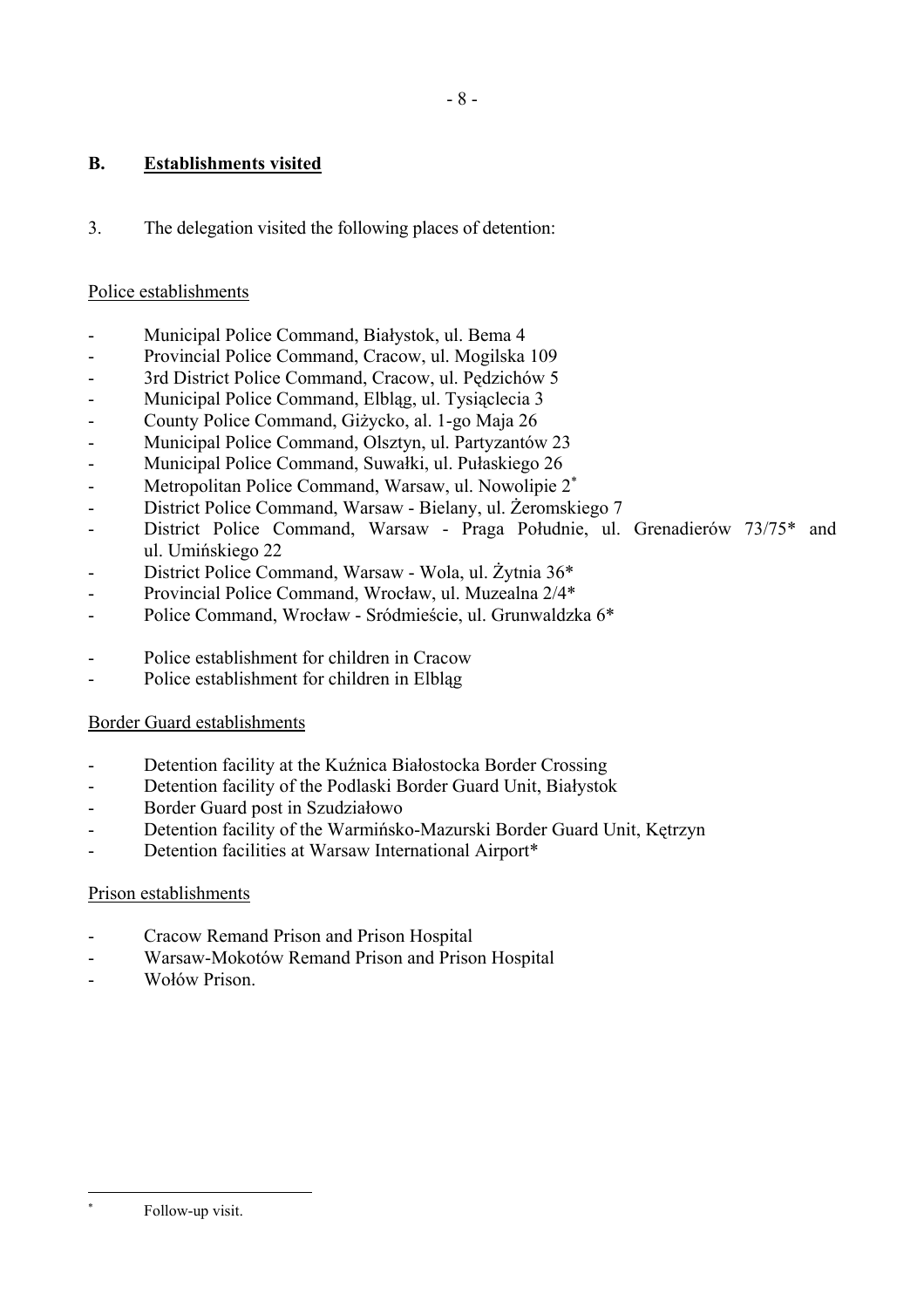## B. Establishments visited

3. The delegation visited the following places of detention:

Police establishments

- Municipal Police Command, Białystok, ul. Bema 4
- Provincial Police Command, Cracow, ul. Mogilska 109
- 3rd District Police Command, Cracow, ul. Pędzichów 5
- Municipal Police Command, Elbląg, ul. Tysiąclecia 3
- County Police Command, Giżycko, al. 1-go Maja 26
- Municipal Police Command, Olsztyn, ul. Partyzantów 23
- Municipal Police Command, Suwałki, ul. Pułaskiego 26
- Metropolitan Police Command, Warsaw, ul. Nowolipie 2*
- District Police Command, Warsaw - Bielany, ul. Żeromskiego 7
- District Police Command, Warsaw - Praga Południe, ul. Grenadierów 73/75* and ul. Umińskiego 22
- District Police Command, Warsaw - Wola, ul. Żytnia 36*
- Provincial Police Command, Wrocław, ul. Muzealna 2/4*
- Police Command, Wrocław - Śródmieście, ul. Grunwaldzka 6*

- Police establishment for children in Cracow
- Police establishment for children in Elbląg

Border Guard establishments

- Detention facility at the Kuźnica Białostocka Border Crossing
- Detention facility of the Podlaski Border Guard Unit, Białystok
- Border Guard post in Szudziałowo
- Detention facility of the Warmińsko-Mazurski Border Guard Unit, Kętrzyn
- Detention facilities at Warsaw International Airport*

Prison establishments

- Cracow Remand Prison and Prison Hospital
- Warsaw-Mokotów Remand Prison and Prison Hospital
- Wołów Prison.

* Follow-up visit.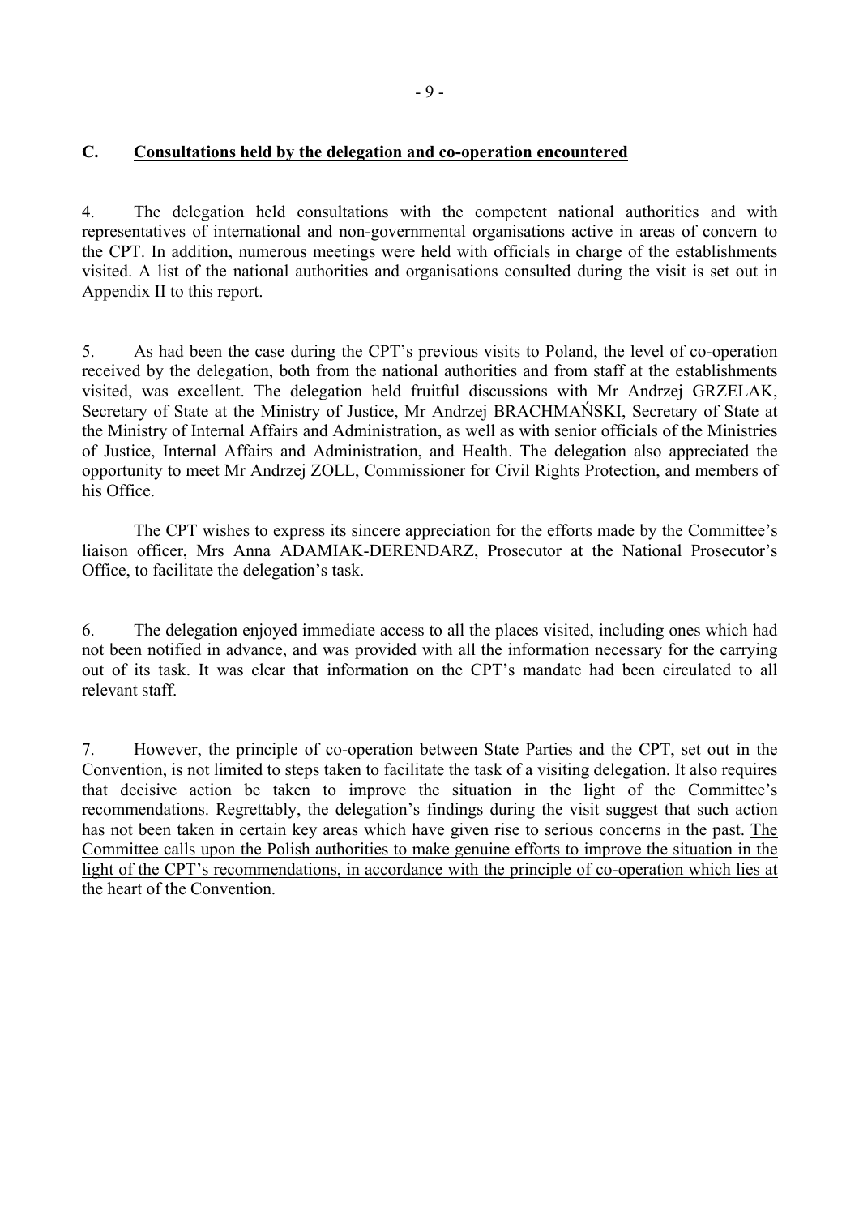## C. Consultations held by the delegation and co-operation encountered

4. The delegation held consultations with the competent national authorities and with representatives of international and non-governmental organisations active in areas of concern to the CPT. In addition, numerous meetings were held with officials in charge of the establishments visited. A list of the national authorities and organisations consulted during the visit is set out in Appendix II to this report.

5. As had been the case during the CPT's previous visits to Poland, the level of co-operation received by the delegation, both from the national authorities and from staff at the establishments visited, was excellent. The delegation held fruitful discussions with Mr Andrzej GRZELAK, Secretary of State at the Ministry of Justice, Mr Andrzej BRACHMAŃSKI, Secretary of State at the Ministry of Internal Affairs and Administration, as well as with senior officials of the Ministries of Justice, Internal Affairs and Administration, and Health. The delegation also appreciated the opportunity to meet Mr Andrzej ZOLL, Commissioner for Civil Rights Protection, and members of his Office.

The CPT wishes to express its sincere appreciation for the efforts made by the Committee's liaison officer, Mrs Anna ADAMIAK-DERENDARZ, Prosecutor at the National Prosecutor's Office, to facilitate the delegation's task.

6. The delegation enjoyed immediate access to all the places visited, including ones which had not been notified in advance, and was provided with all the information necessary for the carrying out of its task. It was clear that information on the CPT's mandate had been circulated to all relevant staff.

7. However, the principle of co-operation between State Parties and the CPT, set out in the Convention, is not limited to steps taken to facilitate the task of a visiting delegation. It also requires that decisive action be taken to improve the situation in the light of the Committee's recommendations. Regrettably, the delegation's findings during the visit suggest that such action has not been taken in certain key areas which have given rise to serious concerns in the past. <u>The Committee calls upon the Polish authorities to make genuine efforts to improve the situation in the light of the CPT's recommendations, in accordance with the principle of co-operation which lies at the heart of the Convention</u>.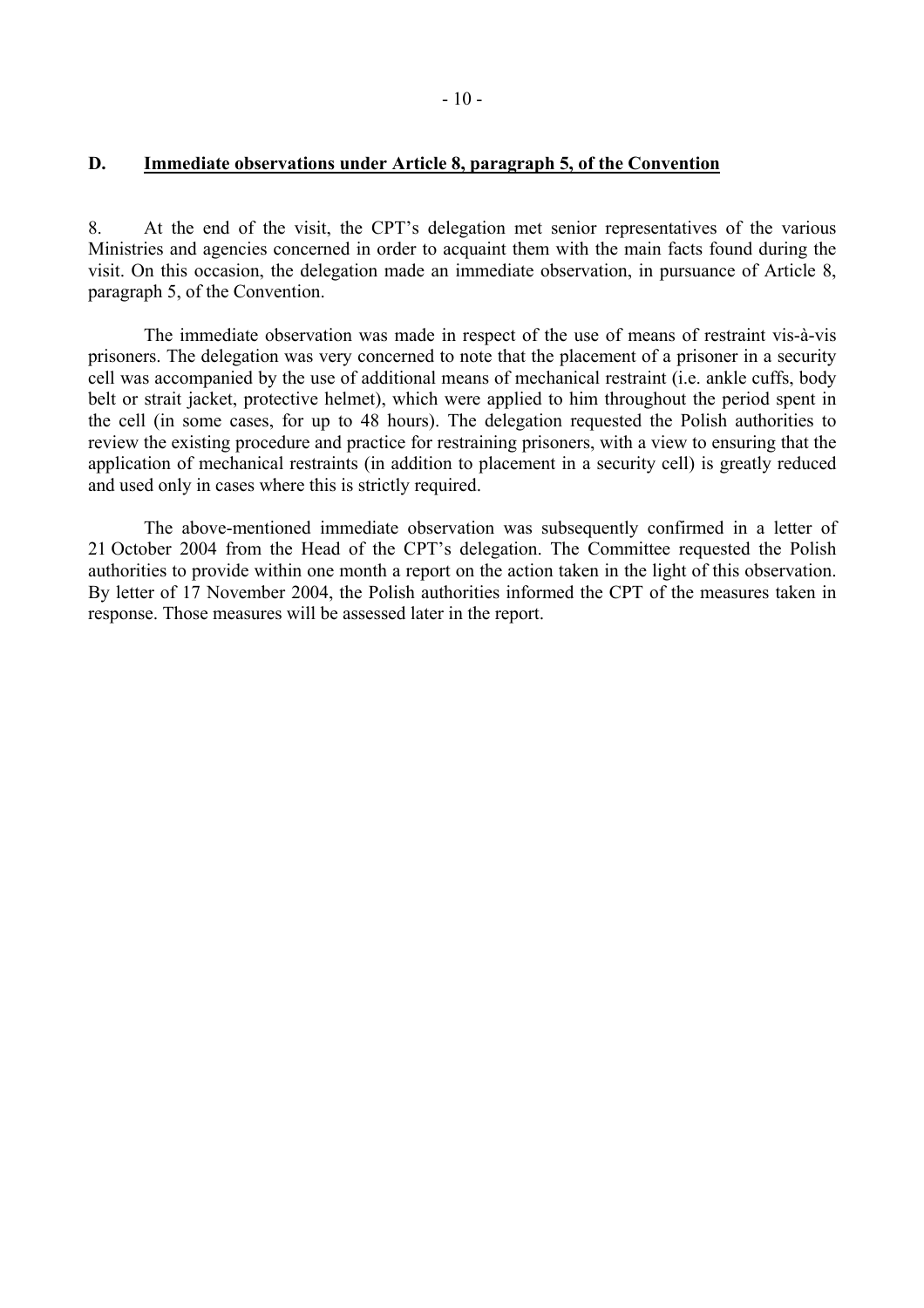## D. Immediate observations under Article 8, paragraph 5, of the Convention

8. At the end of the visit, the CPT's delegation met senior representatives of the various Ministries and agencies concerned in order to acquaint them with the main facts found during the visit. On this occasion, the delegation made an immediate observation, in pursuance of Article 8, paragraph 5, of the Convention.

The immediate observation was made in respect of the use of means of restraint vis-à-vis prisoners. The delegation was very concerned to note that the placement of a prisoner in a security cell was accompanied by the use of additional means of mechanical restraint (i.e. ankle cuffs, body belt or strait jacket, protective helmet), which were applied to him throughout the period spent in the cell (in some cases, for up to 48 hours). The delegation requested the Polish authorities to review the existing procedure and practice for restraining prisoners, with a view to ensuring that the application of mechanical restraints (in addition to placement in a security cell) is greatly reduced and used only in cases where this is strictly required.

The above-mentioned immediate observation was subsequently confirmed in a letter of 21 October 2004 from the Head of the CPT's delegation. The Committee requested the Polish authorities to provide within one month a report on the action taken in the light of this observation. By letter of 17 November 2004, the Polish authorities informed the CPT of the measures taken in response. Those measures will be assessed later in the report.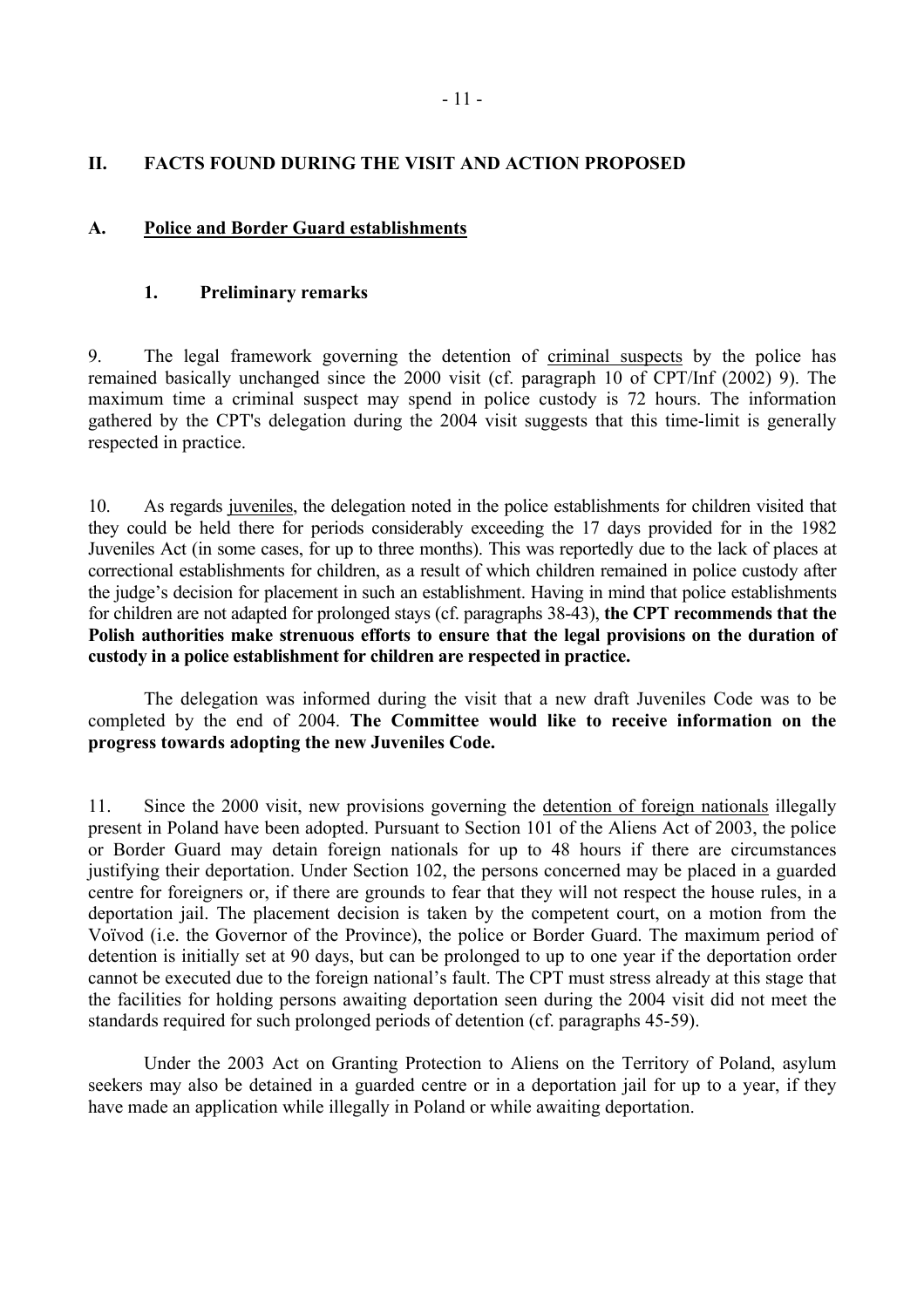## II. FACTS FOUND DURING THE VISIT AND ACTION PROPOSED

### A. Police and Border Guard establishments

#### 1. Preliminary remarks

9. The legal framework governing the detention of criminal suspects by the police has remained basically unchanged since the 2000 visit (cf. paragraph 10 of CPT/Inf (2002) 9). The maximum time a criminal suspect may spend in police custody is 72 hours. The information gathered by the CPT's delegation during the 2004 visit suggests that this time-limit is generally respected in practice.

10. As regards juveniles, the delegation noted in the police establishments for children visited that they could be held there for periods considerably exceeding the 17 days provided for in the 1982 Juveniles Act (in some cases, for up to three months). This was reportedly due to the lack of places at correctional establishments for children, as a result of which children remained in police custody after the judge's decision for placement in such an establishment. Having in mind that police establishments for children are not adapted for prolonged stays (cf. paragraphs 38-43), **the CPT recommends that the Polish authorities make strenuous efforts to ensure that the legal provisions on the duration of custody in a police establishment for children are respected in practice.**

The delegation was informed during the visit that a new draft Juveniles Code was to be completed by the end of 2004. **The Committee would like to receive information on the progress towards adopting the new Juveniles Code.**

11. Since the 2000 visit, new provisions governing the detention of foreign nationals illegally present in Poland have been adopted. Pursuant to Section 101 of the Aliens Act of 2003, the police or Border Guard may detain foreign nationals for up to 48 hours if there are circumstances justifying their deportation. Under Section 102, the persons concerned may be placed in a guarded centre for foreigners or, if there are grounds to fear that they will not respect the house rules, in a deportation jail. The placement decision is taken by the competent court, on a motion from the Voïvod (i.e. the Governor of the Province), the police or Border Guard. The maximum period of detention is initially set at 90 days, but can be prolonged to up to one year if the deportation order cannot be executed due to the foreign national's fault. The CPT must stress already at this stage that the facilities for holding persons awaiting deportation seen during the 2004 visit did not meet the standards required for such prolonged periods of detention (cf. paragraphs 45-59).

Under the 2003 Act on Granting Protection to Aliens on the Territory of Poland, asylum seekers may also be detained in a guarded centre or in a deportation jail for up to a year, if they have made an application while illegally in Poland or while awaiting deportation.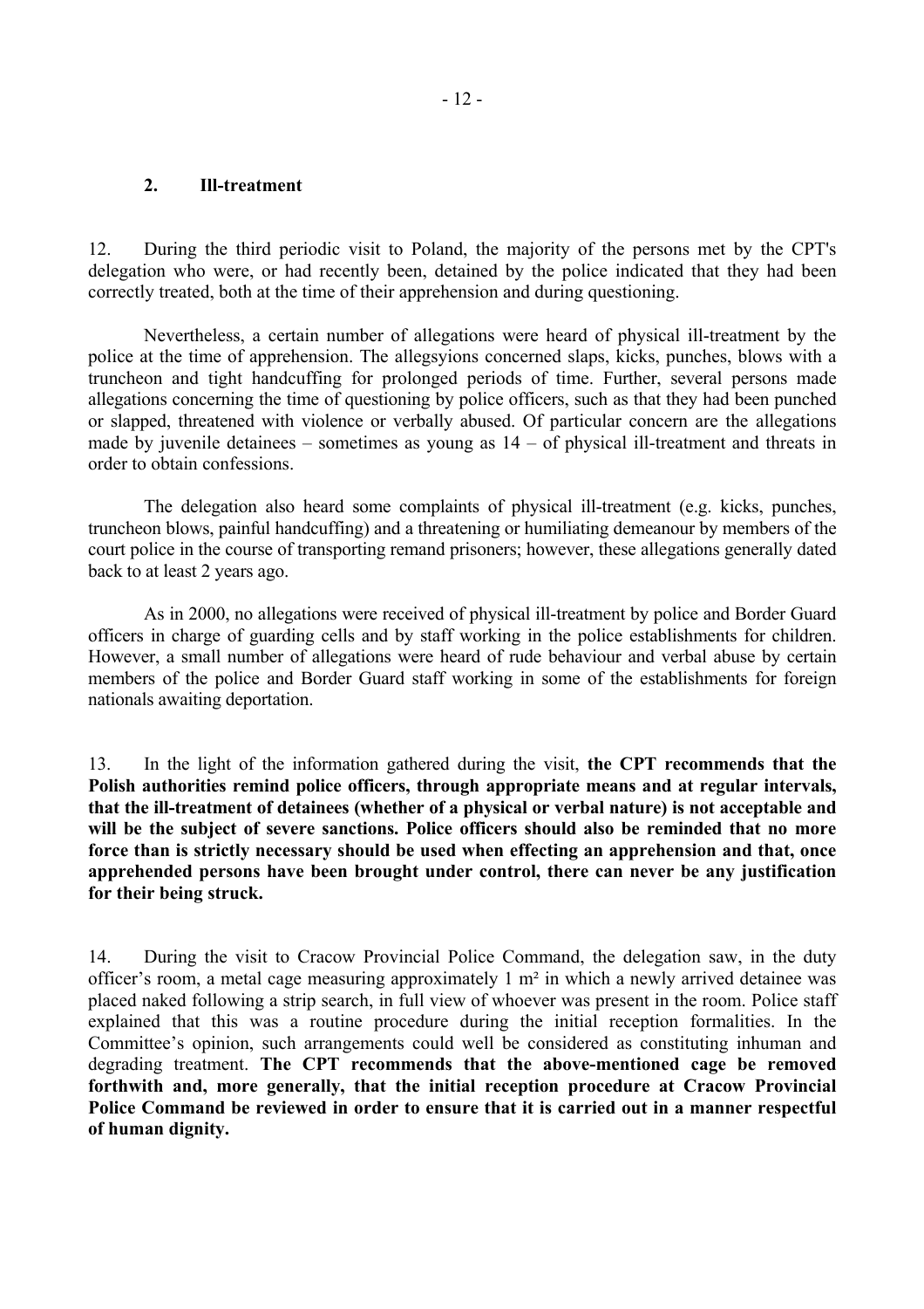### 2. Ill-treatment

12. During the third periodic visit to Poland, the majority of the persons met by the CPT's delegation who were, or had recently been, detained by the police indicated that they had been correctly treated, both at the time of their apprehension and during questioning.

Nevertheless, a certain number of allegations were heard of physical ill-treatment by the police at the time of apprehension. The allegsyions concerned slaps, kicks, punches, blows with a truncheon and tight handcuffing for prolonged periods of time. Further, several persons made allegations concerning the time of questioning by police officers, such as that they had been punched or slapped, threatened with violence or verbally abused. Of particular concern are the allegations made by juvenile detainees – sometimes as young as 14 – of physical ill-treatment and threats in order to obtain confessions.

The delegation also heard some complaints of physical ill-treatment (e.g. kicks, punches, truncheon blows, painful handcuffing) and a threatening or humiliating demeanour by members of the court police in the course of transporting remand prisoners; however, these allegations generally dated back to at least 2 years ago.

As in 2000, no allegations were received of physical ill-treatment by police and Border Guard officers in charge of guarding cells and by staff working in the police establishments for children. However, a small number of allegations were heard of rude behaviour and verbal abuse by certain members of the police and Border Guard staff working in some of the establishments for foreign nationals awaiting deportation.

13. In the light of the information gathered during the visit, **the CPT recommends that the Polish authorities remind police officers, through appropriate means and at regular intervals, that the ill-treatment of detainees (whether of a physical or verbal nature) is not acceptable and will be the subject of severe sanctions. Police officers should also be reminded that no more force than is strictly necessary should be used when effecting an apprehension and that, once apprehended persons have been brought under control, there can never be any justification for their being struck.**

14. During the visit to Cracow Provincial Police Command, the delegation saw, in the duty officer's room, a metal cage measuring approximately 1 m² in which a newly arrived detainee was placed naked following a strip search, in full view of whoever was present in the room. Police staff explained that this was a routine procedure during the initial reception formalities. In the Committee's opinion, such arrangements could well be considered as constituting inhuman and degrading treatment. **The CPT recommends that the above-mentioned cage be removed forthwith and, more generally, that the initial reception procedure at Cracow Provincial Police Command be reviewed in order to ensure that it is carried out in a manner respectful of human dignity.**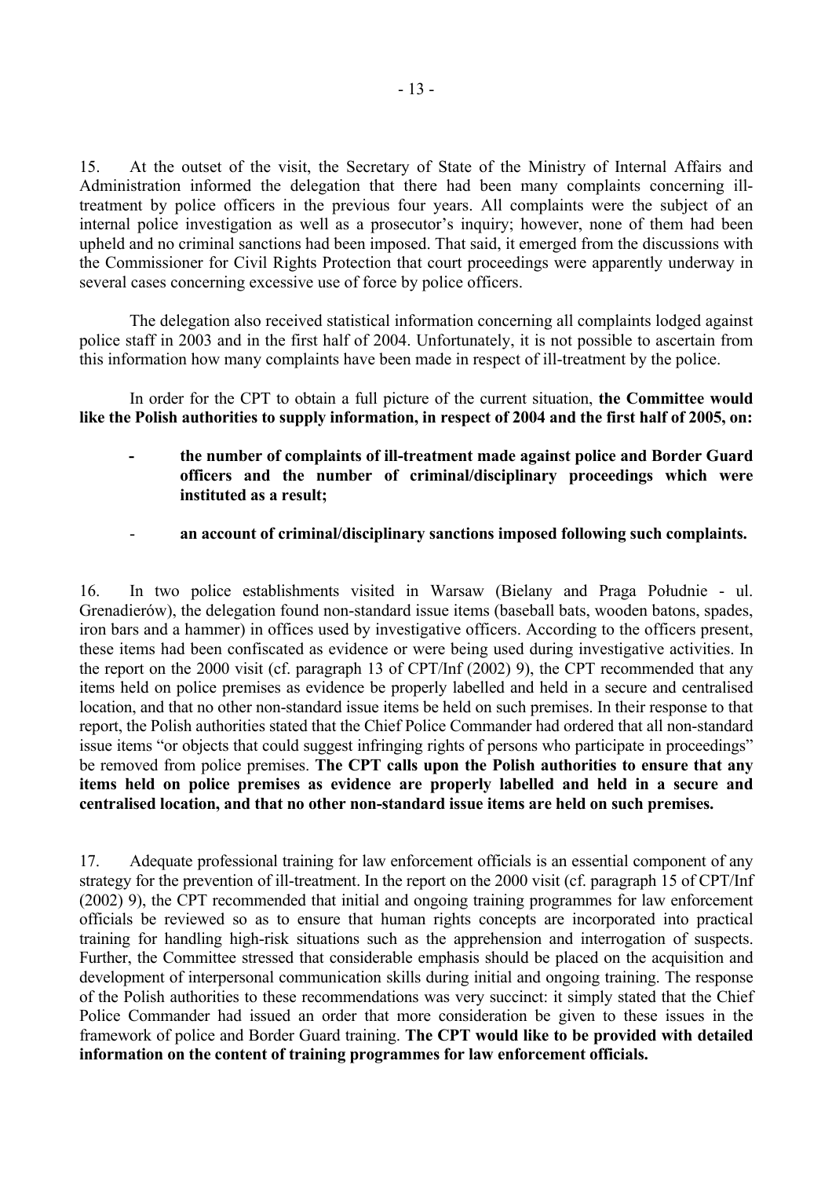15. At the outset of the visit, the Secretary of State of the Ministry of Internal Affairs and Administration informed the delegation that there had been many complaints concerning ill-treatment by police officers in the previous four years. All complaints were the subject of an internal police investigation as well as a prosecutor's inquiry; however, none of them had been upheld and no criminal sanctions had been imposed. That said, it emerged from the discussions with the Commissioner for Civil Rights Protection that court proceedings were apparently underway in several cases concerning excessive use of force by police officers.

The delegation also received statistical information concerning all complaints lodged against police staff in 2003 and in the first half of 2004. Unfortunately, it is not possible to ascertain from this information how many complaints have been made in respect of ill-treatment by the police.

In order for the CPT to obtain a full picture of the current situation, **the Committee would like the Polish authorities to supply information, in respect of 2004 and the first half of 2005, on:**

- **the number of complaints of ill-treatment made against police and Border Guard officers and the number of criminal/disciplinary proceedings which were instituted as a result;**
- **an account of criminal/disciplinary sanctions imposed following such complaints.**

16. In two police establishments visited in Warsaw (Bielany and Praga Południe - ul. Grenadierów), the delegation found non-standard issue items (baseball bats, wooden batons, spades, iron bars and a hammer) in offices used by investigative officers. According to the officers present, these items had been confiscated as evidence or were being used during investigative activities. In the report on the 2000 visit (cf. paragraph 13 of CPT/Inf (2002) 9), the CPT recommended that any items held on police premises as evidence be properly labelled and held in a secure and centralised location, and that no other non-standard issue items be held on such premises. In their response to that report, the Polish authorities stated that the Chief Police Commander had ordered that all non-standard issue items "or objects that could suggest infringing rights of persons who participate in proceedings" be removed from police premises. **The CPT calls upon the Polish authorities to ensure that any items held on police premises as evidence are properly labelled and held in a secure and centralised location, and that no other non-standard issue items are held on such premises.**

17. Adequate professional training for law enforcement officials is an essential component of any strategy for the prevention of ill-treatment. In the report on the 2000 visit (cf. paragraph 15 of CPT/Inf (2002) 9), the CPT recommended that initial and ongoing training programmes for law enforcement officials be reviewed so as to ensure that human rights concepts are incorporated into practical training for handling high-risk situations such as the apprehension and interrogation of suspects. Further, the Committee stressed that considerable emphasis should be placed on the acquisition and development of interpersonal communication skills during initial and ongoing training. The response of the Polish authorities to these recommendations was very succinct: it simply stated that the Chief Police Commander had issued an order that more consideration be given to these issues in the framework of police and Border Guard training. **The CPT would like to be provided with detailed information on the content of training programmes for law enforcement officials.**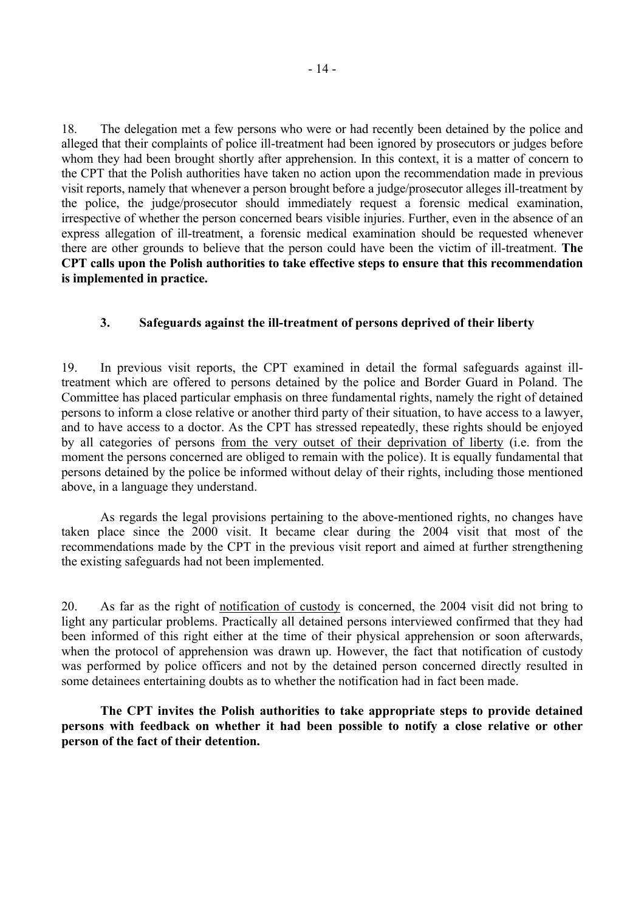18. The delegation met a few persons who were or had recently been detained by the police and alleged that their complaints of police ill-treatment had been ignored by prosecutors or judges before whom they had been brought shortly after apprehension. In this context, it is a matter of concern to the CPT that the Polish authorities have taken no action upon the recommendation made in previous visit reports, namely that whenever a person brought before a judge/prosecutor alleges ill-treatment by the police, the judge/prosecutor should immediately request a forensic medical examination, irrespective of whether the person concerned bears visible injuries. Further, even in the absence of an express allegation of ill-treatment, a forensic medical examination should be requested whenever there are other grounds to believe that the person could have been the victim of ill-treatment. **The CPT calls upon the Polish authorities to take effective steps to ensure that this recommendation is implemented in practice.**

### 3. Safeguards against the ill-treatment of persons deprived of their liberty

19. In previous visit reports, the CPT examined in detail the formal safeguards against ill-treatment which are offered to persons detained by the police and Border Guard in Poland. The Committee has placed particular emphasis on three fundamental rights, namely the right of detained persons to inform a close relative or another third party of their situation, to have access to a lawyer, and to have access to a doctor. As the CPT has stressed repeatedly, these rights should be enjoyed by all categories of persons <u>from the very outset of their deprivation of liberty</u> (i.e. from the moment the persons concerned are obliged to remain with the police). It is equally fundamental that persons detained by the police be informed without delay of their rights, including those mentioned above, in a language they understand.

As regards the legal provisions pertaining to the above-mentioned rights, no changes have taken place since the 2000 visit. It became clear during the 2004 visit that most of the recommendations made by the CPT in the previous visit report and aimed at further strengthening the existing safeguards had not been implemented.

20. As far as the right of <u>notification of custody</u> is concerned, the 2004 visit did not bring to light any particular problems. Practically all detained persons interviewed confirmed that they had been informed of this right either at the time of their physical apprehension or soon afterwards, when the protocol of apprehension was drawn up. However, the fact that notification of custody was performed by police officers and not by the detained person concerned directly resulted in some detainees entertaining doubts as to whether the notification had in fact been made.

**The CPT invites the Polish authorities to take appropriate steps to provide detained persons with feedback on whether it had been possible to notify a close relative or other person of the fact of their detention.**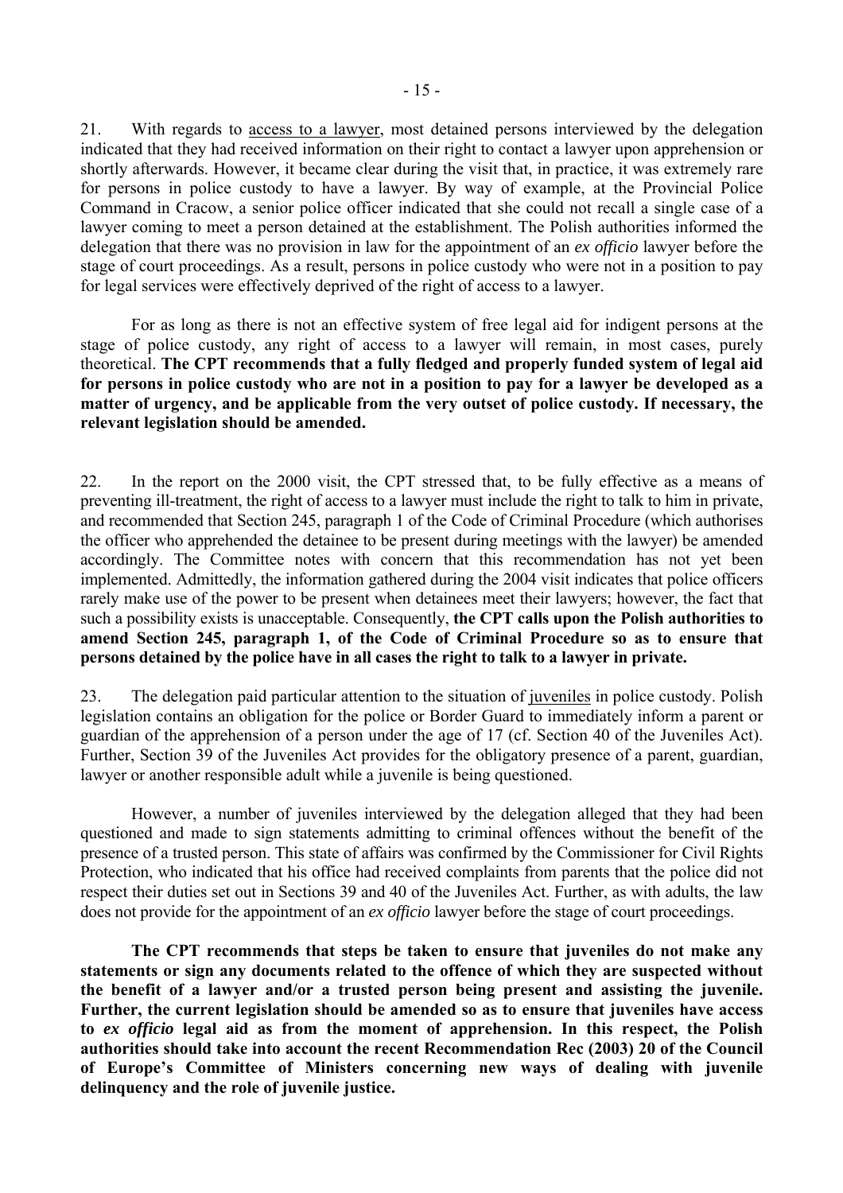21. With regards to access to a lawyer, most detained persons interviewed by the delegation indicated that they had received information on their right to contact a lawyer upon apprehension or shortly afterwards. However, it became clear during the visit that, in practice, it was extremely rare for persons in police custody to have a lawyer. By way of example, at the Provincial Police Command in Cracow, a senior police officer indicated that she could not recall a single case of a lawyer coming to meet a person detained at the establishment. The Polish authorities informed the delegation that there was no provision in law for the appointment of an *ex officio* lawyer before the stage of court proceedings. As a result, persons in police custody who were not in a position to pay for legal services were effectively deprived of the right of access to a lawyer.

For as long as there is not an effective system of free legal aid for indigent persons at the stage of police custody, any right of access to a lawyer will remain, in most cases, purely theoretical. **The CPT recommends that a fully fledged and properly funded system of legal aid for persons in police custody who are not in a position to pay for a lawyer be developed as a matter of urgency, and be applicable from the very outset of police custody. If necessary, the relevant legislation should be amended.**

22. In the report on the 2000 visit, the CPT stressed that, to be fully effective as a means of preventing ill-treatment, the right of access to a lawyer must include the right to talk to him in private, and recommended that Section 245, paragraph 1 of the Code of Criminal Procedure (which authorises the officer who apprehended the detainee to be present during meetings with the lawyer) be amended accordingly. The Committee notes with concern that this recommendation has not yet been implemented. Admittedly, the information gathered during the 2004 visit indicates that police officers rarely make use of the power to be present when detainees meet their lawyers; however, the fact that such a possibility exists is unacceptable. Consequently, **the CPT calls upon the Polish authorities to amend Section 245, paragraph 1, of the Code of Criminal Procedure so as to ensure that persons detained by the police have in all cases the right to talk to a lawyer in private.**

23. The delegation paid particular attention to the situation of juveniles in police custody. Polish legislation contains an obligation for the police or Border Guard to immediately inform a parent or guardian of the apprehension of a person under the age of 17 (cf. Section 40 of the Juveniles Act). Further, Section 39 of the Juveniles Act provides for the obligatory presence of a parent, guardian, lawyer or another responsible adult while a juvenile is being questioned.

However, a number of juveniles interviewed by the delegation alleged that they had been questioned and made to sign statements admitting to criminal offences without the benefit of the presence of a trusted person. This state of affairs was confirmed by the Commissioner for Civil Rights Protection, who indicated that his office had received complaints from parents that the police did not respect their duties set out in Sections 39 and 40 of the Juveniles Act. Further, as with adults, the law does not provide for the appointment of an *ex officio* lawyer before the stage of court proceedings.

**The CPT recommends that steps be taken to ensure that juveniles do not make any statements or sign any documents related to the offence of which they are suspected without the benefit of a lawyer and/or a trusted person being present and assisting the juvenile. Further, the current legislation should be amended so as to ensure that juveniles have access to *ex officio* legal aid as from the moment of apprehension. In this respect, the Polish authorities should take into account the recent Recommendation Rec (2003) 20 of the Council of Europe's Committee of Ministers concerning new ways of dealing with juvenile delinquency and the role of juvenile justice.**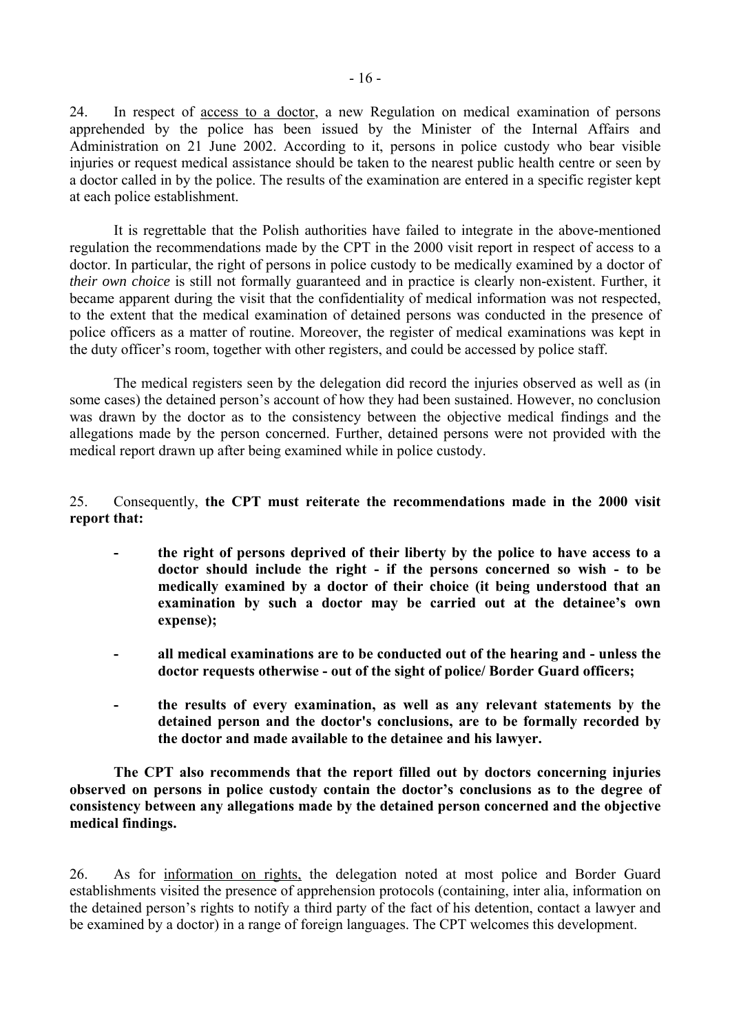24. In respect of access to a doctor, a new Regulation on medical examination of persons apprehended by the police has been issued by the Minister of the Internal Affairs and Administration on 21 June 2002. According to it, persons in police custody who bear visible injuries or request medical assistance should be taken to the nearest public health centre or seen by a doctor called in by the police. The results of the examination are entered in a specific register kept at each police establishment.

It is regrettable that the Polish authorities have failed to integrate in the above-mentioned regulation the recommendations made by the CPT in the 2000 visit report in respect of access to a doctor. In particular, the right of persons in police custody to be medically examined by a doctor of *their own choice* is still not formally guaranteed and in practice is clearly non-existent. Further, it became apparent during the visit that the confidentiality of medical information was not respected, to the extent that the medical examination of detained persons was conducted in the presence of police officers as a matter of routine. Moreover, the register of medical examinations was kept in the duty officer's room, together with other registers, and could be accessed by police staff.

The medical registers seen by the delegation did record the injuries observed as well as (in some cases) the detained person's account of how they had been sustained. However, no conclusion was drawn by the doctor as to the consistency between the objective medical findings and the allegations made by the person concerned. Further, detained persons were not provided with the medical report drawn up after being examined while in police custody.

25. Consequently, **the CPT must reiterate the recommendations made in the 2000 visit report that:**

- **the right of persons deprived of their liberty by the police to have access to a doctor should include the right - if the persons concerned so wish - to be medically examined by a doctor of their choice (it being understood that an examination by such a doctor may be carried out at the detainee's own expense);**

- **all medical examinations are to be conducted out of the hearing and - unless the doctor requests otherwise - out of the sight of police/ Border Guard officers;**

- **the results of every examination, as well as any relevant statements by the detained person and the doctor's conclusions, are to be formally recorded by the doctor and made available to the detainee and his lawyer.**

**The CPT also recommends that the report filled out by doctors concerning injuries observed on persons in police custody contain the doctor's conclusions as to the degree of consistency between any allegations made by the detained person concerned and the objective medical findings.**

26. As for information on rights, the delegation noted at most police and Border Guard establishments visited the presence of apprehension protocols (containing, inter alia, information on the detained person's rights to notify a third party of the fact of his detention, contact a lawyer and be examined by a doctor) in a range of foreign languages. The CPT welcomes this development.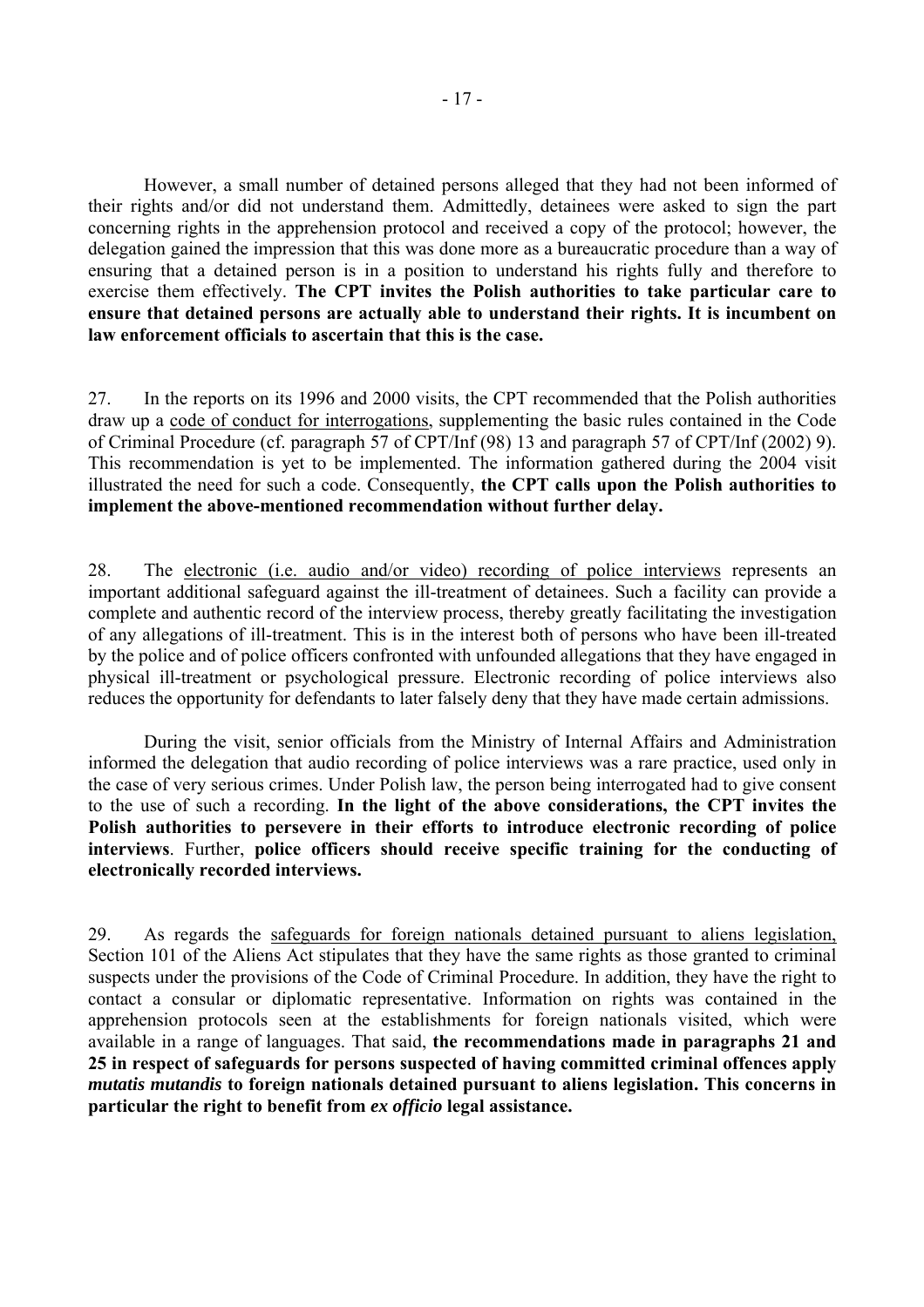However, a small number of detained persons alleged that they had not been informed of their rights and/or did not understand them. Admittedly, detainees were asked to sign the part concerning rights in the apprehension protocol and received a copy of the protocol; however, the delegation gained the impression that this was done more as a bureaucratic procedure than a way of ensuring that a detained person is in a position to understand his rights fully and therefore to exercise them effectively. **The CPT invites the Polish authorities to take particular care to ensure that detained persons are actually able to understand their rights. It is incumbent on law enforcement officials to ascertain that this is the case.**

27. In the reports on its 1996 and 2000 visits, the CPT recommended that the Polish authorities draw up a code of conduct for interrogations, supplementing the basic rules contained in the Code of Criminal Procedure (cf. paragraph 57 of CPT/Inf (98) 13 and paragraph 57 of CPT/Inf (2002) 9). This recommendation is yet to be implemented. The information gathered during the 2004 visit illustrated the need for such a code. Consequently, **the CPT calls upon the Polish authorities to implement the above-mentioned recommendation without further delay.**

28. The electronic (i.e. audio and/or video) recording of police interviews represents an important additional safeguard against the ill-treatment of detainees. Such a facility can provide a complete and authentic record of the interview process, thereby greatly facilitating the investigation of any allegations of ill-treatment. This is in the interest both of persons who have been ill-treated by the police and of police officers confronted with unfounded allegations that they have engaged in physical ill-treatment or psychological pressure. Electronic recording of police interviews also reduces the opportunity for defendants to later falsely deny that they have made certain admissions.

During the visit, senior officials from the Ministry of Internal Affairs and Administration informed the delegation that audio recording of police interviews was a rare practice, used only in the case of very serious crimes. Under Polish law, the person being interrogated had to give consent to the use of such a recording. **In the light of the above considerations, the CPT invites the Polish authorities to persevere in their efforts to introduce electronic recording of police interviews**. Further, **police officers should receive specific training for the conducting of electronically recorded interviews.**

29. As regards the safeguards for foreign nationals detained pursuant to aliens legislation, Section 101 of the Aliens Act stipulates that they have the same rights as those granted to criminal suspects under the provisions of the Code of Criminal Procedure. In addition, they have the right to contact a consular or diplomatic representative. Information on rights was contained in the apprehension protocols seen at the establishments for foreign nationals visited, which were available in a range of languages. That said, **the recommendations made in paragraphs 21 and 25 in respect of safeguards for persons suspected of having committed criminal offences apply *mutatis mutandis* to foreign nationals detained pursuant to aliens legislation. This concerns in particular the right to benefit from *ex officio* legal assistance.**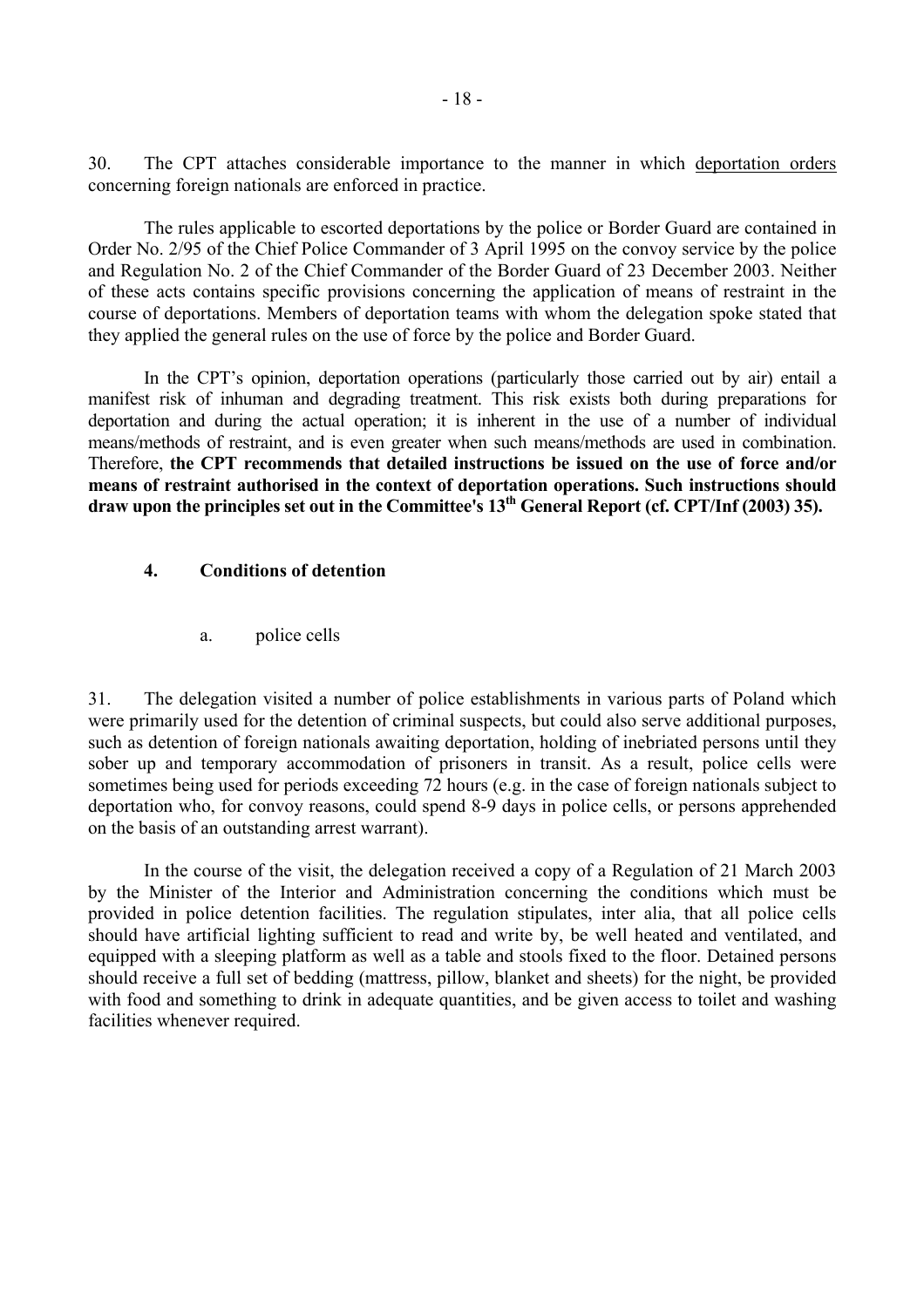30. The CPT attaches considerable importance to the manner in which deportation orders concerning foreign nationals are enforced in practice.

The rules applicable to escorted deportations by the police or Border Guard are contained in Order No. 2/95 of the Chief Police Commander of 3 April 1995 on the convoy service by the police and Regulation No. 2 of the Chief Commander of the Border Guard of 23 December 2003. Neither of these acts contains specific provisions concerning the application of means of restraint in the course of deportations. Members of deportation teams with whom the delegation spoke stated that they applied the general rules on the use of force by the police and Border Guard.

In the CPT's opinion, deportation operations (particularly those carried out by air) entail a manifest risk of inhuman and degrading treatment. This risk exists both during preparations for deportation and during the actual operation; it is inherent in the use of a number of individual means/methods of restraint, and is even greater when such means/methods are used in combination. Therefore, **the CPT recommends that detailed instructions be issued on the use of force and/or means of restraint authorised in the context of deportation operations. Such instructions should draw upon the principles set out in the Committee's 13th General Report (cf. CPT/Inf (2003) 35).**

### 4. Conditions of detention

#### a. police cells

31. The delegation visited a number of police establishments in various parts of Poland which were primarily used for the detention of criminal suspects, but could also serve additional purposes, such as detention of foreign nationals awaiting deportation, holding of inebriated persons until they sober up and temporary accommodation of prisoners in transit. As a result, police cells were sometimes being used for periods exceeding 72 hours (e.g. in the case of foreign nationals subject to deportation who, for convoy reasons, could spend 8-9 days in police cells, or persons apprehended on the basis of an outstanding arrest warrant).

In the course of the visit, the delegation received a copy of a Regulation of 21 March 2003 by the Minister of the Interior and Administration concerning the conditions which must be provided in police detention facilities. The regulation stipulates, inter alia, that all police cells should have artificial lighting sufficient to read and write by, be well heated and ventilated, and equipped with a sleeping platform as well as a table and stools fixed to the floor. Detained persons should receive a full set of bedding (mattress, pillow, blanket and sheets) for the night, be provided with food and something to drink in adequate quantities, and be given access to toilet and washing facilities whenever required.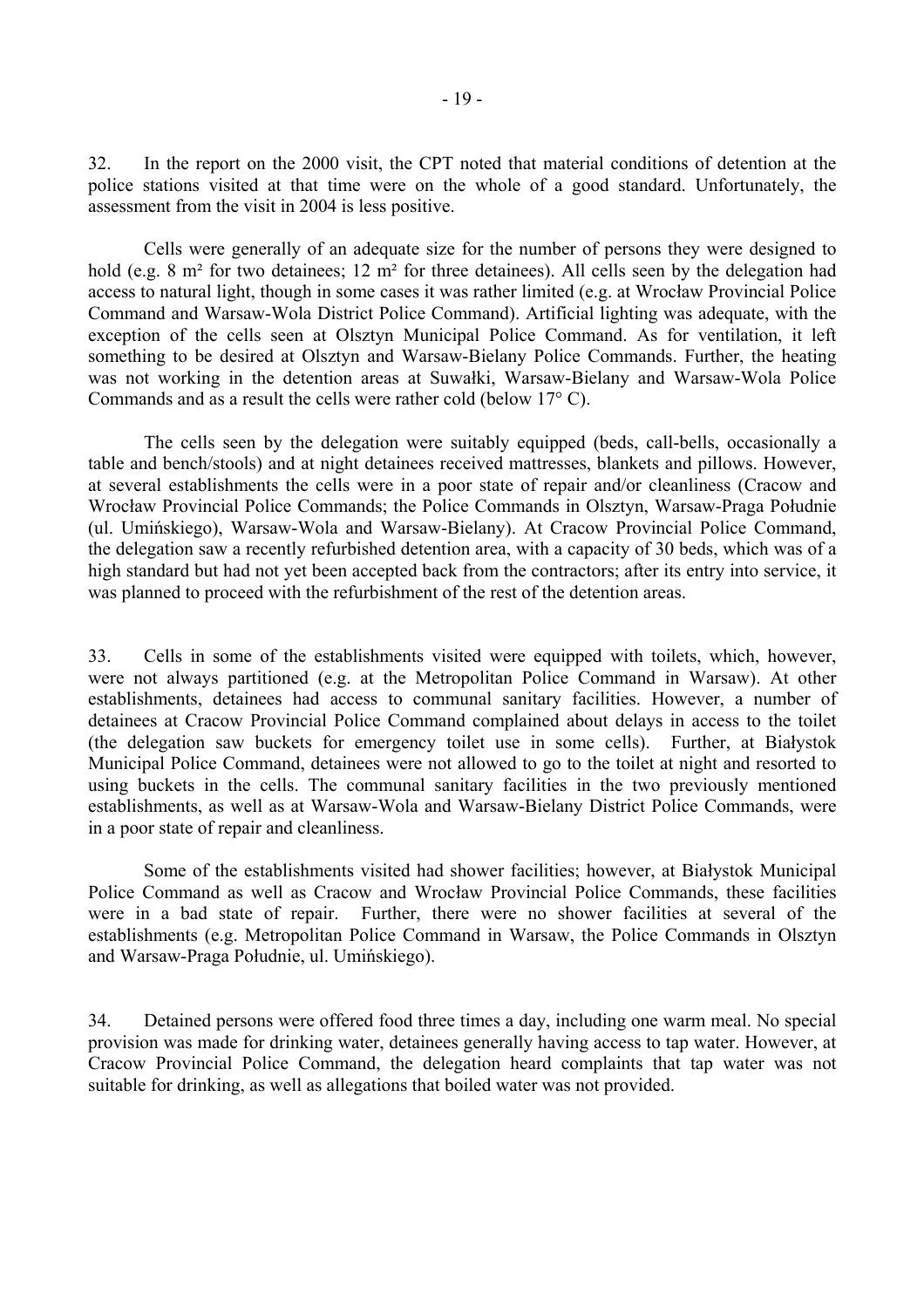32. In the report on the 2000 visit, the CPT noted that material conditions of detention at the police stations visited at that time were on the whole of a good standard. Unfortunately, the assessment from the visit in 2004 is less positive.

Cells were generally of an adequate size for the number of persons they were designed to hold (e.g. 8 m² for two detainees; 12 m² for three detainees). All cells seen by the delegation had access to natural light, though in some cases it was rather limited (e.g. at Wrocław Provincial Police Command and Warsaw-Wola District Police Command). Artificial lighting was adequate, with the exception of the cells seen at Olsztyn Municipal Police Command. As for ventilation, it left something to be desired at Olsztyn and Warsaw-Bielany Police Commands. Further, the heating was not working in the detention areas at Suwałki, Warsaw-Bielany and Warsaw-Wola Police Commands and as a result the cells were rather cold (below 17° C).

The cells seen by the delegation were suitably equipped (beds, call-bells, occasionally a table and bench/stools) and at night detainees received mattresses, blankets and pillows. However, at several establishments the cells were in a poor state of repair and/or cleanliness (Cracow and Wrocław Provincial Police Commands; the Police Commands in Olsztyn, Warsaw-Praga Południe (ul. Umińskiego), Warsaw-Wola and Warsaw-Bielany). At Cracow Provincial Police Command, the delegation saw a recently refurbished detention area, with a capacity of 30 beds, which was of a high standard but had not yet been accepted back from the contractors; after its entry into service, it was planned to proceed with the refurbishment of the rest of the detention areas.

33. Cells in some of the establishments visited were equipped with toilets, which, however, were not always partitioned (e.g. at the Metropolitan Police Command in Warsaw). At other establishments, detainees had access to communal sanitary facilities. However, a number of detainees at Cracow Provincial Police Command complained about delays in access to the toilet (the delegation saw buckets for emergency toilet use in some cells). Further, at Białystok Municipal Police Command, detainees were not allowed to go to the toilet at night and resorted to using buckets in the cells. The communal sanitary facilities in the two previously mentioned establishments, as well as at Warsaw-Wola and Warsaw-Bielany District Police Commands, were in a poor state of repair and cleanliness.

Some of the establishments visited had shower facilities; however, at Białystok Municipal Police Command as well as Cracow and Wrocław Provincial Police Commands, these facilities were in a bad state of repair. Further, there were no shower facilities at several of the establishments (e.g. Metropolitan Police Command in Warsaw, the Police Commands in Olsztyn and Warsaw-Praga Południe, ul. Umińskiego).

34. Detained persons were offered food three times a day, including one warm meal. No special provision was made for drinking water, detainees generally having access to tap water. However, at Cracow Provincial Police Command, the delegation heard complaints that tap water was not suitable for drinking, as well as allegations that boiled water was not provided.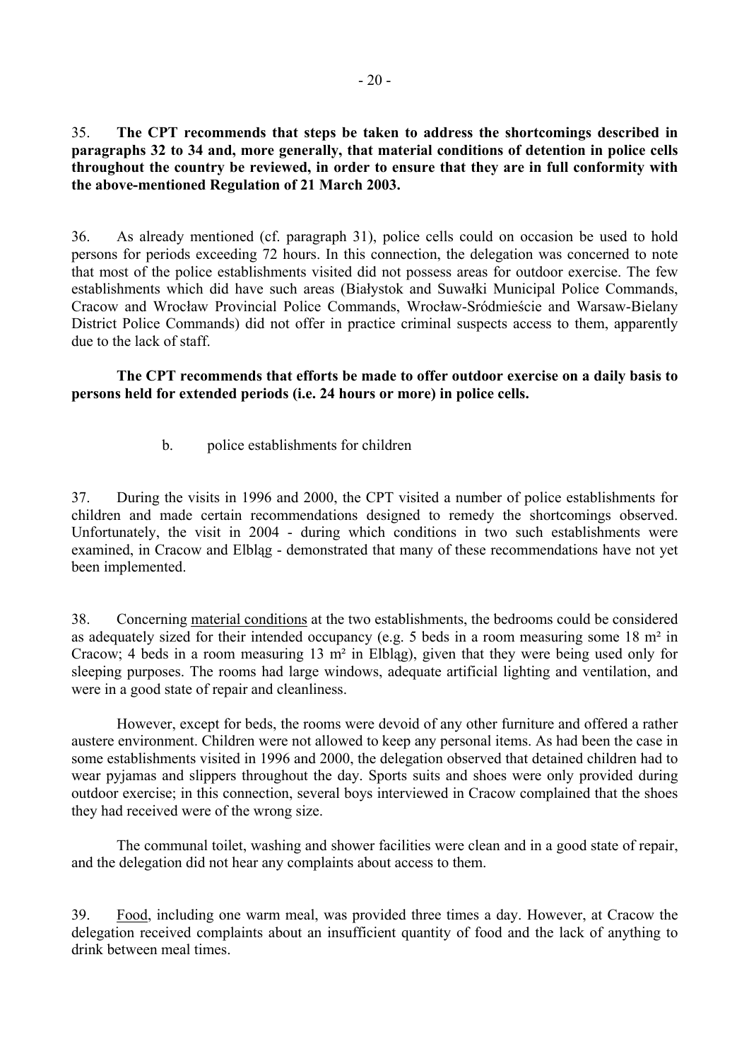35. **The CPT recommends that steps be taken to address the shortcomings described in paragraphs 32 to 34 and, more generally, that material conditions of detention in police cells throughout the country be reviewed, in order to ensure that they are in full conformity with the above-mentioned Regulation of 21 March 2003.**

36. As already mentioned (cf. paragraph 31), police cells could on occasion be used to hold persons for periods exceeding 72 hours. In this connection, the delegation was concerned to note that most of the police establishments visited did not possess areas for outdoor exercise. The few establishments which did have such areas (Białystok and Suwałki Municipal Police Commands, Cracow and Wrocław Provincial Police Commands, Wrocław-Śródmieście and Warsaw-Bielany District Police Commands) did not offer in practice criminal suspects access to them, apparently due to the lack of staff.

**The CPT recommends that efforts be made to offer outdoor exercise on a daily basis to persons held for extended periods (i.e. 24 hours or more) in police cells.**

b. police establishments for children

37. During the visits in 1996 and 2000, the CPT visited a number of police establishments for children and made certain recommendations designed to remedy the shortcomings observed. Unfortunately, the visit in 2004 - during which conditions in two such establishments were examined, in Cracow and Elbląg - demonstrated that many of these recommendations have not yet been implemented.

38. Concerning material conditions at the two establishments, the bedrooms could be considered as adequately sized for their intended occupancy (e.g. 5 beds in a room measuring some 18 m² in Cracow; 4 beds in a room measuring 13 m² in Elbląg), given that they were being used only for sleeping purposes. The rooms had large windows, adequate artificial lighting and ventilation, and were in a good state of repair and cleanliness.

However, except for beds, the rooms were devoid of any other furniture and offered a rather austere environment. Children were not allowed to keep any personal items. As had been the case in some establishments visited in 1996 and 2000, the delegation observed that detained children had to wear pyjamas and slippers throughout the day. Sports suits and shoes were only provided during outdoor exercise; in this connection, several boys interviewed in Cracow complained that the shoes they had received were of the wrong size.

The communal toilet, washing and shower facilities were clean and in a good state of repair, and the delegation did not hear any complaints about access to them.

39. Food, including one warm meal, was provided three times a day. However, at Cracow the delegation received complaints about an insufficient quantity of food and the lack of anything to drink between meal times.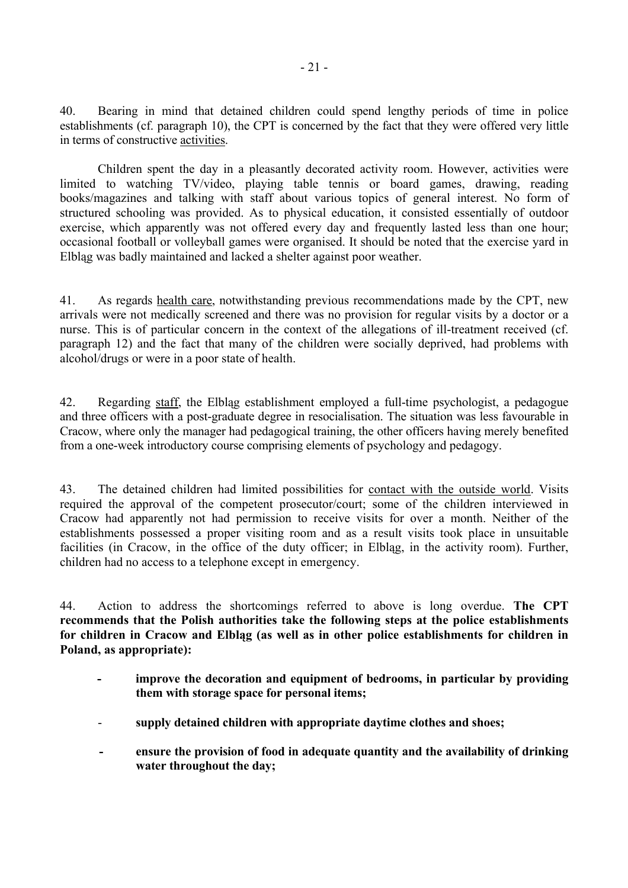40. Bearing in mind that detained children could spend lengthy periods of time in police establishments (cf. paragraph 10), the CPT is concerned by the fact that they were offered very little in terms of constructive activities.

Children spent the day in a pleasantly decorated activity room. However, activities were limited to watching TV/video, playing table tennis or board games, drawing, reading books/magazines and talking with staff about various topics of general interest. No form of structured schooling was provided. As to physical education, it consisted essentially of outdoor exercise, which apparently was not offered every day and frequently lasted less than one hour; occasional football or volleyball games were organised. It should be noted that the exercise yard in Elbląg was badly maintained and lacked a shelter against poor weather.

41. As regards health care, notwithstanding previous recommendations made by the CPT, new arrivals were not medically screened and there was no provision for regular visits by a doctor or a nurse. This is of particular concern in the context of the allegations of ill-treatment received (cf. paragraph 12) and the fact that many of the children were socially deprived, had problems with alcohol/drugs or were in a poor state of health.

42. Regarding staff, the Elbląg establishment employed a full-time psychologist, a pedagogue and three officers with a post-graduate degree in resocialisation. The situation was less favourable in Cracow, where only the manager had pedagogical training, the other officers having merely benefited from a one-week introductory course comprising elements of psychology and pedagogy.

43. The detained children had limited possibilities for contact with the outside world. Visits required the approval of the competent prosecutor/court; some of the children interviewed in Cracow had apparently not had permission to receive visits for over a month. Neither of the establishments possessed a proper visiting room and as a result visits took place in unsuitable facilities (in Cracow, in the office of the duty officer; in Elbląg, in the activity room). Further, children had no access to a telephone except in emergency.

44. Action to address the shortcomings referred to above is long overdue. **The CPT recommends that the Polish authorities take the following steps at the police establishments for children in Cracow and Elbląg (as well as in other police establishments for children in Poland, as appropriate):**

- **improve the decoration and equipment of bedrooms, in particular by providing them with storage space for personal items;**
- **supply detained children with appropriate daytime clothes and shoes;**
- **ensure the provision of food in adequate quantity and the availability of drinking water throughout the day;**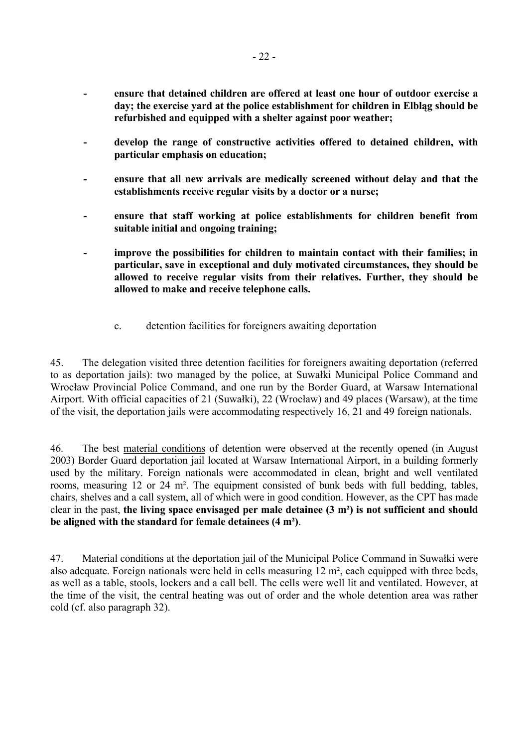- **ensure that detained children are offered at least one hour of outdoor exercise a day; the exercise yard at the police establishment for children in Elbląg should be refurbished and equipped with a shelter against poor weather;**

- **develop the range of constructive activities offered to detained children, with particular emphasis on education;**

- **ensure that all new arrivals are medically screened without delay and that the establishments receive regular visits by a doctor or a nurse;**

- **ensure that staff working at police establishments for children benefit from suitable initial and ongoing training;**

- **improve the possibilities for children to maintain contact with their families; in particular, save in exceptional and duly motivated circumstances, they should be allowed to receive regular visits from their relatives. Further, they should be allowed to make and receive telephone calls.**

c. detention facilities for foreigners awaiting deportation

45. The delegation visited three detention facilities for foreigners awaiting deportation (referred to as deportation jails): two managed by the police, at Suwałki Municipal Police Command and Wrocław Provincial Police Command, and one run by the Border Guard, at Warsaw International Airport. With official capacities of 21 (Suwałki), 22 (Wrocław) and 49 places (Warsaw), at the time of the visit, the deportation jails were accommodating respectively 16, 21 and 49 foreign nationals.

46. The best material conditions of detention were observed at the recently opened (in August 2003) Border Guard deportation jail located at Warsaw International Airport, in a building formerly used by the military. Foreign nationals were accommodated in clean, bright and well ventilated rooms, measuring 12 or 24 m². The equipment consisted of bunk beds with full bedding, tables, chairs, shelves and a call system, all of which were in good condition. However, as the CPT has made clear in the past, **the living space envisaged per male detainee (3 m²) is not sufficient and should be aligned with the standard for female detainees (4 m²)**.

47. Material conditions at the deportation jail of the Municipal Police Command in Suwałki were also adequate. Foreign nationals were held in cells measuring 12 m², each equipped with three beds, as well as a table, stools, lockers and a call bell. The cells were well lit and ventilated. However, at the time of the visit, the central heating was out of order and the whole detention area was rather cold (cf. also paragraph 32).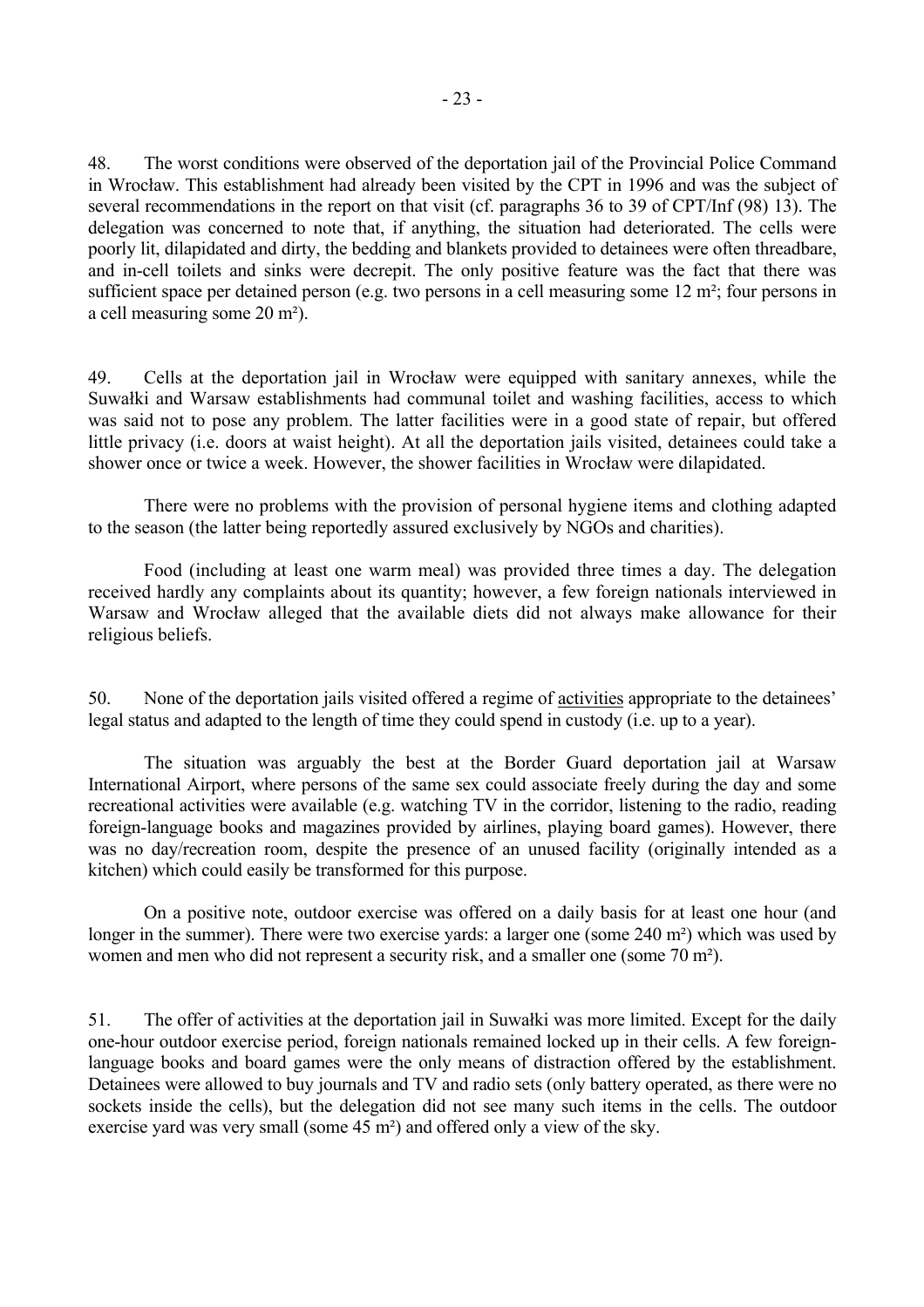48. The worst conditions were observed of the deportation jail of the Provincial Police Command in Wrocław. This establishment had already been visited by the CPT in 1996 and was the subject of several recommendations in the report on that visit (cf. paragraphs 36 to 39 of CPT/Inf (98) 13). The delegation was concerned to note that, if anything, the situation had deteriorated. The cells were poorly lit, dilapidated and dirty, the bedding and blankets provided to detainees were often threadbare, and in-cell toilets and sinks were decrepit. The only positive feature was the fact that there was sufficient space per detained person (e.g. two persons in a cell measuring some 12 m²; four persons in a cell measuring some 20 m²).

49. Cells at the deportation jail in Wrocław were equipped with sanitary annexes, while the Suwałki and Warsaw establishments had communal toilet and washing facilities, access to which was said not to pose any problem. The latter facilities were in a good state of repair, but offered little privacy (i.e. doors at waist height). At all the deportation jails visited, detainees could take a shower once or twice a week. However, the shower facilities in Wrocław were dilapidated.

There were no problems with the provision of personal hygiene items and clothing adapted to the season (the latter being reportedly assured exclusively by NGOs and charities).

Food (including at least one warm meal) was provided three times a day. The delegation received hardly any complaints about its quantity; however, a few foreign nationals interviewed in Warsaw and Wrocław alleged that the available diets did not always make allowance for their religious beliefs.

50. None of the deportation jails visited offered a regime of activities appropriate to the detainees' legal status and adapted to the length of time they could spend in custody (i.e. up to a year).

The situation was arguably the best at the Border Guard deportation jail at Warsaw International Airport, where persons of the same sex could associate freely during the day and some recreational activities were available (e.g. watching TV in the corridor, listening to the radio, reading foreign-language books and magazines provided by airlines, playing board games). However, there was no day/recreation room, despite the presence of an unused facility (originally intended as a kitchen) which could easily be transformed for this purpose.

On a positive note, outdoor exercise was offered on a daily basis for at least one hour (and longer in the summer). There were two exercise yards: a larger one (some 240 m²) which was used by women and men who did not represent a security risk, and a smaller one (some 70 m²).

51. The offer of activities at the deportation jail in Suwałki was more limited. Except for the daily one-hour outdoor exercise period, foreign nationals remained locked up in their cells. A few foreign-language books and board games were the only means of distraction offered by the establishment. Detainees were allowed to buy journals and TV and radio sets (only battery operated, as there were no sockets inside the cells), but the delegation did not see many such items in the cells. The outdoor exercise yard was very small (some 45 m²) and offered only a view of the sky.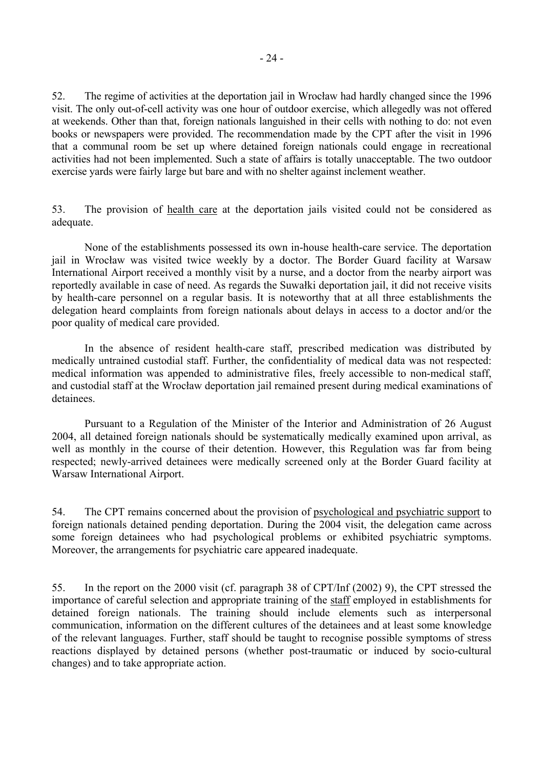52. The regime of activities at the deportation jail in Wrocław had hardly changed since the 1996 visit. The only out-of-cell activity was one hour of outdoor exercise, which allegedly was not offered at weekends. Other than that, foreign nationals languished in their cells with nothing to do: not even books or newspapers were provided. The recommendation made by the CPT after the visit in 1996 that a communal room be set up where detained foreign nationals could engage in recreational activities had not been implemented. Such a state of affairs is totally unacceptable. The two outdoor exercise yards were fairly large but bare and with no shelter against inclement weather.

53. The provision of <u>health care</u> at the deportation jails visited could not be considered as adequate.

None of the establishments possessed its own in-house health-care service. The deportation jail in Wrocław was visited twice weekly by a doctor. The Border Guard facility at Warsaw International Airport received a monthly visit by a nurse, and a doctor from the nearby airport was reportedly available in case of need. As regards the Suwałki deportation jail, it did not receive visits by health-care personnel on a regular basis. It is noteworthy that at all three establishments the delegation heard complaints from foreign nationals about delays in access to a doctor and/or the poor quality of medical care provided.

In the absence of resident health-care staff, prescribed medication was distributed by medically untrained custodial staff. Further, the confidentiality of medical data was not respected: medical information was appended to administrative files, freely accessible to non-medical staff, and custodial staff at the Wrocław deportation jail remained present during medical examinations of detainees.

Pursuant to a Regulation of the Minister of the Interior and Administration of 26 August 2004, all detained foreign nationals should be systematically medically examined upon arrival, as well as monthly in the course of their detention. However, this Regulation was far from being respected; newly-arrived detainees were medically screened only at the Border Guard facility at Warsaw International Airport.

54. The CPT remains concerned about the provision of <u>psychological and psychiatric support</u> to foreign nationals detained pending deportation. During the 2004 visit, the delegation came across some foreign detainees who had psychological problems or exhibited psychiatric symptoms. Moreover, the arrangements for psychiatric care appeared inadequate.

55. In the report on the 2000 visit (cf. paragraph 38 of CPT/Inf (2002) 9), the CPT stressed the importance of careful selection and appropriate training of the <u>staff</u> employed in establishments for detained foreign nationals. The training should include elements such as interpersonal communication, information on the different cultures of the detainees and at least some knowledge of the relevant languages. Further, staff should be taught to recognise possible symptoms of stress reactions displayed by detained persons (whether post-traumatic or induced by socio-cultural changes) and to take appropriate action.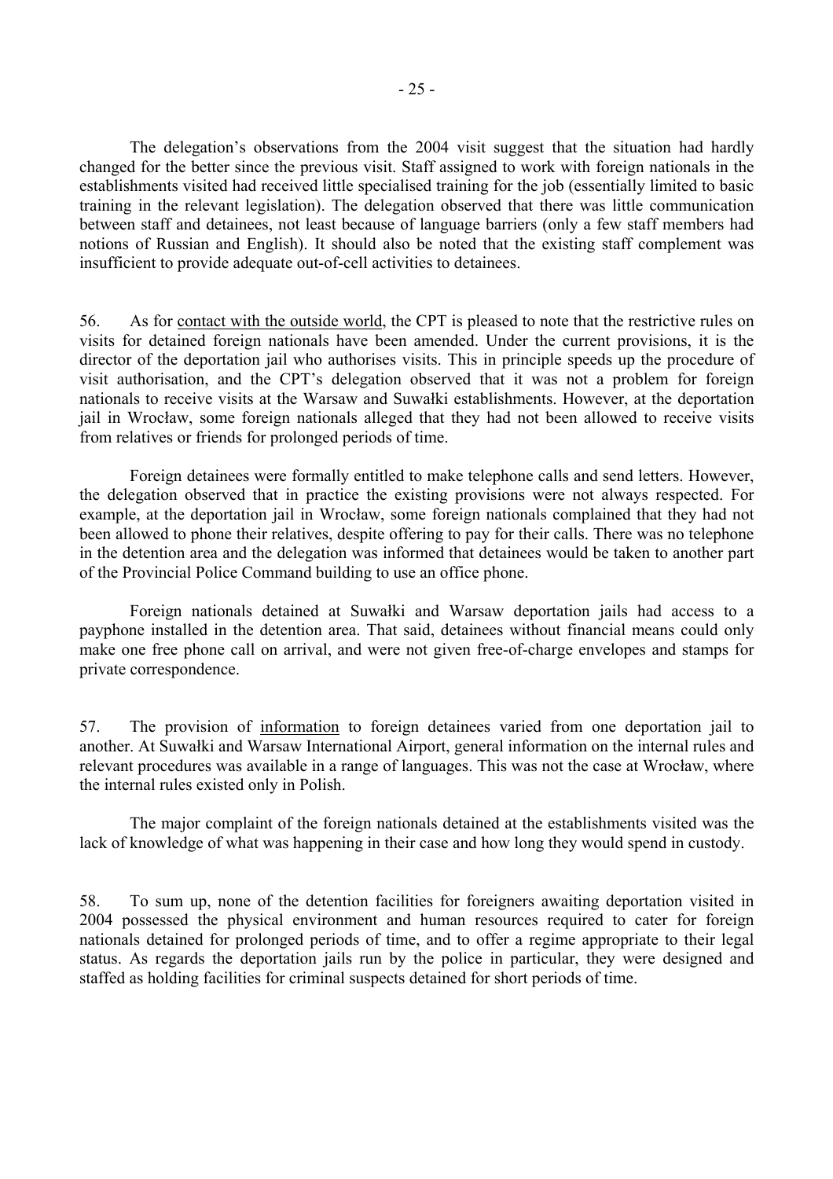The delegation's observations from the 2004 visit suggest that the situation had hardly changed for the better since the previous visit. Staff assigned to work with foreign nationals in the establishments visited had received little specialised training for the job (essentially limited to basic training in the relevant legislation). The delegation observed that there was little communication between staff and detainees, not least because of language barriers (only a few staff members had notions of Russian and English). It should also be noted that the existing staff complement was insufficient to provide adequate out-of-cell activities to detainees.

56. As for contact with the outside world, the CPT is pleased to note that the restrictive rules on visits for detained foreign nationals have been amended. Under the current provisions, it is the director of the deportation jail who authorises visits. This in principle speeds up the procedure of visit authorisation, and the CPT's delegation observed that it was not a problem for foreign nationals to receive visits at the Warsaw and Suwałki establishments. However, at the deportation jail in Wrocław, some foreign nationals alleged that they had not been allowed to receive visits from relatives or friends for prolonged periods of time.

Foreign detainees were formally entitled to make telephone calls and send letters. However, the delegation observed that in practice the existing provisions were not always respected. For example, at the deportation jail in Wrocław, some foreign nationals complained that they had not been allowed to phone their relatives, despite offering to pay for their calls. There was no telephone in the detention area and the delegation was informed that detainees would be taken to another part of the Provincial Police Command building to use an office phone.

Foreign nationals detained at Suwałki and Warsaw deportation jails had access to a payphone installed in the detention area. That said, detainees without financial means could only make one free phone call on arrival, and were not given free-of-charge envelopes and stamps for private correspondence.

57. The provision of information to foreign detainees varied from one deportation jail to another. At Suwałki and Warsaw International Airport, general information on the internal rules and relevant procedures was available in a range of languages. This was not the case at Wrocław, where the internal rules existed only in Polish.

The major complaint of the foreign nationals detained at the establishments visited was the lack of knowledge of what was happening in their case and how long they would spend in custody.

58. To sum up, none of the detention facilities for foreigners awaiting deportation visited in 2004 possessed the physical environment and human resources required to cater for foreign nationals detained for prolonged periods of time, and to offer a regime appropriate to their legal status. As regards the deportation jails run by the police in particular, they were designed and staffed as holding facilities for criminal suspects detained for short periods of time.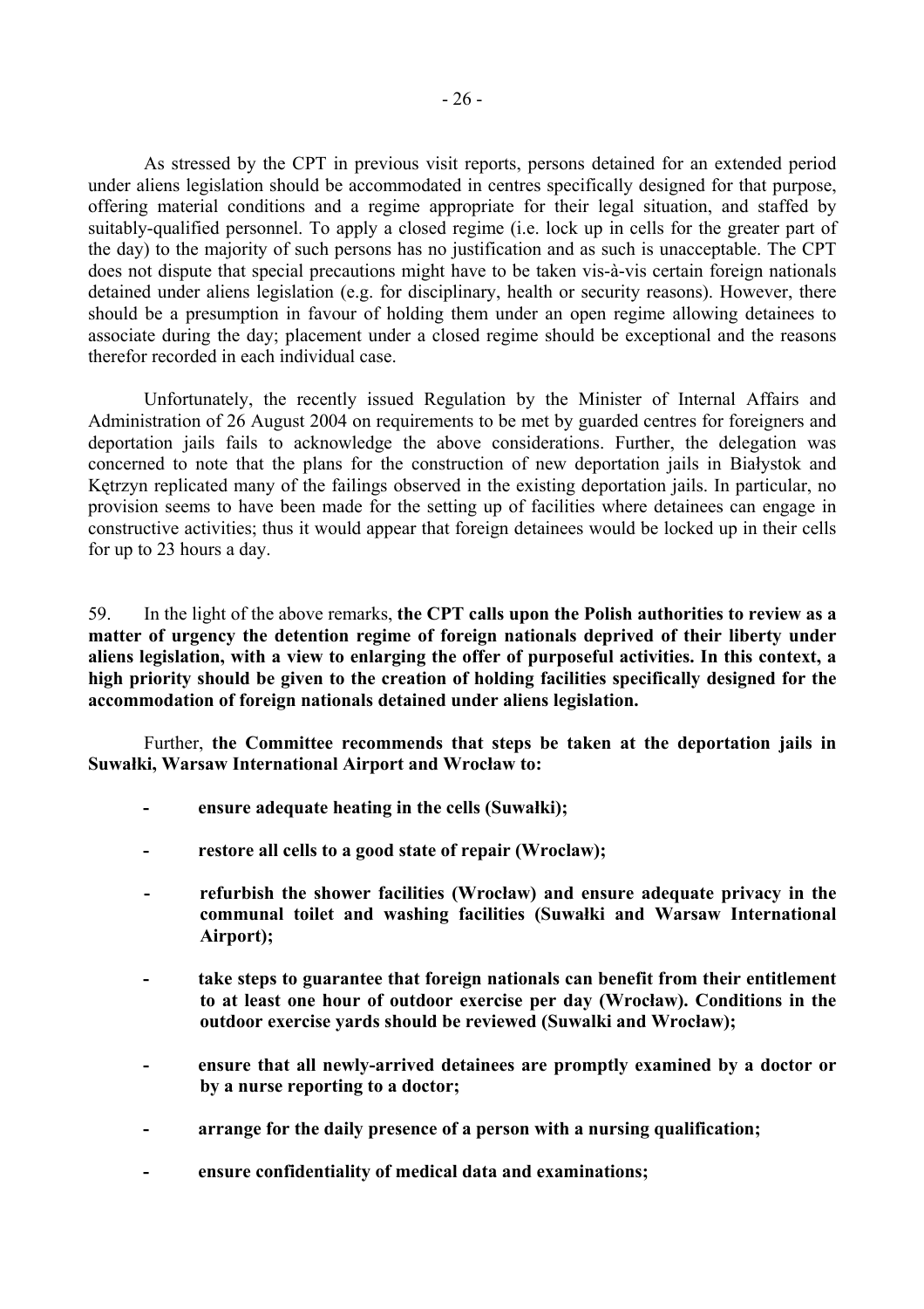As stressed by the CPT in previous visit reports, persons detained for an extended period under aliens legislation should be accommodated in centres specifically designed for that purpose, offering material conditions and a regime appropriate for their legal situation, and staffed by suitably-qualified personnel. To apply a closed regime (i.e. lock up in cells for the greater part of the day) to the majority of such persons has no justification and as such is unacceptable. The CPT does not dispute that special precautions might have to be taken vis-à-vis certain foreign nationals detained under aliens legislation (e.g. for disciplinary, health or security reasons). However, there should be a presumption in favour of holding them under an open regime allowing detainees to associate during the day; placement under a closed regime should be exceptional and the reasons therefor recorded in each individual case.

Unfortunately, the recently issued Regulation by the Minister of Internal Affairs and Administration of 26 August 2004 on requirements to be met by guarded centres for foreigners and deportation jails fails to acknowledge the above considerations. Further, the delegation was concerned to note that the plans for the construction of new deportation jails in Białystok and Kętrzyn replicated many of the failings observed in the existing deportation jails. In particular, no provision seems to have been made for the setting up of facilities where detainees can engage in constructive activities; thus it would appear that foreign detainees would be locked up in their cells for up to 23 hours a day.

59. In the light of the above remarks, **the CPT calls upon the Polish authorities to review as a matter of urgency the detention regime of foreign nationals deprived of their liberty under aliens legislation, with a view to enlarging the offer of purposeful activities. In this context, a high priority should be given to the creation of holding facilities specifically designed for the accommodation of foreign nationals detained under aliens legislation.**

Further, **the Committee recommends that steps be taken at the deportation jails in Suwałki, Warsaw International Airport and Wrocław to:**

- **ensure adequate heating in the cells (Suwałki);**
- **restore all cells to a good state of repair (Wroclaw);**
- **refurbish the shower facilities (Wrocław) and ensure adequate privacy in the communal toilet and washing facilities (Suwałki and Warsaw International Airport);**
- **take steps to guarantee that foreign nationals can benefit from their entitlement to at least one hour of outdoor exercise per day (Wrocław). Conditions in the outdoor exercise yards should be reviewed (Suwalki and Wrocław);**
- **ensure that all newly-arrived detainees are promptly examined by a doctor or by a nurse reporting to a doctor;**
- **arrange for the daily presence of a person with a nursing qualification;**
- **ensure confidentiality of medical data and examinations;**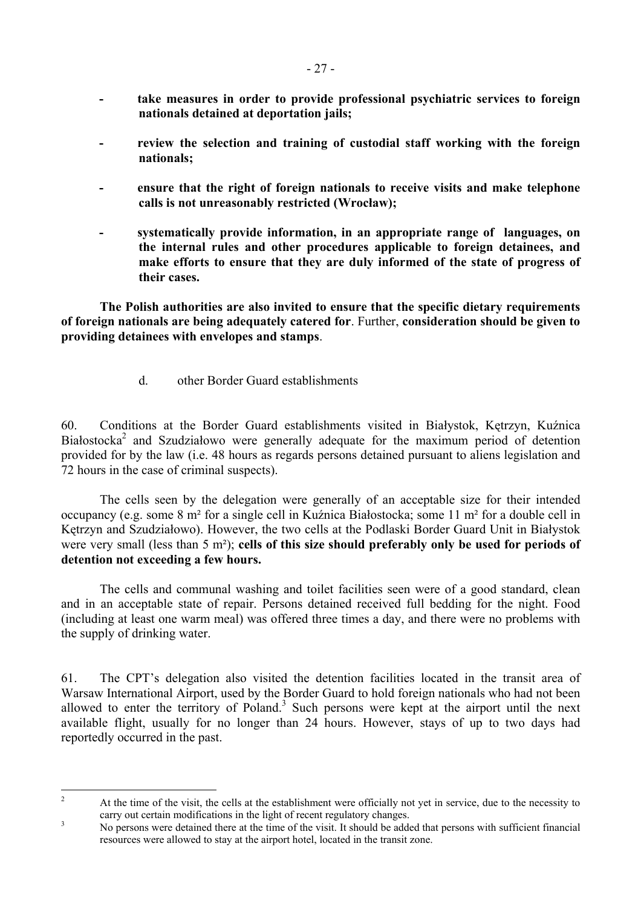- **take measures in order to provide professional psychiatric services to foreign nationals detained at deportation jails;**

- **review the selection and training of custodial staff working with the foreign nationals;**

- **ensure that the right of foreign nationals to receive visits and make telephone calls is not unreasonably restricted (Wrocław);**

- **systematically provide information, in an appropriate range of languages, on the internal rules and other procedures applicable to foreign detainees, and make efforts to ensure that they are duly informed of the state of progress of their cases.**

**The Polish authorities are also invited to ensure that the specific dietary requirements of foreign nationals are being adequately catered for**. Further, **consideration should be given to providing detainees with envelopes and stamps**.

d. other Border Guard establishments

60. Conditions at the Border Guard establishments visited in Białystok, Kętrzyn, Kuźnica Białostocka[2] and Szudziałowo were generally adequate for the maximum period of detention provided for by the law (i.e. 48 hours as regards persons detained pursuant to aliens legislation and 72 hours in the case of criminal suspects).

The cells seen by the delegation were generally of an acceptable size for their intended occupancy (e.g. some 8 m² for a single cell in Kuźnica Białostocka; some 11 m² for a double cell in Kętrzyn and Szudziałowo). However, the two cells at the Podlaski Border Guard Unit in Białystok were very small (less than 5 m²); **cells of this size should preferably only be used for periods of detention not exceeding a few hours.**

The cells and communal washing and toilet facilities seen were of a good standard, clean and in an acceptable state of repair. Persons detained received full bedding for the night. Food (including at least one warm meal) was offered three times a day, and there were no problems with the supply of drinking water.

61. The CPT's delegation also visited the detention facilities located in the transit area of Warsaw International Airport, used by the Border Guard to hold foreign nationals who had not been allowed to enter the territory of Poland.[3] Such persons were kept at the airport until the next available flight, usually for no longer than 24 hours. However, stays of up to two days had reportedly occurred in the past.

---

[2] At the time of the visit, the cells at the establishment were officially not yet in service, due to the necessity to carry out certain modifications in the light of recent regulatory changes.

[3] No persons were detained there at the time of the visit. It should be added that persons with sufficient financial resources were allowed to stay at the airport hotel, located in the transit zone.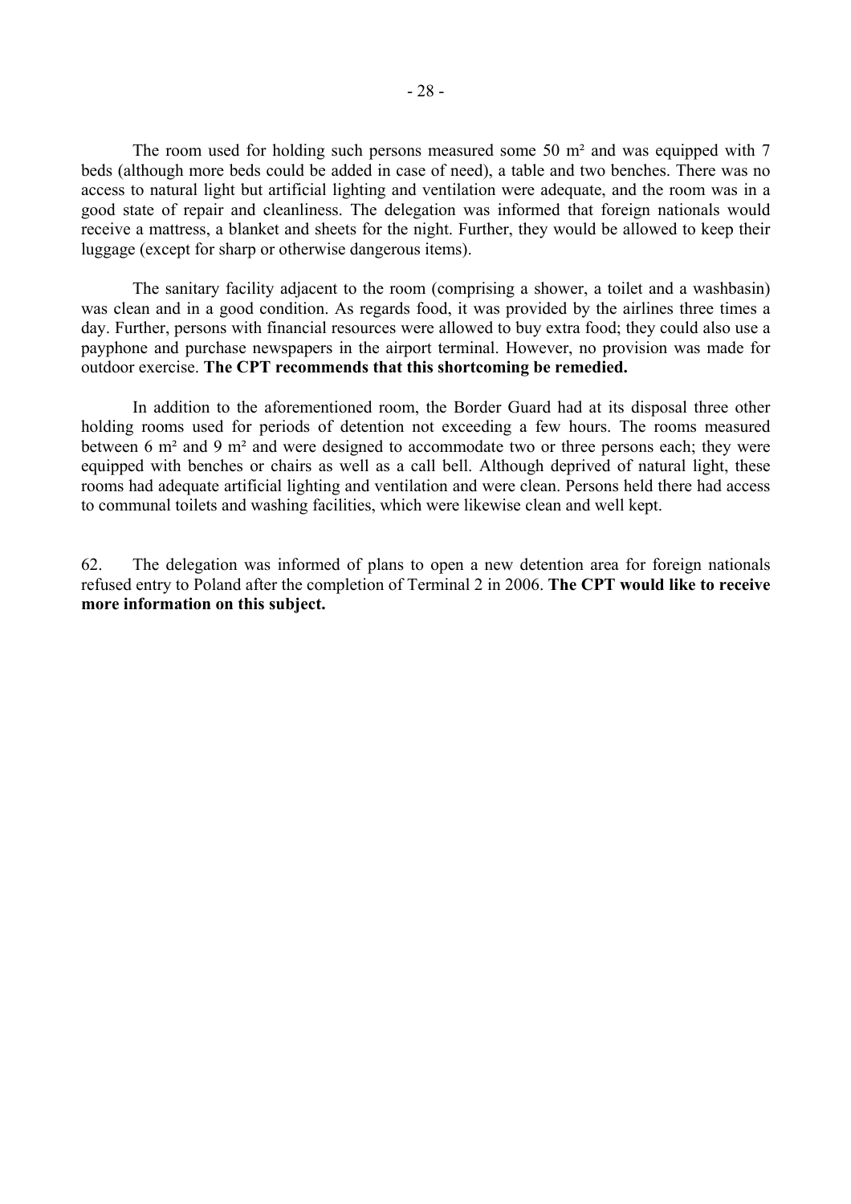The room used for holding such persons measured some 50 m² and was equipped with 7 beds (although more beds could be added in case of need), a table and two benches. There was no access to natural light but artificial lighting and ventilation were adequate, and the room was in a good state of repair and cleanliness. The delegation was informed that foreign nationals would receive a mattress, a blanket and sheets for the night. Further, they would be allowed to keep their luggage (except for sharp or otherwise dangerous items).

The sanitary facility adjacent to the room (comprising a shower, a toilet and a washbasin) was clean and in a good condition. As regards food, it was provided by the airlines three times a day. Further, persons with financial resources were allowed to buy extra food; they could also use a payphone and purchase newspapers in the airport terminal. However, no provision was made for outdoor exercise. **The CPT recommends that this shortcoming be remedied.**

In addition to the aforementioned room, the Border Guard had at its disposal three other holding rooms used for periods of detention not exceeding a few hours. The rooms measured between 6 m² and 9 m² and were designed to accommodate two or three persons each; they were equipped with benches or chairs as well as a call bell. Although deprived of natural light, these rooms had adequate artificial lighting and ventilation and were clean. Persons held there had access to communal toilets and washing facilities, which were likewise clean and well kept.

62. The delegation was informed of plans to open a new detention area for foreign nationals refused entry to Poland after the completion of Terminal 2 in 2006. **The CPT would like to receive more information on this subject.**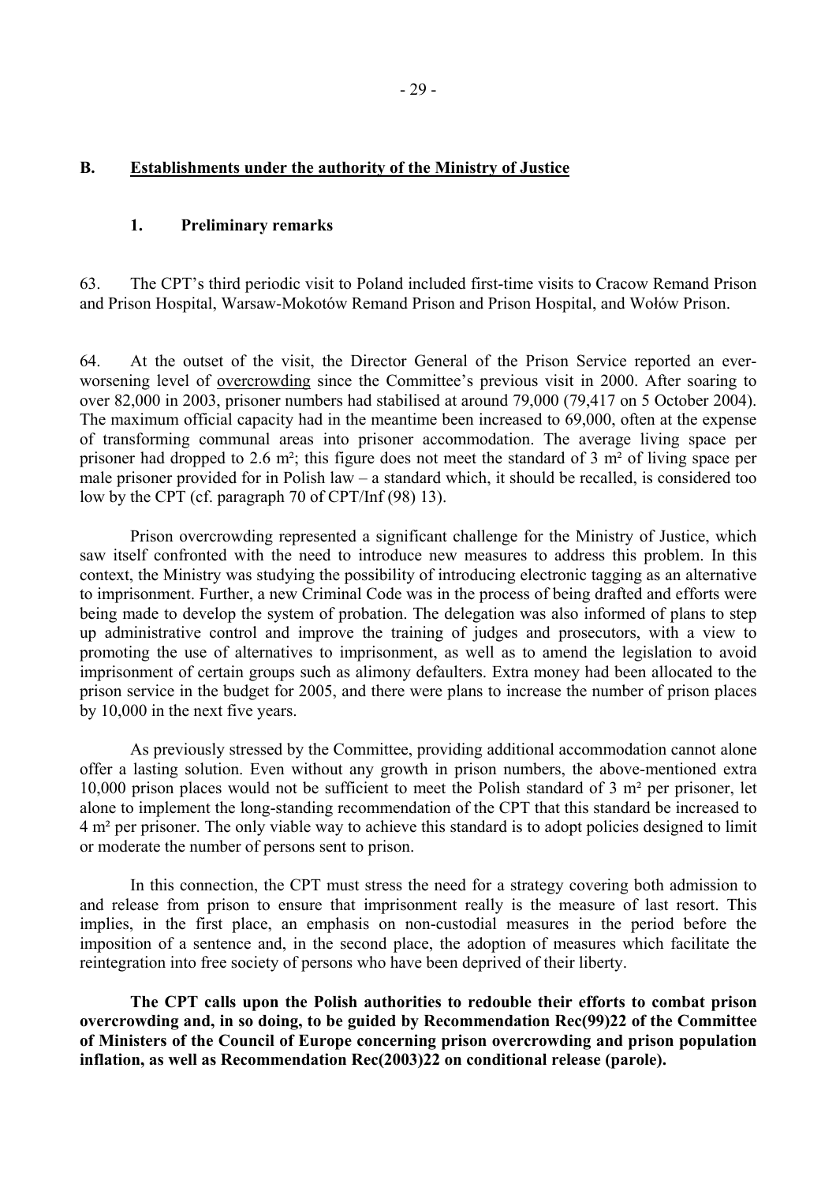## B. Establishments under the authority of the Ministry of Justice

### 1. Preliminary remarks

63. The CPT's third periodic visit to Poland included first-time visits to Cracow Remand Prison and Prison Hospital, Warsaw-Mokotów Remand Prison and Prison Hospital, and Wołów Prison.

64. At the outset of the visit, the Director General of the Prison Service reported an ever-worsening level of overcrowding since the Committee's previous visit in 2000. After soaring to over 82,000 in 2003, prisoner numbers had stabilised at around 79,000 (79,417 on 5 October 2004). The maximum official capacity had in the meantime been increased to 69,000, often at the expense of transforming communal areas into prisoner accommodation. The average living space per prisoner had dropped to 2.6 m²; this figure does not meet the standard of 3 m² of living space per male prisoner provided for in Polish law – a standard which, it should be recalled, is considered too low by the CPT (cf. paragraph 70 of CPT/Inf (98) 13).

Prison overcrowding represented a significant challenge for the Ministry of Justice, which saw itself confronted with the need to introduce new measures to address this problem. In this context, the Ministry was studying the possibility of introducing electronic tagging as an alternative to imprisonment. Further, a new Criminal Code was in the process of being drafted and efforts were being made to develop the system of probation. The delegation was also informed of plans to step up administrative control and improve the training of judges and prosecutors, with a view to promoting the use of alternatives to imprisonment, as well as to amend the legislation to avoid imprisonment of certain groups such as alimony defaulters. Extra money had been allocated to the prison service in the budget for 2005, and there were plans to increase the number of prison places by 10,000 in the next five years.

As previously stressed by the Committee, providing additional accommodation cannot alone offer a lasting solution. Even without any growth in prison numbers, the above-mentioned extra 10,000 prison places would not be sufficient to meet the Polish standard of 3 m² per prisoner, let alone to implement the long-standing recommendation of the CPT that this standard be increased to 4 m² per prisoner. The only viable way to achieve this standard is to adopt policies designed to limit or moderate the number of persons sent to prison.

In this connection, the CPT must stress the need for a strategy covering both admission to and release from prison to ensure that imprisonment really is the measure of last resort. This implies, in the first place, an emphasis on non-custodial measures in the period before the imposition of a sentence and, in the second place, the adoption of measures which facilitate the reintegration into free society of persons who have been deprived of their liberty.

**The CPT calls upon the Polish authorities to redouble their efforts to combat prison overcrowding and, in so doing, to be guided by Recommendation Rec(99)22 of the Committee of Ministers of the Council of Europe concerning prison overcrowding and prison population inflation, as well as Recommendation Rec(2003)22 on conditional release (parole).**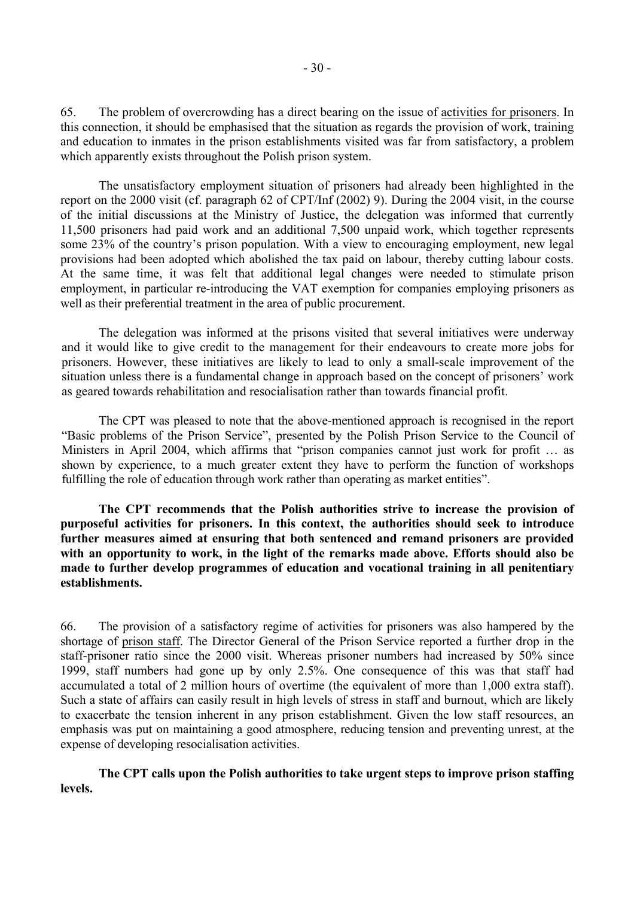65. The problem of overcrowding has a direct bearing on the issue of activities for prisoners. In this connection, it should be emphasised that the situation as regards the provision of work, training and education to inmates in the prison establishments visited was far from satisfactory, a problem which apparently exists throughout the Polish prison system.

The unsatisfactory employment situation of prisoners had already been highlighted in the report on the 2000 visit (cf. paragraph 62 of CPT/Inf (2002) 9). During the 2004 visit, in the course of the initial discussions at the Ministry of Justice, the delegation was informed that currently 11,500 prisoners had paid work and an additional 7,500 unpaid work, which together represents some 23% of the country's prison population. With a view to encouraging employment, new legal provisions had been adopted which abolished the tax paid on labour, thereby cutting labour costs. At the same time, it was felt that additional legal changes were needed to stimulate prison employment, in particular re-introducing the VAT exemption for companies employing prisoners as well as their preferential treatment in the area of public procurement.

The delegation was informed at the prisons visited that several initiatives were underway and it would like to give credit to the management for their endeavours to create more jobs for prisoners. However, these initiatives are likely to lead to only a small-scale improvement of the situation unless there is a fundamental change in approach based on the concept of prisoners' work as geared towards rehabilitation and resocialisation rather than towards financial profit.

The CPT was pleased to note that the above-mentioned approach is recognised in the report "Basic problems of the Prison Service", presented by the Polish Prison Service to the Council of Ministers in April 2004, which affirms that "prison companies cannot just work for profit … as shown by experience, to a much greater extent they have to perform the function of workshops fulfilling the role of education through work rather than operating as market entities".

**The CPT recommends that the Polish authorities strive to increase the provision of purposeful activities for prisoners. In this context, the authorities should seek to introduce further measures aimed at ensuring that both sentenced and remand prisoners are provided with an opportunity to work, in the light of the remarks made above. Efforts should also be made to further develop programmes of education and vocational training in all penitentiary establishments.**

66. The provision of a satisfactory regime of activities for prisoners was also hampered by the shortage of prison staff. The Director General of the Prison Service reported a further drop in the staff-prisoner ratio since the 2000 visit. Whereas prisoner numbers had increased by 50% since 1999, staff numbers had gone up by only 2.5%. One consequence of this was that staff had accumulated a total of 2 million hours of overtime (the equivalent of more than 1,000 extra staff). Such a state of affairs can easily result in high levels of stress in staff and burnout, which are likely to exacerbate the tension inherent in any prison establishment. Given the low staff resources, an emphasis was put on maintaining a good atmosphere, reducing tension and preventing unrest, at the expense of developing resocialisation activities.

**The CPT calls upon the Polish authorities to take urgent steps to improve prison staffing levels.**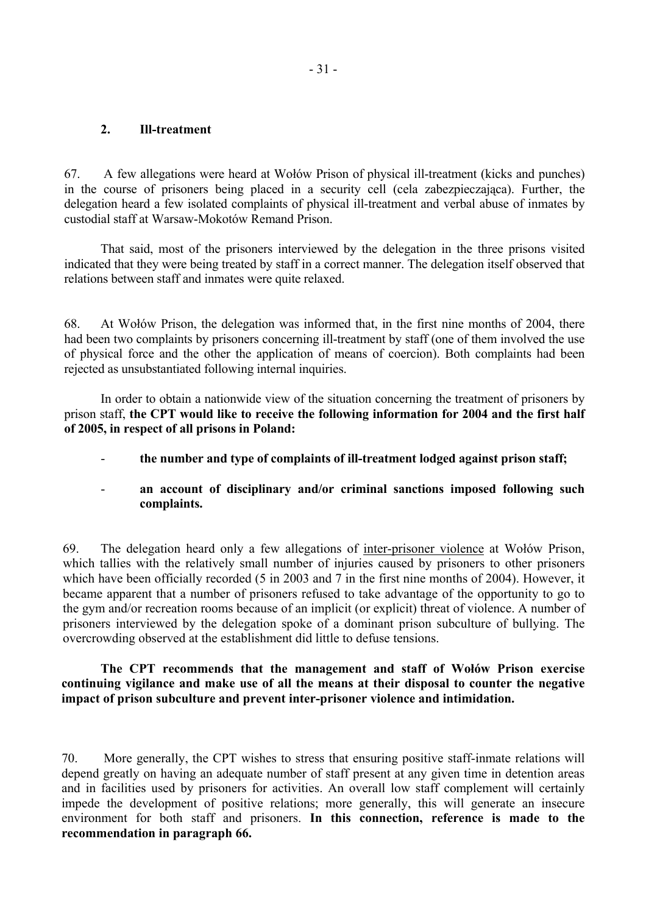## 2. Ill-treatment

67. A few allegations were heard at Wołów Prison of physical ill-treatment (kicks and punches) in the course of prisoners being placed in a security cell (cela zabezpieczająca). Further, the delegation heard a few isolated complaints of physical ill-treatment and verbal abuse of inmates by custodial staff at Warsaw-Mokotów Remand Prison.

That said, most of the prisoners interviewed by the delegation in the three prisons visited indicated that they were being treated by staff in a correct manner. The delegation itself observed that relations between staff and inmates were quite relaxed.

68. At Wołów Prison, the delegation was informed that, in the first nine months of 2004, there had been two complaints by prisoners concerning ill-treatment by staff (one of them involved the use of physical force and the other the application of means of coercion). Both complaints had been rejected as unsubstantiated following internal inquiries.

In order to obtain a nationwide view of the situation concerning the treatment of prisoners by prison staff, **the CPT would like to receive the following information for 2004 and the first half of 2005, in respect of all prisons in Poland:**

- **the number and type of complaints of ill-treatment lodged against prison staff;**
- **an account of disciplinary and/or criminal sanctions imposed following such complaints.**

69. The delegation heard only a few allegations of inter-prisoner violence at Wołów Prison, which tallies with the relatively small number of injuries caused by prisoners to other prisoners which have been officially recorded (5 in 2003 and 7 in the first nine months of 2004). However, it became apparent that a number of prisoners refused to take advantage of the opportunity to go to the gym and/or recreation rooms because of an implicit (or explicit) threat of violence. A number of prisoners interviewed by the delegation spoke of a dominant prison subculture of bullying. The overcrowding observed at the establishment did little to defuse tensions.

**The CPT recommends that the management and staff of Wołów Prison exercise continuing vigilance and make use of all the means at their disposal to counter the negative impact of prison subculture and prevent inter-prisoner violence and intimidation.**

70. More generally, the CPT wishes to stress that ensuring positive staff-inmate relations will depend greatly on having an adequate number of staff present at any given time in detention areas and in facilities used by prisoners for activities. An overall low staff complement will certainly impede the development of positive relations; more generally, this will generate an insecure environment for both staff and prisoners. **In this connection, reference is made to the recommendation in paragraph 66.**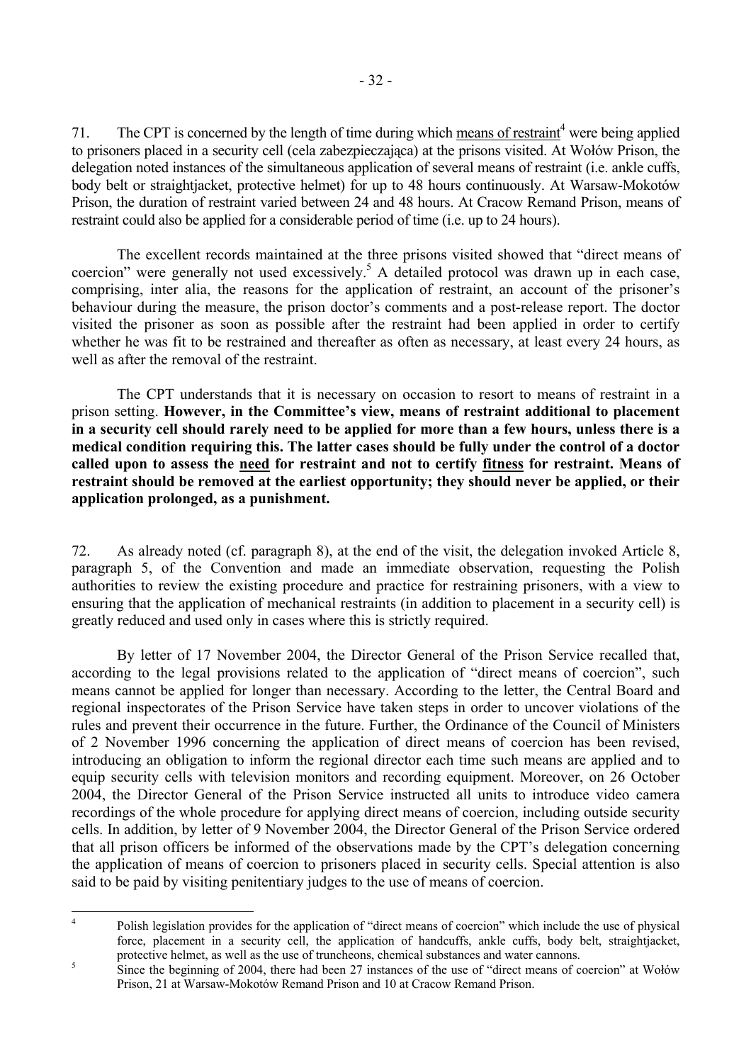71. The CPT is concerned by the length of time during which means of restraint[4] were being applied to prisoners placed in a security cell (cela zabezpieczająca) at the prisons visited. At Wołów Prison, the delegation noted instances of the simultaneous application of several means of restraint (i.e. ankle cuffs, body belt or straightjacket, protective helmet) for up to 48 hours continuously. At Warsaw-Mokotów Prison, the duration of restraint varied between 24 and 48 hours. At Cracow Remand Prison, means of restraint could also be applied for a considerable period of time (i.e. up to 24 hours).

The excellent records maintained at the three prisons visited showed that "direct means of coercion" were generally not used excessively.[5] A detailed protocol was drawn up in each case, comprising, inter alia, the reasons for the application of restraint, an account of the prisoner's behaviour during the measure, the prison doctor's comments and a post-release report. The doctor visited the prisoner as soon as possible after the restraint had been applied in order to certify whether he was fit to be restrained and thereafter as often as necessary, at least every 24 hours, as well as after the removal of the restraint.

The CPT understands that it is necessary on occasion to resort to means of restraint in a prison setting. **However, in the Committee's view, means of restraint additional to placement in a security cell should rarely need to be applied for more than a few hours, unless there is a medical condition requiring this. The latter cases should be fully under the control of a doctor called upon to assess the need for restraint and not to certify fitness for restraint. Means of restraint should be removed at the earliest opportunity; they should never be applied, or their application prolonged, as a punishment.**

72. As already noted (cf. paragraph 8), at the end of the visit, the delegation invoked Article 8, paragraph 5, of the Convention and made an immediate observation, requesting the Polish authorities to review the existing procedure and practice for restraining prisoners, with a view to ensuring that the application of mechanical restraints (in addition to placement in a security cell) is greatly reduced and used only in cases where this is strictly required.

By letter of 17 November 2004, the Director General of the Prison Service recalled that, according to the legal provisions related to the application of "direct means of coercion", such means cannot be applied for longer than necessary. According to the letter, the Central Board and regional inspectorates of the Prison Service have taken steps in order to uncover violations of the rules and prevent their occurrence in the future. Further, the Ordinance of the Council of Ministers of 2 November 1996 concerning the application of direct means of coercion has been revised, introducing an obligation to inform the regional director each time such means are applied and to equip security cells with television monitors and recording equipment. Moreover, on 26 October 2004, the Director General of the Prison Service instructed all units to introduce video camera recordings of the whole procedure for applying direct means of coercion, including outside security cells. In addition, by letter of 9 November 2004, the Director General of the Prison Service ordered that all prison officers be informed of the observations made by the CPT's delegation concerning the application of means of coercion to prisoners placed in security cells. Special attention is also said to be paid by visiting penitentiary judges to the use of means of coercion.

---

[4] Polish legislation provides for the application of "direct means of coercion" which include the use of physical force, placement in a security cell, the application of handcuffs, ankle cuffs, body belt, straightjacket, protective helmet, as well as the use of truncheons, chemical substances and water cannons.

[5] Since the beginning of 2004, there had been 27 instances of the use of "direct means of coercion" at Wołów Prison, 21 at Warsaw-Mokotów Remand Prison and 10 at Cracow Remand Prison.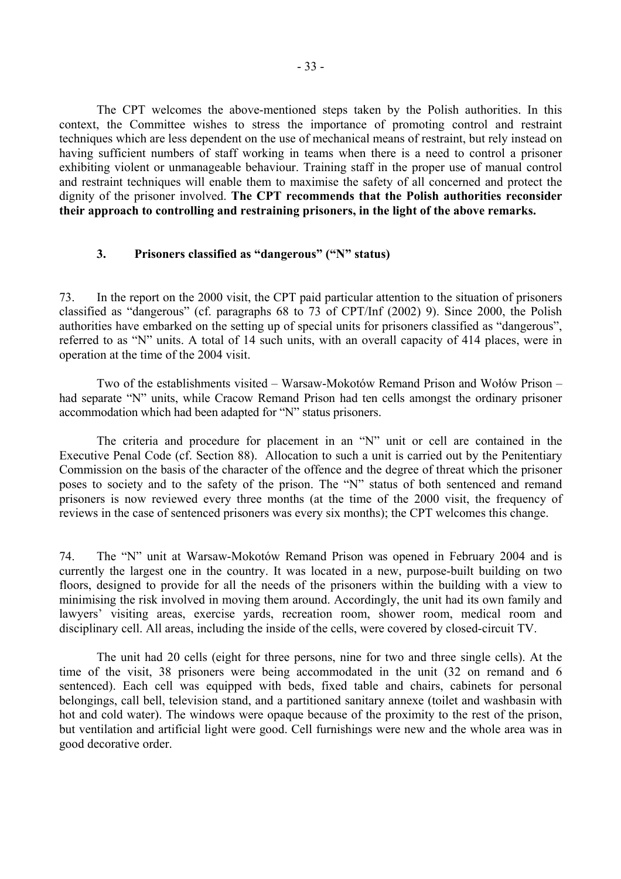The CPT welcomes the above-mentioned steps taken by the Polish authorities. In this context, the Committee wishes to stress the importance of promoting control and restraint techniques which are less dependent on the use of mechanical means of restraint, but rely instead on having sufficient numbers of staff working in teams when there is a need to control a prisoner exhibiting violent or unmanageable behaviour. Training staff in the proper use of manual control and restraint techniques will enable them to maximise the safety of all concerned and protect the dignity of the prisoner involved. **The CPT recommends that the Polish authorities reconsider their approach to controlling and restraining prisoners, in the light of the above remarks.**

### 3. Prisoners classified as "dangerous" ("N" status)

73. In the report on the 2000 visit, the CPT paid particular attention to the situation of prisoners classified as "dangerous" (cf. paragraphs 68 to 73 of CPT/Inf (2002) 9). Since 2000, the Polish authorities have embarked on the setting up of special units for prisoners classified as "dangerous", referred to as "N" units. A total of 14 such units, with an overall capacity of 414 places, were in operation at the time of the 2004 visit.

Two of the establishments visited – Warsaw-Mokotów Remand Prison and Wołów Prison – had separate "N" units, while Cracow Remand Prison had ten cells amongst the ordinary prisoner accommodation which had been adapted for "N" status prisoners.

The criteria and procedure for placement in an "N" unit or cell are contained in the Executive Penal Code (cf. Section 88). Allocation to such a unit is carried out by the Penitentiary Commission on the basis of the character of the offence and the degree of threat which the prisoner poses to society and to the safety of the prison. The "N" status of both sentenced and remand prisoners is now reviewed every three months (at the time of the 2000 visit, the frequency of reviews in the case of sentenced prisoners was every six months); the CPT welcomes this change.

74. The "N" unit at Warsaw-Mokotów Remand Prison was opened in February 2004 and is currently the largest one in the country. It was located in a new, purpose-built building on two floors, designed to provide for all the needs of the prisoners within the building with a view to minimising the risk involved in moving them around. Accordingly, the unit had its own family and lawyers' visiting areas, exercise yards, recreation room, shower room, medical room and disciplinary cell. All areas, including the inside of the cells, were covered by closed-circuit TV.

The unit had 20 cells (eight for three persons, nine for two and three single cells). At the time of the visit, 38 prisoners were being accommodated in the unit (32 on remand and 6 sentenced). Each cell was equipped with beds, fixed table and chairs, cabinets for personal belongings, call bell, television stand, and a partitioned sanitary annexe (toilet and washbasin with hot and cold water). The windows were opaque because of the proximity to the rest of the prison, but ventilation and artificial light were good. Cell furnishings were new and the whole area was in good decorative order.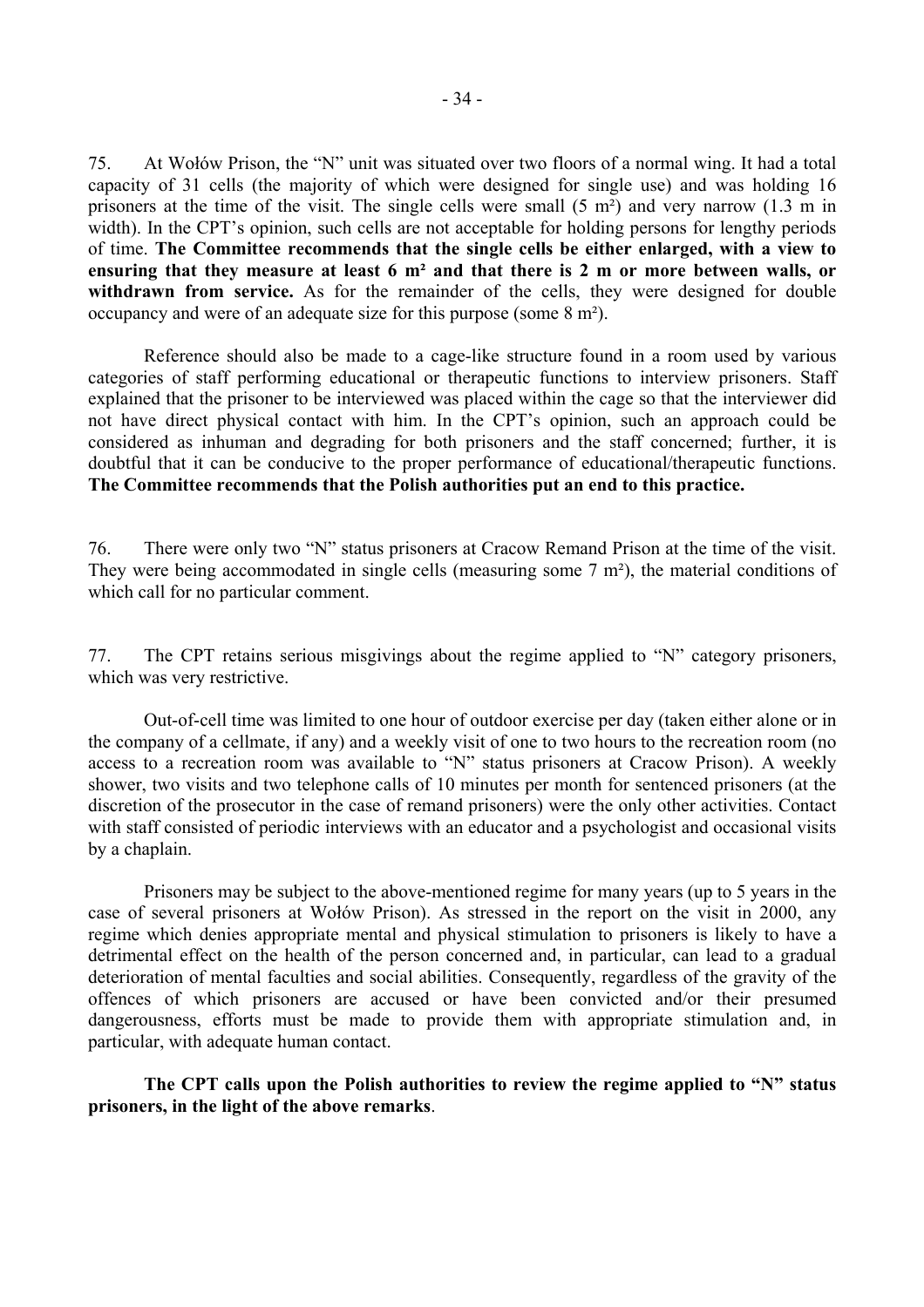75. At Wołów Prison, the "N" unit was situated over two floors of a normal wing. It had a total capacity of 31 cells (the majority of which were designed for single use) and was holding 16 prisoners at the time of the visit. The single cells were small (5 m²) and very narrow (1.3 m in width). In the CPT's opinion, such cells are not acceptable for holding persons for lengthy periods of time. **The Committee recommends that the single cells be either enlarged, with a view to ensuring that they measure at least 6 m² and that there is 2 m or more between walls, or withdrawn from service.** As for the remainder of the cells, they were designed for double occupancy and were of an adequate size for this purpose (some 8 m²).

Reference should also be made to a cage-like structure found in a room used by various categories of staff performing educational or therapeutic functions to interview prisoners. Staff explained that the prisoner to be interviewed was placed within the cage so that the interviewer did not have direct physical contact with him. In the CPT's opinion, such an approach could be considered as inhuman and degrading for both prisoners and the staff concerned; further, it is doubtful that it can be conducive to the proper performance of educational/therapeutic functions. **The Committee recommends that the Polish authorities put an end to this practice.**

76. There were only two "N" status prisoners at Cracow Remand Prison at the time of the visit. They were being accommodated in single cells (measuring some 7 m²), the material conditions of which call for no particular comment.

77. The CPT retains serious misgivings about the regime applied to "N" category prisoners, which was very restrictive.

Out-of-cell time was limited to one hour of outdoor exercise per day (taken either alone or in the company of a cellmate, if any) and a weekly visit of one to two hours to the recreation room (no access to a recreation room was available to "N" status prisoners at Cracow Prison). A weekly shower, two visits and two telephone calls of 10 minutes per month for sentenced prisoners (at the discretion of the prosecutor in the case of remand prisoners) were the only other activities. Contact with staff consisted of periodic interviews with an educator and a psychologist and occasional visits by a chaplain.

Prisoners may be subject to the above-mentioned regime for many years (up to 5 years in the case of several prisoners at Wołów Prison). As stressed in the report on the visit in 2000, any regime which denies appropriate mental and physical stimulation to prisoners is likely to have a detrimental effect on the health of the person concerned and, in particular, can lead to a gradual deterioration of mental faculties and social abilities. Consequently, regardless of the gravity of the offences of which prisoners are accused or have been convicted and/or their presumed dangerousness, efforts must be made to provide them with appropriate stimulation and, in particular, with adequate human contact.

**The CPT calls upon the Polish authorities to review the regime applied to "N" status prisoners, in the light of the above remarks**.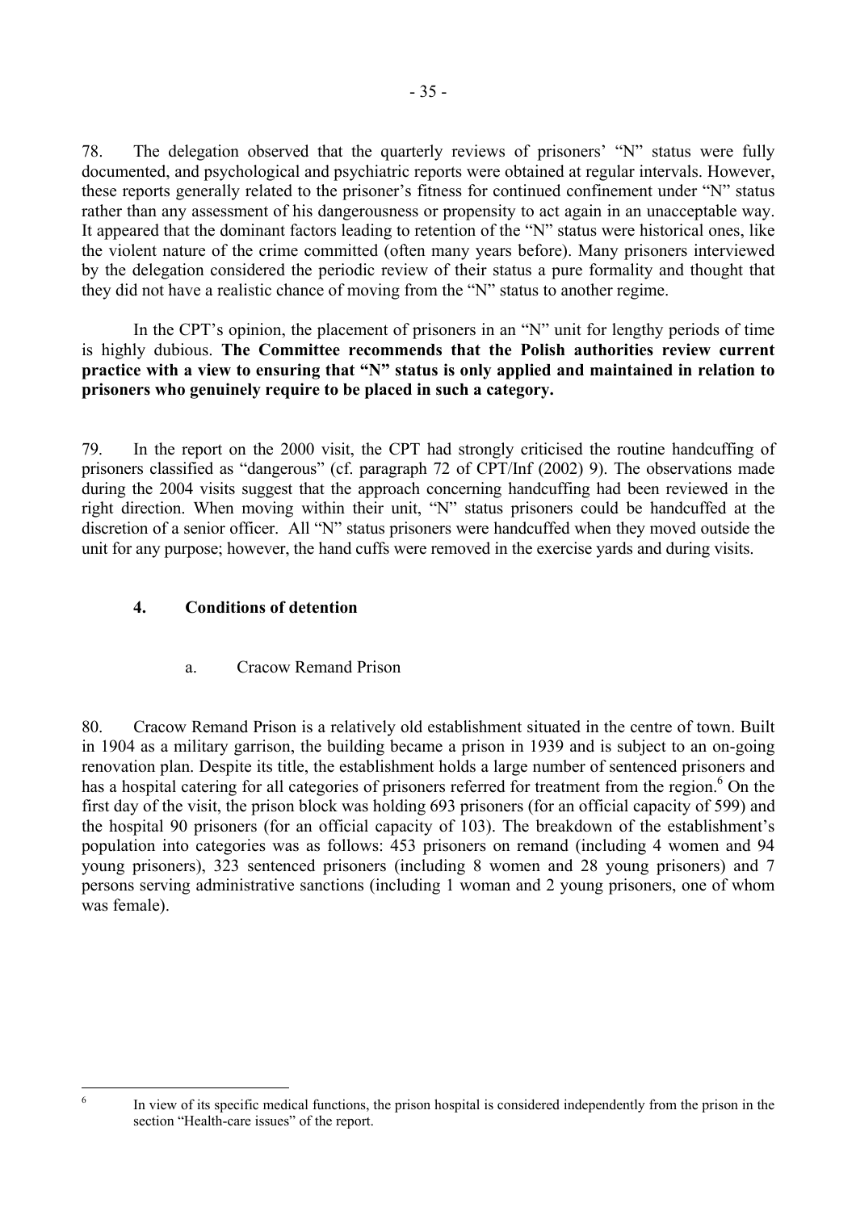78. The delegation observed that the quarterly reviews of prisoners' "N" status were fully documented, and psychological and psychiatric reports were obtained at regular intervals. However, these reports generally related to the prisoner's fitness for continued confinement under "N" status rather than any assessment of his dangerousness or propensity to act again in an unacceptable way. It appeared that the dominant factors leading to retention of the "N" status were historical ones, like the violent nature of the crime committed (often many years before). Many prisoners interviewed by the delegation considered the periodic review of their status a pure formality and thought that they did not have a realistic chance of moving from the "N" status to another regime.

In the CPT's opinion, the placement of prisoners in an "N" unit for lengthy periods of time is highly dubious. **The Committee recommends that the Polish authorities review current practice with a view to ensuring that "N" status is only applied and maintained in relation to prisoners who genuinely require to be placed in such a category.**

79. In the report on the 2000 visit, the CPT had strongly criticised the routine handcuffing of prisoners classified as "dangerous" (cf. paragraph 72 of CPT/Inf (2002) 9). The observations made during the 2004 visits suggest that the approach concerning handcuffing had been reviewed in the right direction. When moving within their unit, "N" status prisoners could be handcuffed at the discretion of a senior officer. All "N" status prisoners were handcuffed when they moved outside the unit for any purpose; however, the hand cuffs were removed in the exercise yards and during visits.

### 4. Conditions of detention

#### a. Cracow Remand Prison

80. Cracow Remand Prison is a relatively old establishment situated in the centre of town. Built in 1904 as a military garrison, the building became a prison in 1939 and is subject to an on-going renovation plan. Despite its title, the establishment holds a large number of sentenced prisoners and has a hospital catering for all categories of prisoners referred for treatment from the region.[6] On the first day of the visit, the prison block was holding 693 prisoners (for an official capacity of 599) and the hospital 90 prisoners (for an official capacity of 103). The breakdown of the establishment's population into categories was as follows: 453 prisoners on remand (including 4 women and 94 young prisoners), 323 sentenced prisoners (including 8 women and 28 young prisoners) and 7 persons serving administrative sanctions (including 1 woman and 2 young prisoners, one of whom was female).

[6] In view of its specific medical functions, the prison hospital is considered independently from the prison in the section "Health-care issues" of the report.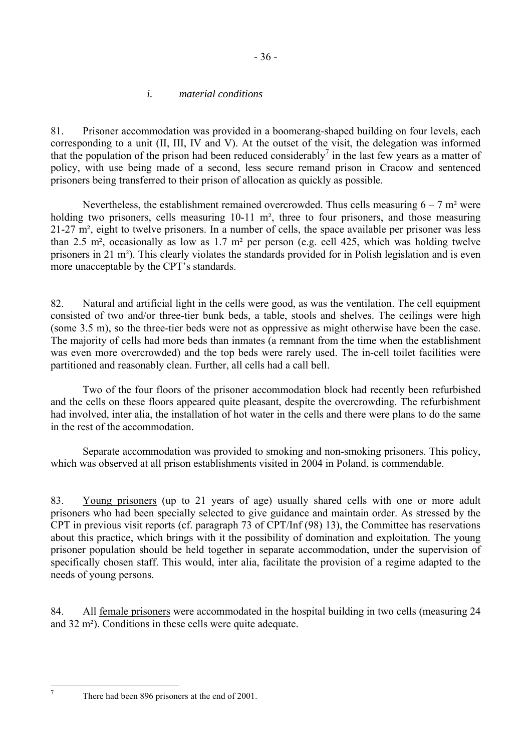*i. material conditions*

81. Prisoner accommodation was provided in a boomerang-shaped building on four levels, each corresponding to a unit (II, III, IV and V). At the outset of the visit, the delegation was informed that the population of the prison had been reduced considerably[7] in the last few years as a matter of policy, with use being made of a second, less secure remand prison in Cracow and sentenced prisoners being transferred to their prison of allocation as quickly as possible.

Nevertheless, the establishment remained overcrowded. Thus cells measuring 6 – 7 m² were holding two prisoners, cells measuring 10-11 m², three to four prisoners, and those measuring 21-27 m², eight to twelve prisoners. In a number of cells, the space available per prisoner was less than 2.5 m², occasionally as low as 1.7 m² per person (e.g. cell 425, which was holding twelve prisoners in 21 m²). This clearly violates the standards provided for in Polish legislation and is even more unacceptable by the CPT's standards.

82. Natural and artificial light in the cells were good, as was the ventilation. The cell equipment consisted of two and/or three-tier bunk beds, a table, stools and shelves. The ceilings were high (some 3.5 m), so the three-tier beds were not as oppressive as might otherwise have been the case. The majority of cells had more beds than inmates (a remnant from the time when the establishment was even more overcrowded) and the top beds were rarely used. The in-cell toilet facilities were partitioned and reasonably clean. Further, all cells had a call bell.

Two of the four floors of the prisoner accommodation block had recently been refurbished and the cells on these floors appeared quite pleasant, despite the overcrowding. The refurbishment had involved, inter alia, the installation of hot water in the cells and there were plans to do the same in the rest of the accommodation.

Separate accommodation was provided to smoking and non-smoking prisoners. This policy, which was observed at all prison establishments visited in 2004 in Poland, is commendable.

83. Young prisoners (up to 21 years of age) usually shared cells with one or more adult prisoners who had been specially selected to give guidance and maintain order. As stressed by the CPT in previous visit reports (cf. paragraph 73 of CPT/Inf (98) 13), the Committee has reservations about this practice, which brings with it the possibility of domination and exploitation. The young prisoner population should be held together in separate accommodation, under the supervision of specifically chosen staff. This would, inter alia, facilitate the provision of a regime adapted to the needs of young persons.

84. All female prisoners were accommodated in the hospital building in two cells (measuring 24 and 32 m²). Conditions in these cells were quite adequate.

---

[7] There had been 896 prisoners at the end of 2001.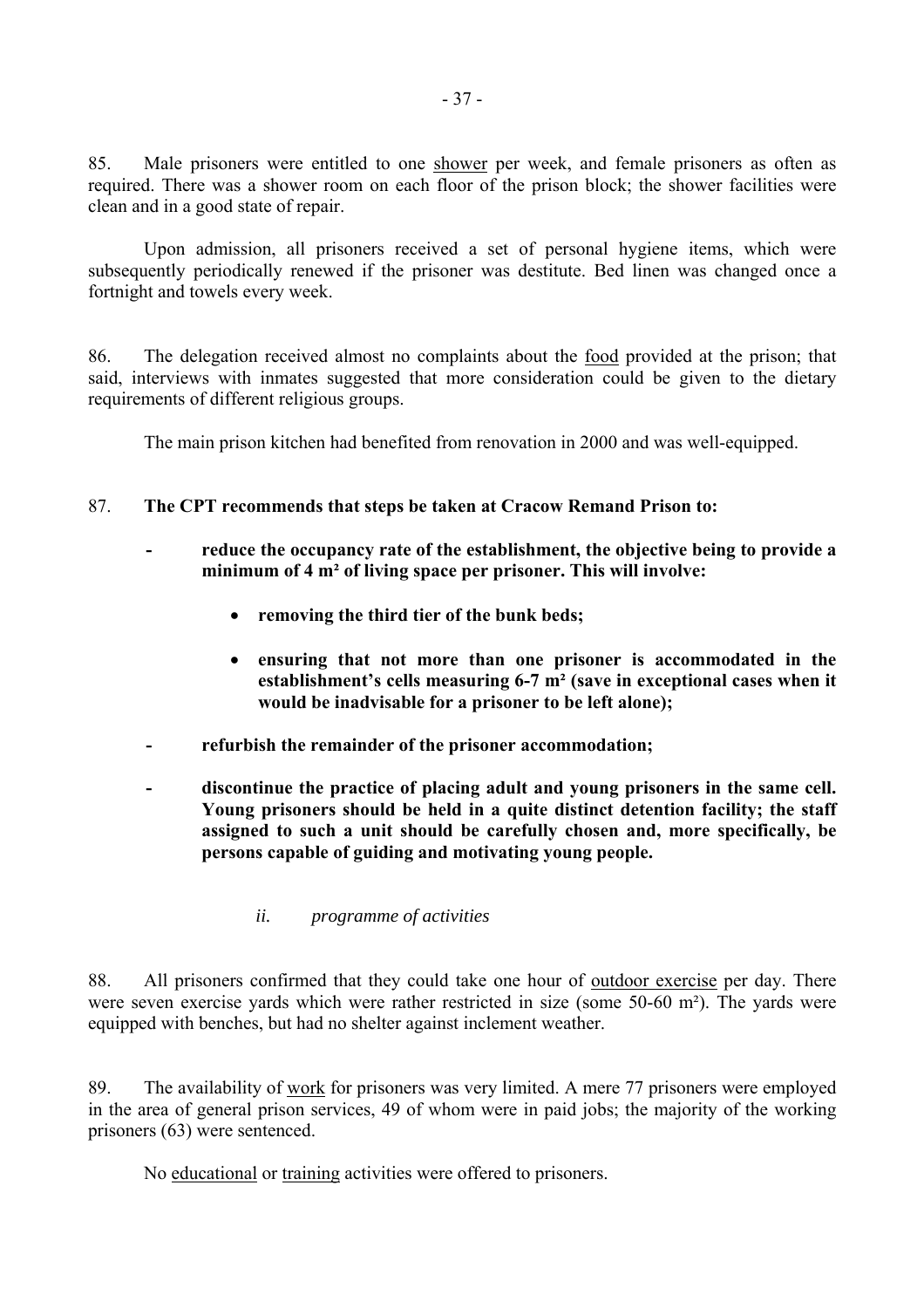85. Male prisoners were entitled to one shower per week, and female prisoners as often as required. There was a shower room on each floor of the prison block; the shower facilities were clean and in a good state of repair.

Upon admission, all prisoners received a set of personal hygiene items, which were subsequently periodically renewed if the prisoner was destitute. Bed linen was changed once a fortnight and towels every week.

86. The delegation received almost no complaints about the food provided at the prison; that said, interviews with inmates suggested that more consideration could be given to the dietary requirements of different religious groups.

The main prison kitchen had benefited from renovation in 2000 and was well-equipped.

87. **The CPT recommends that steps be taken at Cracow Remand Prison to:**

- **reduce the occupancy rate of the establishment, the objective being to provide a minimum of 4 m² of living space per prisoner. This will involve:**
  - **removing the third tier of the bunk beds;**
  - **ensuring that not more than one prisoner is accommodated in the establishment's cells measuring 6-7 m² (save in exceptional cases when it would be inadvisable for a prisoner to be left alone);**
- **refurbish the remainder of the prisoner accommodation;**
- **discontinue the practice of placing adult and young prisoners in the same cell. Young prisoners should be held in a quite distinct detention facility; the staff assigned to such a unit should be carefully chosen and, more specifically, be persons capable of guiding and motivating young people.**

*ii. programme of activities*

88. All prisoners confirmed that they could take one hour of outdoor exercise per day. There were seven exercise yards which were rather restricted in size (some 50-60 m²). The yards were equipped with benches, but had no shelter against inclement weather.

89. The availability of work for prisoners was very limited. A mere 77 prisoners were employed in the area of general prison services, 49 of whom were in paid jobs; the majority of the working prisoners (63) were sentenced.

No educational or training activities were offered to prisoners.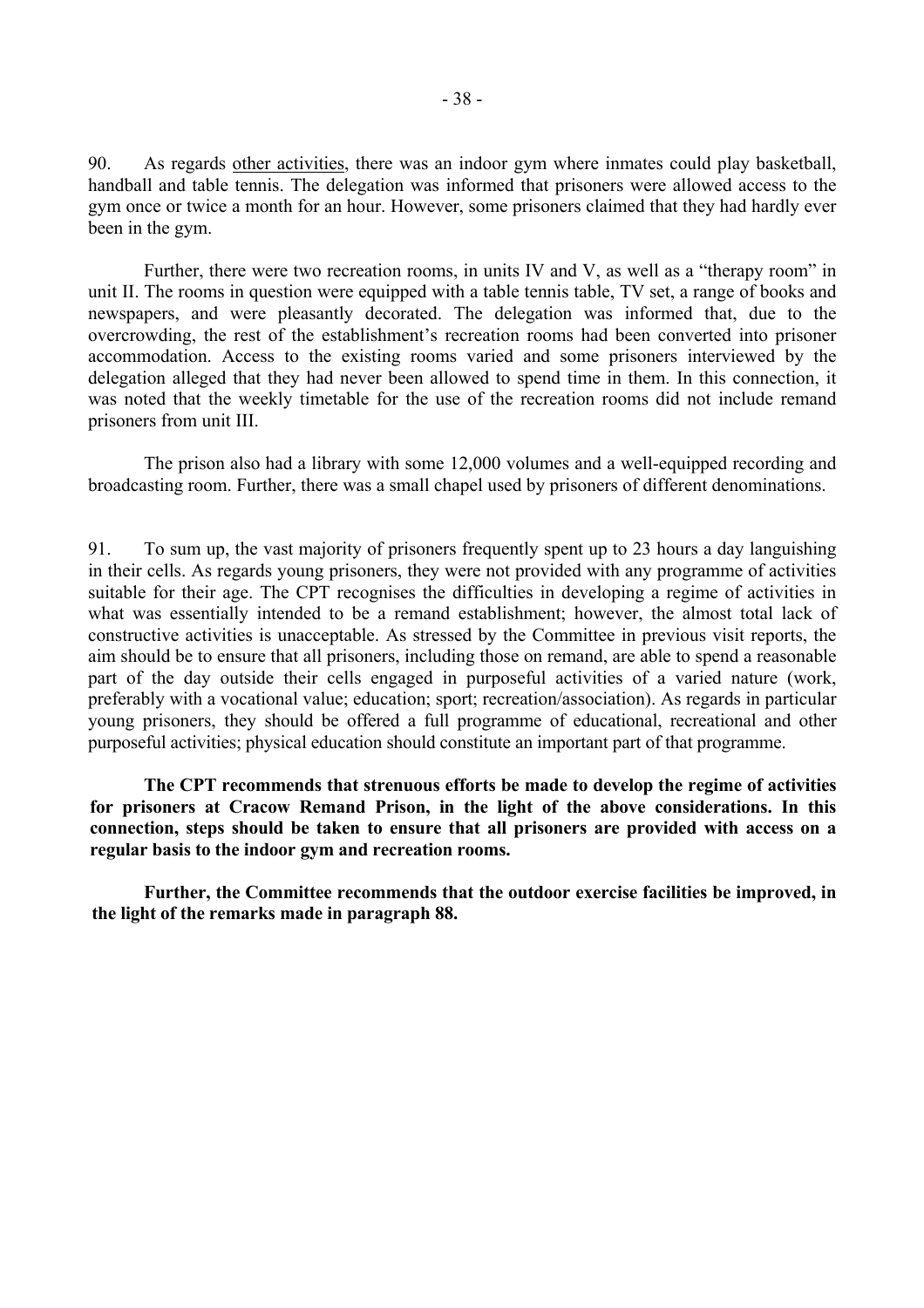90. As regards <u>other activities</u>, there was an indoor gym where inmates could play basketball, handball and table tennis. The delegation was informed that prisoners were allowed access to the gym once or twice a month for an hour. However, some prisoners claimed that they had hardly ever been in the gym.

Further, there were two recreation rooms, in units IV and V, as well as a "therapy room" in unit II. The rooms in question were equipped with a table tennis table, TV set, a range of books and newspapers, and were pleasantly decorated. The delegation was informed that, due to the overcrowding, the rest of the establishment's recreation rooms had been converted into prisoner accommodation. Access to the existing rooms varied and some prisoners interviewed by the delegation alleged that they had never been allowed to spend time in them. In this connection, it was noted that the weekly timetable for the use of the recreation rooms did not include remand prisoners from unit III.

The prison also had a library with some 12,000 volumes and a well-equipped recording and broadcasting room. Further, there was a small chapel used by prisoners of different denominations.

91. To sum up, the vast majority of prisoners frequently spent up to 23 hours a day languishing in their cells. As regards young prisoners, they were not provided with any programme of activities suitable for their age. The CPT recognises the difficulties in developing a regime of activities in what was essentially intended to be a remand establishment; however, the almost total lack of constructive activities is unacceptable. As stressed by the Committee in previous visit reports, the aim should be to ensure that all prisoners, including those on remand, are able to spend a reasonable part of the day outside their cells engaged in purposeful activities of a varied nature (work, preferably with a vocational value; education; sport; recreation/association). As regards in particular young prisoners, they should be offered a full programme of educational, recreational and other purposeful activities; physical education should constitute an important part of that programme.

**The CPT recommends that strenuous efforts be made to develop the regime of activities for prisoners at Cracow Remand Prison, in the light of the above considerations. In this connection, steps should be taken to ensure that all prisoners are provided with access on a regular basis to the indoor gym and recreation rooms.**

**Further, the Committee recommends that the outdoor exercise facilities be improved, in the light of the remarks made in paragraph 88.**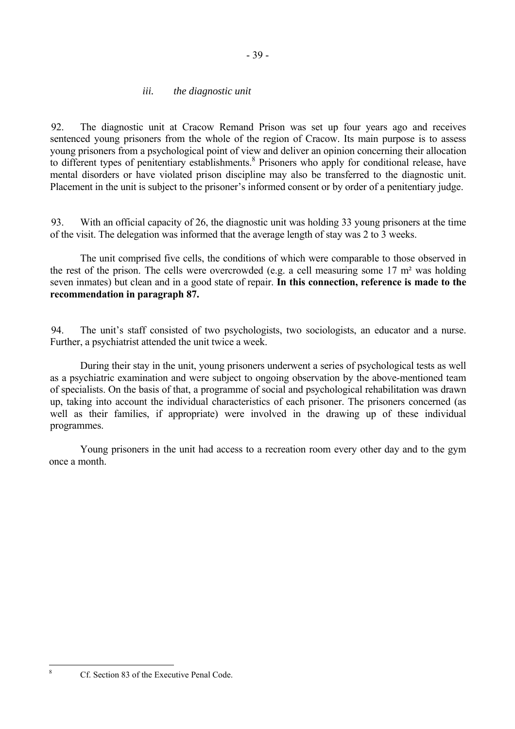### *iii. the diagnostic unit*

92. The diagnostic unit at Cracow Remand Prison was set up four years ago and receives sentenced young prisoners from the whole of the region of Cracow. Its main purpose is to assess young prisoners from a psychological point of view and deliver an opinion concerning their allocation to different types of penitentiary establishments.[8] Prisoners who apply for conditional release, have mental disorders or have violated prison discipline may also be transferred to the diagnostic unit. Placement in the unit is subject to the prisoner's informed consent or by order of a penitentiary judge.

93. With an official capacity of 26, the diagnostic unit was holding 33 young prisoners at the time of the visit. The delegation was informed that the average length of stay was 2 to 3 weeks.

The unit comprised five cells, the conditions of which were comparable to those observed in the rest of the prison. The cells were overcrowded (e.g. a cell measuring some 17 m² was holding seven inmates) but clean and in a good state of repair. **In this connection, reference is made to the recommendation in paragraph 87.**

94. The unit's staff consisted of two psychologists, two sociologists, an educator and a nurse. Further, a psychiatrist attended the unit twice a week.

During their stay in the unit, young prisoners underwent a series of psychological tests as well as a psychiatric examination and were subject to ongoing observation by the above-mentioned team of specialists. On the basis of that, a programme of social and psychological rehabilitation was drawn up, taking into account the individual characteristics of each prisoner. The prisoners concerned (as well as their families, if appropriate) were involved in the drawing up of these individual programmes.

Young prisoners in the unit had access to a recreation room every other day and to the gym once a month.

---

[8] Cf. Section 83 of the Executive Penal Code.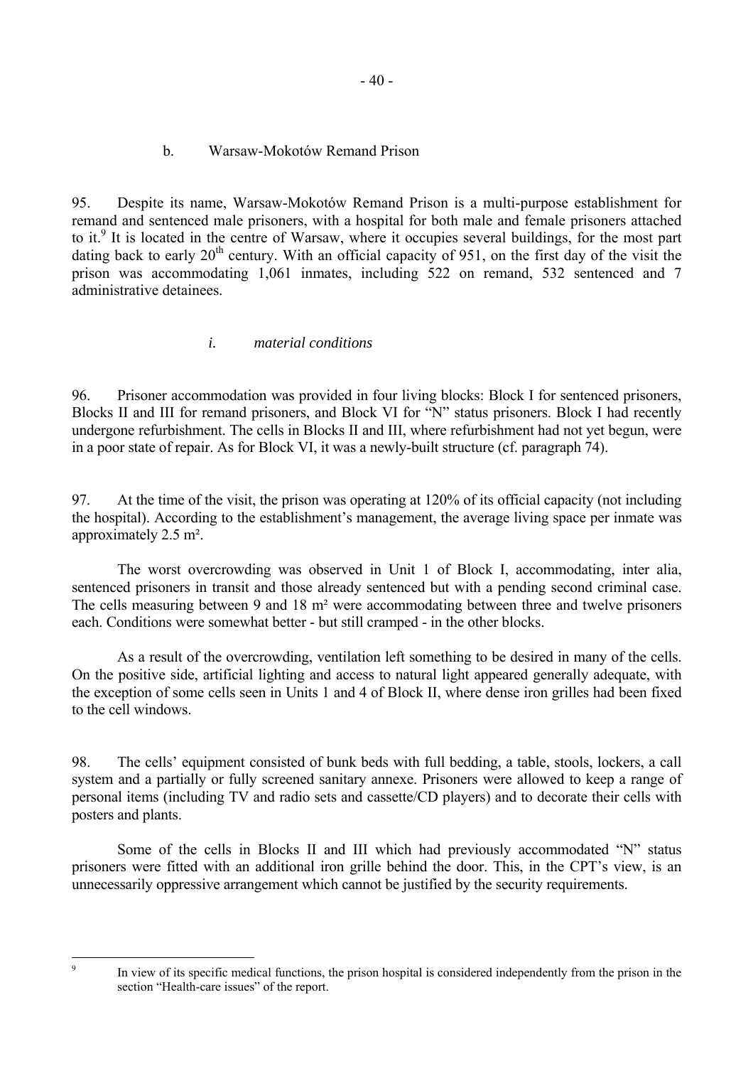### b. Warsaw-Mokotów Remand Prison

95. Despite its name, Warsaw-Mokotów Remand Prison is a multi-purpose establishment for remand and sentenced male prisoners, with a hospital for both male and female prisoners attached to it.[9] It is located in the centre of Warsaw, where it occupies several buildings, for the most part dating back to early 20th century. With an official capacity of 951, on the first day of the visit the prison was accommodating 1,061 inmates, including 522 on remand, 532 sentenced and 7 administrative detainees.

#### *i. material conditions*

96. Prisoner accommodation was provided in four living blocks: Block I for sentenced prisoners, Blocks II and III for remand prisoners, and Block VI for "N" status prisoners. Block I had recently undergone refurbishment. The cells in Blocks II and III, where refurbishment had not yet begun, were in a poor state of repair. As for Block VI, it was a newly-built structure (cf. paragraph 74).

97. At the time of the visit, the prison was operating at 120% of its official capacity (not including the hospital). According to the establishment's management, the average living space per inmate was approximately 2.5 m².

The worst overcrowding was observed in Unit 1 of Block I, accommodating, inter alia, sentenced prisoners in transit and those already sentenced but with a pending second criminal case. The cells measuring between 9 and 18 m² were accommodating between three and twelve prisoners each. Conditions were somewhat better - but still cramped - in the other blocks.

As a result of the overcrowding, ventilation left something to be desired in many of the cells. On the positive side, artificial lighting and access to natural light appeared generally adequate, with the exception of some cells seen in Units 1 and 4 of Block II, where dense iron grilles had been fixed to the cell windows.

98. The cells' equipment consisted of bunk beds with full bedding, a table, stools, lockers, a call system and a partially or fully screened sanitary annexe. Prisoners were allowed to keep a range of personal items (including TV and radio sets and cassette/CD players) and to decorate their cells with posters and plants.

Some of the cells in Blocks II and III which had previously accommodated "N" status prisoners were fitted with an additional iron grille behind the door. This, in the CPT's view, is an unnecessarily oppressive arrangement which cannot be justified by the security requirements.

---

[9] In view of its specific medical functions, the prison hospital is considered independently from the prison in the section "Health-care issues" of the report.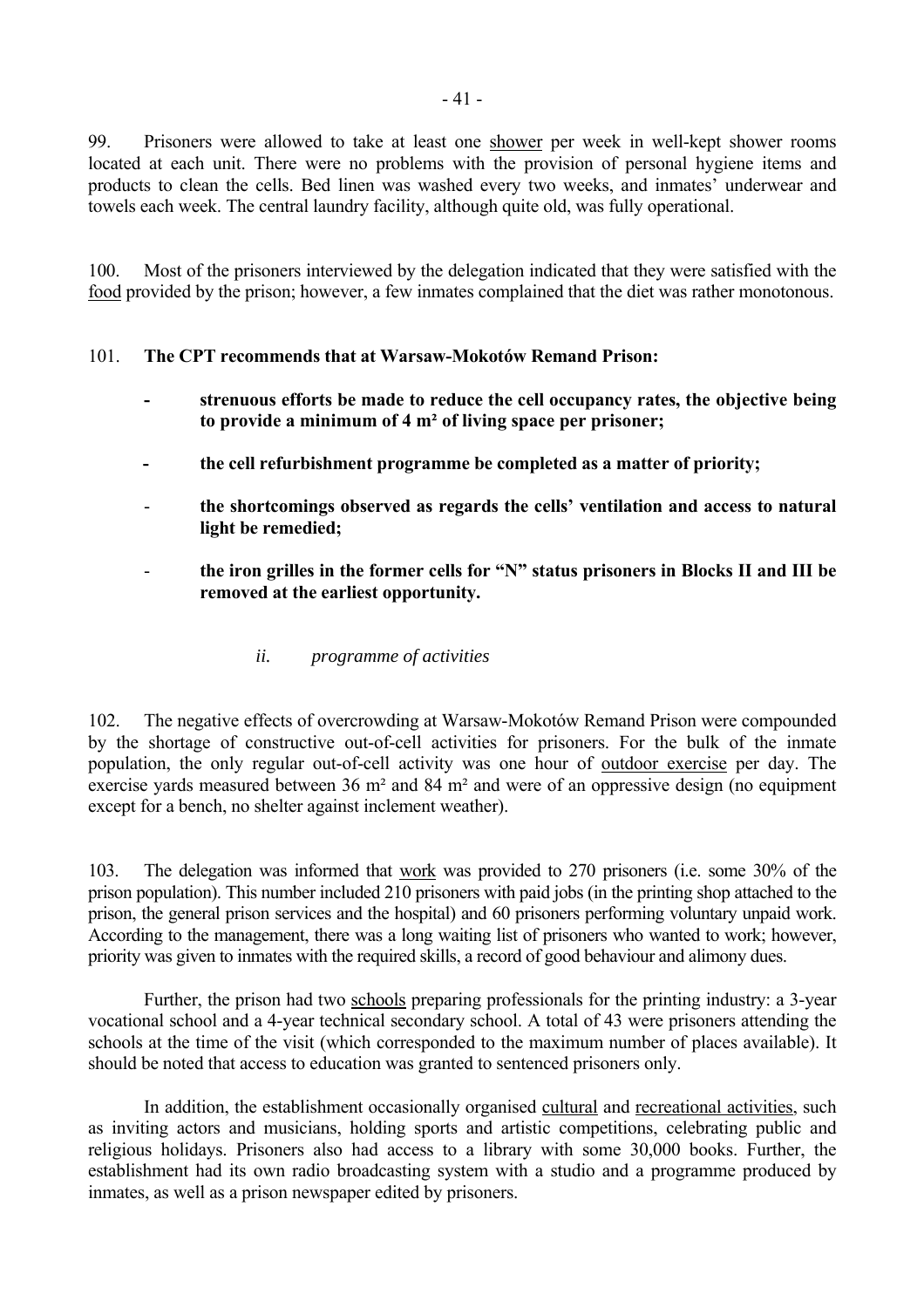99. Prisoners were allowed to take at least one shower per week in well-kept shower rooms located at each unit. There were no problems with the provision of personal hygiene items and products to clean the cells. Bed linen was washed every two weeks, and inmates' underwear and towels each week. The central laundry facility, although quite old, was fully operational.

100. Most of the prisoners interviewed by the delegation indicated that they were satisfied with the food provided by the prison; however, a few inmates complained that the diet was rather monotonous.

101. **The CPT recommends that at Warsaw-Mokotów Remand Prison:**

- **strenuous efforts be made to reduce the cell occupancy rates, the objective being to provide a minimum of 4 m² of living space per prisoner;**
- **the cell refurbishment programme be completed as a matter of priority;**
- **the shortcomings observed as regards the cells' ventilation and access to natural light be remedied;**
- **the iron grilles in the former cells for "N" status prisoners in Blocks II and III be removed at the earliest opportunity.**

*ii. programme of activities*

102. The negative effects of overcrowding at Warsaw-Mokotów Remand Prison were compounded by the shortage of constructive out-of-cell activities for prisoners. For the bulk of the inmate population, the only regular out-of-cell activity was one hour of outdoor exercise per day. The exercise yards measured between 36 m² and 84 m² and were of an oppressive design (no equipment except for a bench, no shelter against inclement weather).

103. The delegation was informed that work was provided to 270 prisoners (i.e. some 30% of the prison population). This number included 210 prisoners with paid jobs (in the printing shop attached to the prison, the general prison services and the hospital) and 60 prisoners performing voluntary unpaid work. According to the management, there was a long waiting list of prisoners who wanted to work; however, priority was given to inmates with the required skills, a record of good behaviour and alimony dues.

Further, the prison had two schools preparing professionals for the printing industry: a 3-year vocational school and a 4-year technical secondary school. A total of 43 were prisoners attending the schools at the time of the visit (which corresponded to the maximum number of places available). It should be noted that access to education was granted to sentenced prisoners only.

In addition, the establishment occasionally organised cultural and recreational activities, such as inviting actors and musicians, holding sports and artistic competitions, celebrating public and religious holidays. Prisoners also had access to a library with some 30,000 books. Further, the establishment had its own radio broadcasting system with a studio and a programme produced by inmates, as well as a prison newspaper edited by prisoners.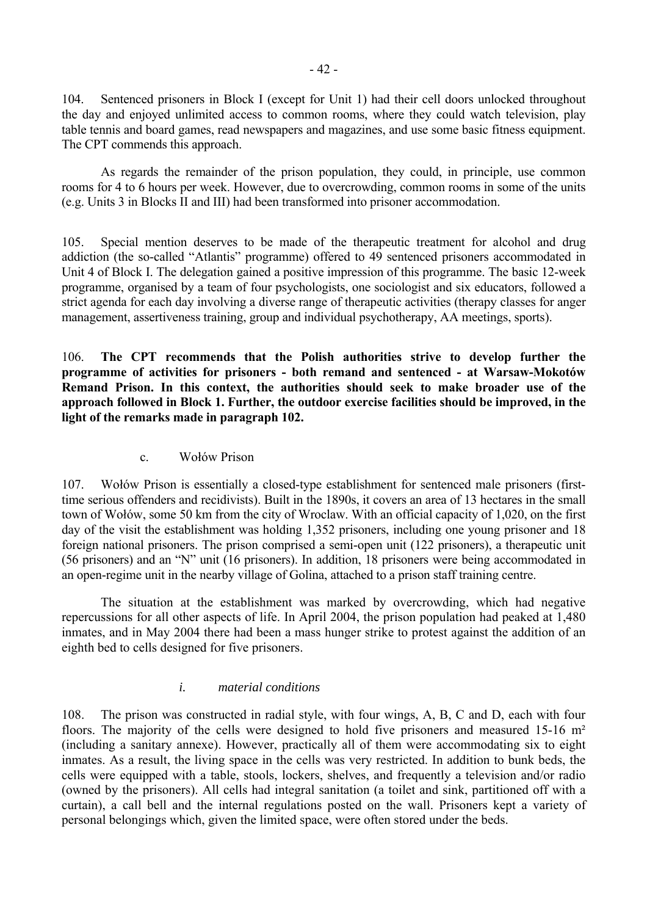104. Sentenced prisoners in Block I (except for Unit 1) had their cell doors unlocked throughout the day and enjoyed unlimited access to common rooms, where they could watch television, play table tennis and board games, read newspapers and magazines, and use some basic fitness equipment. The CPT commends this approach.

As regards the remainder of the prison population, they could, in principle, use common rooms for 4 to 6 hours per week. However, due to overcrowding, common rooms in some of the units (e.g. Units 3 in Blocks II and III) had been transformed into prisoner accommodation.

105. Special mention deserves to be made of the therapeutic treatment for alcohol and drug addiction (the so-called "Atlantis" programme) offered to 49 sentenced prisoners accommodated in Unit 4 of Block I. The delegation gained a positive impression of this programme. The basic 12-week programme, organised by a team of four psychologists, one sociologist and six educators, followed a strict agenda for each day involving a diverse range of therapeutic activities (therapy classes for anger management, assertiveness training, group and individual psychotherapy, AA meetings, sports).

106. **The CPT recommends that the Polish authorities strive to develop further the programme of activities for prisoners - both remand and sentenced - at Warsaw-Mokotów Remand Prison. In this context, the authorities should seek to make broader use of the approach followed in Block 1. Further, the outdoor exercise facilities should be improved, in the light of the remarks made in paragraph 102.**

### c. Wołów Prison

107. Wołów Prison is essentially a closed-type establishment for sentenced male prisoners (first-time serious offenders and recidivists). Built in the 1890s, it covers an area of 13 hectares in the small town of Wołów, some 50 km from the city of Wroclaw. With an official capacity of 1,020, on the first day of the visit the establishment was holding 1,352 prisoners, including one young prisoner and 18 foreign national prisoners. The prison comprised a semi-open unit (122 prisoners), a therapeutic unit (56 prisoners) and an "N" unit (16 prisoners). In addition, 18 prisoners were being accommodated in an open-regime unit in the nearby village of Golina, attached to a prison staff training centre.

The situation at the establishment was marked by overcrowding, which had negative repercussions for all other aspects of life. In April 2004, the prison population had peaked at 1,480 inmates, and in May 2004 there had been a mass hunger strike to protest against the addition of an eighth bed to cells designed for five prisoners.

#### *i. material conditions*

108. The prison was constructed in radial style, with four wings, A, B, C and D, each with four floors. The majority of the cells were designed to hold five prisoners and measured 15-16 m² (including a sanitary annexe). However, practically all of them were accommodating six to eight inmates. As a result, the living space in the cells was very restricted. In addition to bunk beds, the cells were equipped with a table, stools, lockers, shelves, and frequently a television and/or radio (owned by the prisoners). All cells had integral sanitation (a toilet and sink, partitioned off with a curtain), a call bell and the internal regulations posted on the wall. Prisoners kept a variety of personal belongings which, given the limited space, were often stored under the beds.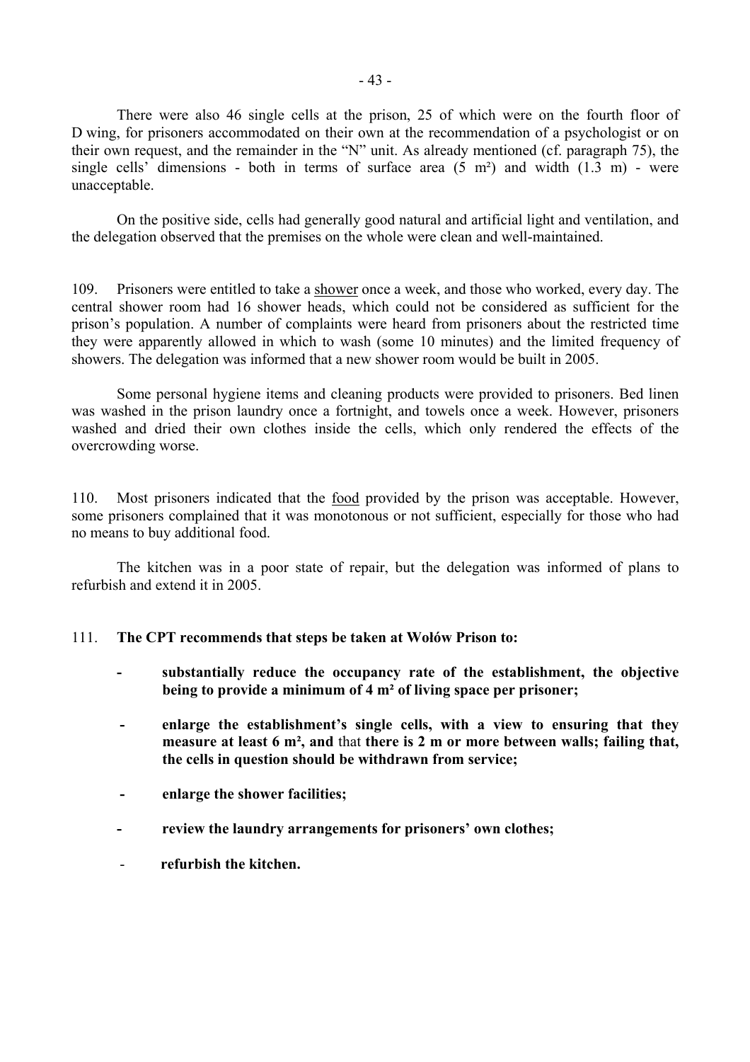There were also 46 single cells at the prison, 25 of which were on the fourth floor of D wing, for prisoners accommodated on their own at the recommendation of a psychologist or on their own request, and the remainder in the "N" unit. As already mentioned (cf. paragraph 75), the single cells' dimensions - both in terms of surface area (5 m²) and width (1.3 m) - were unacceptable.

On the positive side, cells had generally good natural and artificial light and ventilation, and the delegation observed that the premises on the whole were clean and well-maintained.

109. Prisoners were entitled to take a shower once a week, and those who worked, every day. The central shower room had 16 shower heads, which could not be considered as sufficient for the prison's population. A number of complaints were heard from prisoners about the restricted time they were apparently allowed in which to wash (some 10 minutes) and the limited frequency of showers. The delegation was informed that a new shower room would be built in 2005.

Some personal hygiene items and cleaning products were provided to prisoners. Bed linen was washed in the prison laundry once a fortnight, and towels once a week. However, prisoners washed and dried their own clothes inside the cells, which only rendered the effects of the overcrowding worse.

110. Most prisoners indicated that the food provided by the prison was acceptable. However, some prisoners complained that it was monotonous or not sufficient, especially for those who had no means to buy additional food.

The kitchen was in a poor state of repair, but the delegation was informed of plans to refurbish and extend it in 2005.

111. **The CPT recommends that steps be taken at Wołów Prison to:**

- **substantially reduce the occupancy rate of the establishment, the objective being to provide a minimum of 4 m² of living space per prisoner;**
- **enlarge the establishment's single cells, with a view to ensuring that they measure at least 6 m², and** that **there is 2 m or more between walls; failing that, the cells in question should be withdrawn from service;**
- **enlarge the shower facilities;**
- **review the laundry arrangements for prisoners' own clothes;**
- **refurbish the kitchen.**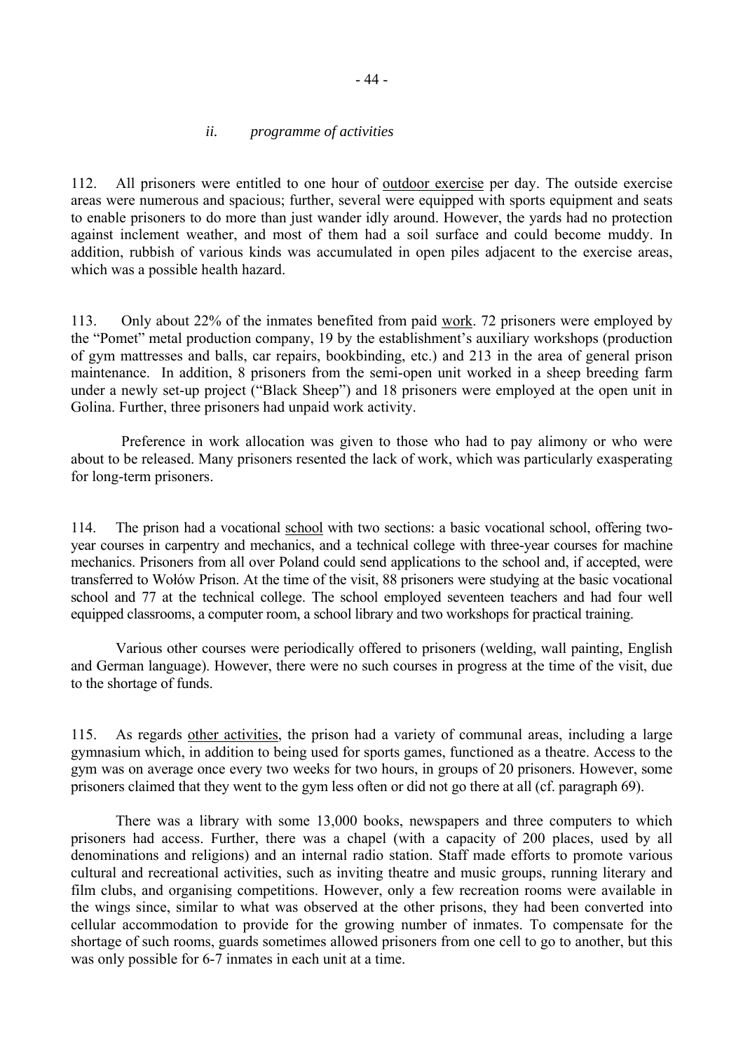*ii. programme of activities*

112. All prisoners were entitled to one hour of outdoor exercise per day. The outside exercise areas were numerous and spacious; further, several were equipped with sports equipment and seats to enable prisoners to do more than just wander idly around. However, the yards had no protection against inclement weather, and most of them had a soil surface and could become muddy. In addition, rubbish of various kinds was accumulated in open piles adjacent to the exercise areas, which was a possible health hazard.

113. Only about 22% of the inmates benefited from paid work. 72 prisoners were employed by the "Pomet" metal production company, 19 by the establishment's auxiliary workshops (production of gym mattresses and balls, car repairs, bookbinding, etc.) and 213 in the area of general prison maintenance. In addition, 8 prisoners from the semi-open unit worked in a sheep breeding farm under a newly set-up project ("Black Sheep") and 18 prisoners were employed at the open unit in Golina. Further, three prisoners had unpaid work activity.

Preference in work allocation was given to those who had to pay alimony or who were about to be released. Many prisoners resented the lack of work, which was particularly exasperating for long-term prisoners.

114. The prison had a vocational school with two sections: a basic vocational school, offering two-year courses in carpentry and mechanics, and a technical college with three-year courses for machine mechanics. Prisoners from all over Poland could send applications to the school and, if accepted, were transferred to Wołów Prison. At the time of the visit, 88 prisoners were studying at the basic vocational school and 77 at the technical college. The school employed seventeen teachers and had four well equipped classrooms, a computer room, a school library and two workshops for practical training.

Various other courses were periodically offered to prisoners (welding, wall painting, English and German language). However, there were no such courses in progress at the time of the visit, due to the shortage of funds.

115. As regards other activities, the prison had a variety of communal areas, including a large gymnasium which, in addition to being used for sports games, functioned as a theatre. Access to the gym was on average once every two weeks for two hours, in groups of 20 prisoners. However, some prisoners claimed that they went to the gym less often or did not go there at all (cf. paragraph 69).

There was a library with some 13,000 books, newspapers and three computers to which prisoners had access. Further, there was a chapel (with a capacity of 200 places, used by all denominations and religions) and an internal radio station. Staff made efforts to promote various cultural and recreational activities, such as inviting theatre and music groups, running literary and film clubs, and organising competitions. However, only a few recreation rooms were available in the wings since, similar to what was observed at the other prisons, they had been converted into cellular accommodation to provide for the growing number of inmates. To compensate for the shortage of such rooms, guards sometimes allowed prisoners from one cell to go to another, but this was only possible for 6-7 inmates in each unit at a time.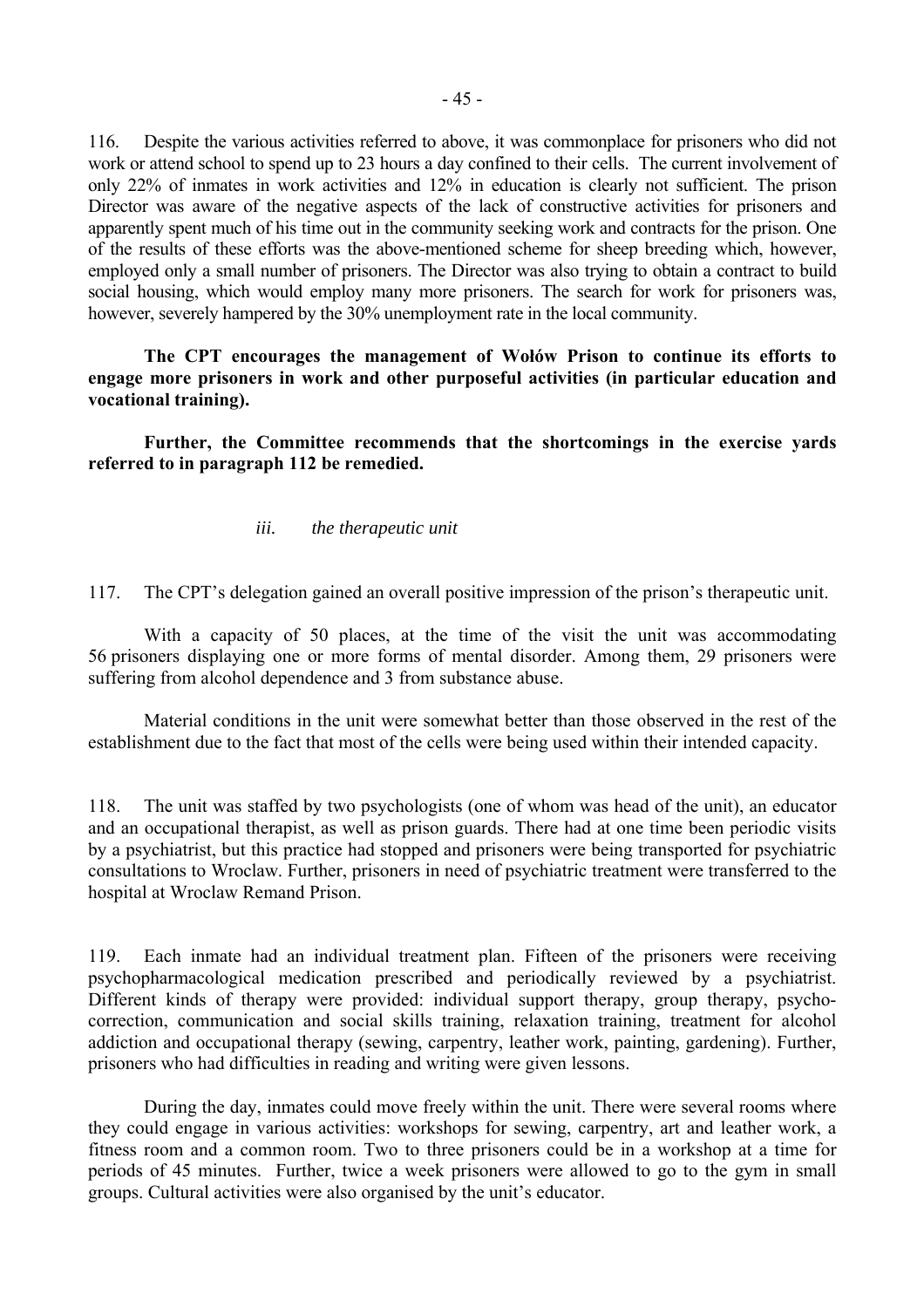116. Despite the various activities referred to above, it was commonplace for prisoners who did not work or attend school to spend up to 23 hours a day confined to their cells. The current involvement of only 22% of inmates in work activities and 12% in education is clearly not sufficient. The prison Director was aware of the negative aspects of the lack of constructive activities for prisoners and apparently spent much of his time out in the community seeking work and contracts for the prison. One of the results of these efforts was the above-mentioned scheme for sheep breeding which, however, employed only a small number of prisoners. The Director was also trying to obtain a contract to build social housing, which would employ many more prisoners. The search for work for prisoners was, however, severely hampered by the 30% unemployment rate in the local community.

**The CPT encourages the management of Wołów Prison to continue its efforts to engage more prisoners in work and other purposeful activities (in particular education and vocational training).**

**Further, the Committee recommends that the shortcomings in the exercise yards referred to in paragraph 112 be remedied.**

*iii. the therapeutic unit*

117. The CPT's delegation gained an overall positive impression of the prison's therapeutic unit.

With a capacity of 50 places, at the time of the visit the unit was accommodating 56 prisoners displaying one or more forms of mental disorder. Among them, 29 prisoners were suffering from alcohol dependence and 3 from substance abuse.

Material conditions in the unit were somewhat better than those observed in the rest of the establishment due to the fact that most of the cells were being used within their intended capacity.

118. The unit was staffed by two psychologists (one of whom was head of the unit), an educator and an occupational therapist, as well as prison guards. There had at one time been periodic visits by a psychiatrist, but this practice had stopped and prisoners were being transported for psychiatric consultations to Wroclaw. Further, prisoners in need of psychiatric treatment were transferred to the hospital at Wroclaw Remand Prison.

119. Each inmate had an individual treatment plan. Fifteen of the prisoners were receiving psychopharmacological medication prescribed and periodically reviewed by a psychiatrist. Different kinds of therapy were provided: individual support therapy, group therapy, psycho-correction, communication and social skills training, relaxation training, treatment for alcohol addiction and occupational therapy (sewing, carpentry, leather work, painting, gardening). Further, prisoners who had difficulties in reading and writing were given lessons.

During the day, inmates could move freely within the unit. There were several rooms where they could engage in various activities: workshops for sewing, carpentry, art and leather work, a fitness room and a common room. Two to three prisoners could be in a workshop at a time for periods of 45 minutes. Further, twice a week prisoners were allowed to go to the gym in small groups. Cultural activities were also organised by the unit's educator.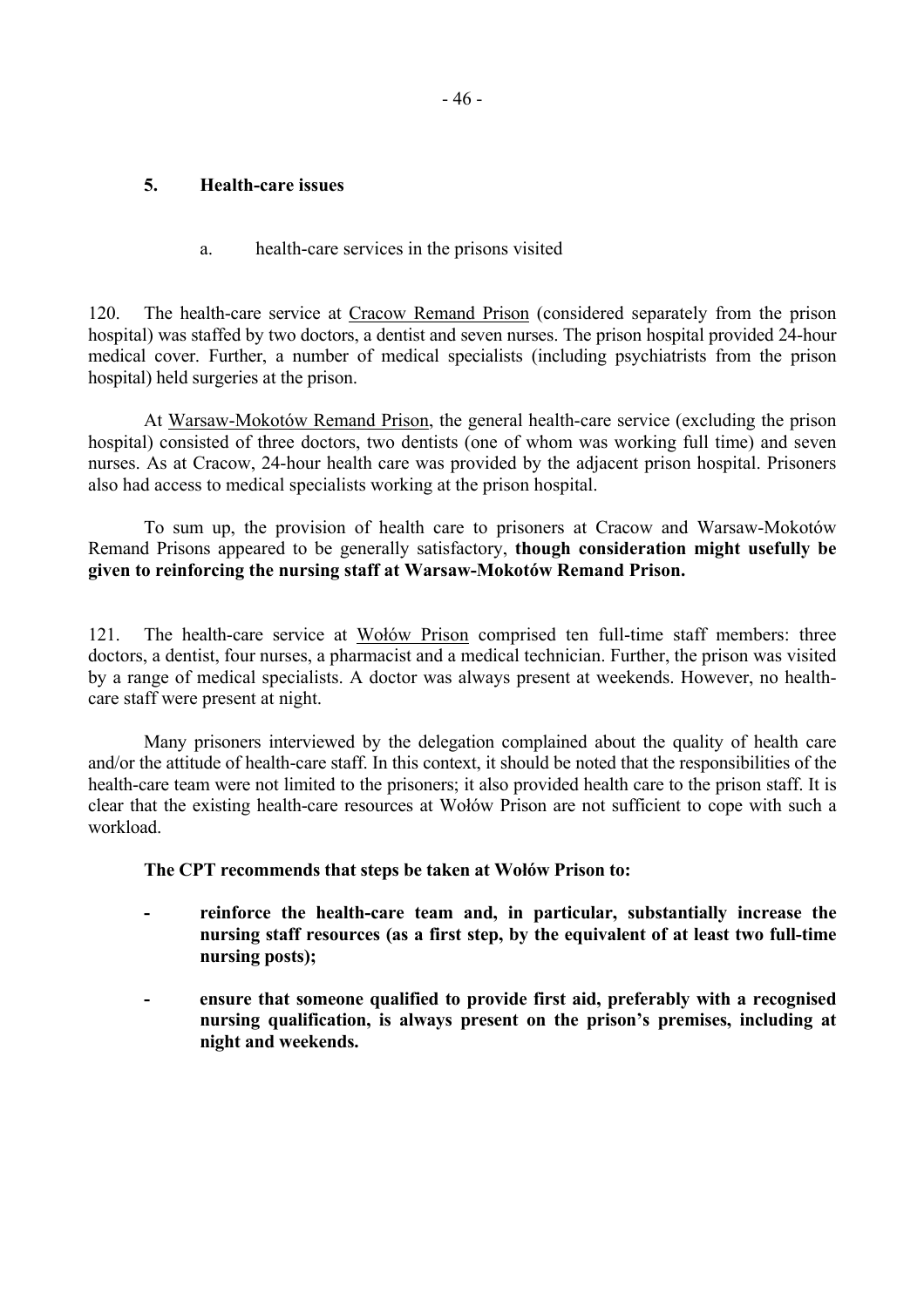## 5. Health-care issues

### a. health-care services in the prisons visited

120. The health-care service at Cracow Remand Prison (considered separately from the prison hospital) was staffed by two doctors, a dentist and seven nurses. The prison hospital provided 24-hour medical cover. Further, a number of medical specialists (including psychiatrists from the prison hospital) held surgeries at the prison.

At Warsaw-Mokotów Remand Prison, the general health-care service (excluding the prison hospital) consisted of three doctors, two dentists (one of whom was working full time) and seven nurses. As at Cracow, 24-hour health care was provided by the adjacent prison hospital. Prisoners also had access to medical specialists working at the prison hospital.

To sum up, the provision of health care to prisoners at Cracow and Warsaw-Mokotów Remand Prisons appeared to be generally satisfactory, **though consideration might usefully be given to reinforcing the nursing staff at Warsaw-Mokotów Remand Prison.**

121. The health-care service at Wołów Prison comprised ten full-time staff members: three doctors, a dentist, four nurses, a pharmacist and a medical technician. Further, the prison was visited by a range of medical specialists. A doctor was always present at weekends. However, no health-care staff were present at night.

Many prisoners interviewed by the delegation complained about the quality of health care and/or the attitude of health-care staff. In this context, it should be noted that the responsibilities of the health-care team were not limited to the prisoners; it also provided health care to the prison staff. It is clear that the existing health-care resources at Wołów Prison are not sufficient to cope with such a workload.

**The CPT recommends that steps be taken at Wołów Prison to:**

- **reinforce the health-care team and, in particular, substantially increase the nursing staff resources (as a first step, by the equivalent of at least two full-time nursing posts);**
- **ensure that someone qualified to provide first aid, preferably with a recognised nursing qualification, is always present on the prison's premises, including at night and weekends.**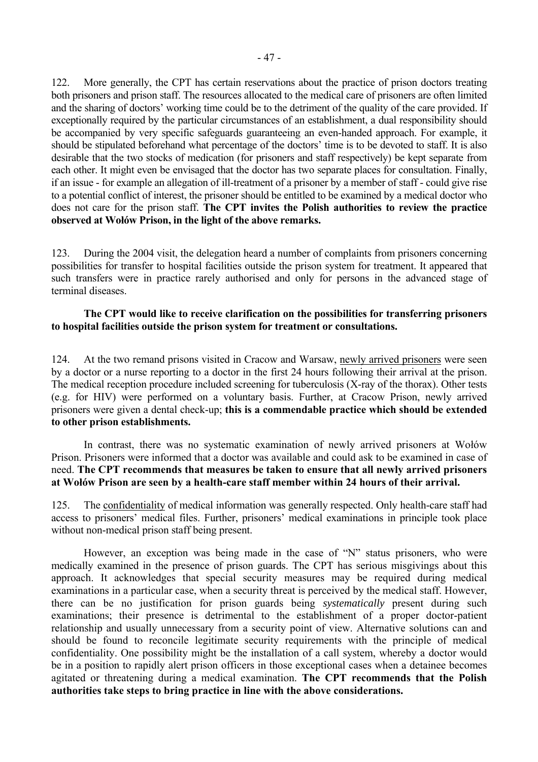122. More generally, the CPT has certain reservations about the practice of prison doctors treating both prisoners and prison staff. The resources allocated to the medical care of prisoners are often limited and the sharing of doctors' working time could be to the detriment of the quality of the care provided. If exceptionally required by the particular circumstances of an establishment, a dual responsibility should be accompanied by very specific safeguards guaranteeing an even-handed approach. For example, it should be stipulated beforehand what percentage of the doctors' time is to be devoted to staff. It is also desirable that the two stocks of medication (for prisoners and staff respectively) be kept separate from each other. It might even be envisaged that the doctor has two separate places for consultation. Finally, if an issue - for example an allegation of ill-treatment of a prisoner by a member of staff - could give rise to a potential conflict of interest, the prisoner should be entitled to be examined by a medical doctor who does not care for the prison staff. **The CPT invites the Polish authorities to review the practice observed at Wołów Prison, in the light of the above remarks.**

123. During the 2004 visit, the delegation heard a number of complaints from prisoners concerning possibilities for transfer to hospital facilities outside the prison system for treatment. It appeared that such transfers were in practice rarely authorised and only for persons in the advanced stage of terminal diseases.

**The CPT would like to receive clarification on the possibilities for transferring prisoners to hospital facilities outside the prison system for treatment or consultations.**

124. At the two remand prisons visited in Cracow and Warsaw, newly arrived prisoners were seen by a doctor or a nurse reporting to a doctor in the first 24 hours following their arrival at the prison. The medical reception procedure included screening for tuberculosis (X-ray of the thorax). Other tests (e.g. for HIV) were performed on a voluntary basis. Further, at Cracow Prison, newly arrived prisoners were given a dental check-up; **this is a commendable practice which should be extended to other prison establishments.**

In contrast, there was no systematic examination of newly arrived prisoners at Wołów Prison. Prisoners were informed that a doctor was available and could ask to be examined in case of need. **The CPT recommends that measures be taken to ensure that all newly arrived prisoners at Wołów Prison are seen by a health-care staff member within 24 hours of their arrival.**

125. The confidentiality of medical information was generally respected. Only health-care staff had access to prisoners' medical files. Further, prisoners' medical examinations in principle took place without non-medical prison staff being present.

However, an exception was being made in the case of "N" status prisoners, who were medically examined in the presence of prison guards. The CPT has serious misgivings about this approach. It acknowledges that special security measures may be required during medical examinations in a particular case, when a security threat is perceived by the medical staff. However, there can be no justification for prison guards being *systematically* present during such examinations; their presence is detrimental to the establishment of a proper doctor-patient relationship and usually unnecessary from a security point of view. Alternative solutions can and should be found to reconcile legitimate security requirements with the principle of medical confidentiality. One possibility might be the installation of a call system, whereby a doctor would be in a position to rapidly alert prison officers in those exceptional cases when a detainee becomes agitated or threatening during a medical examination. **The CPT recommends that the Polish authorities take steps to bring practice in line with the above considerations.**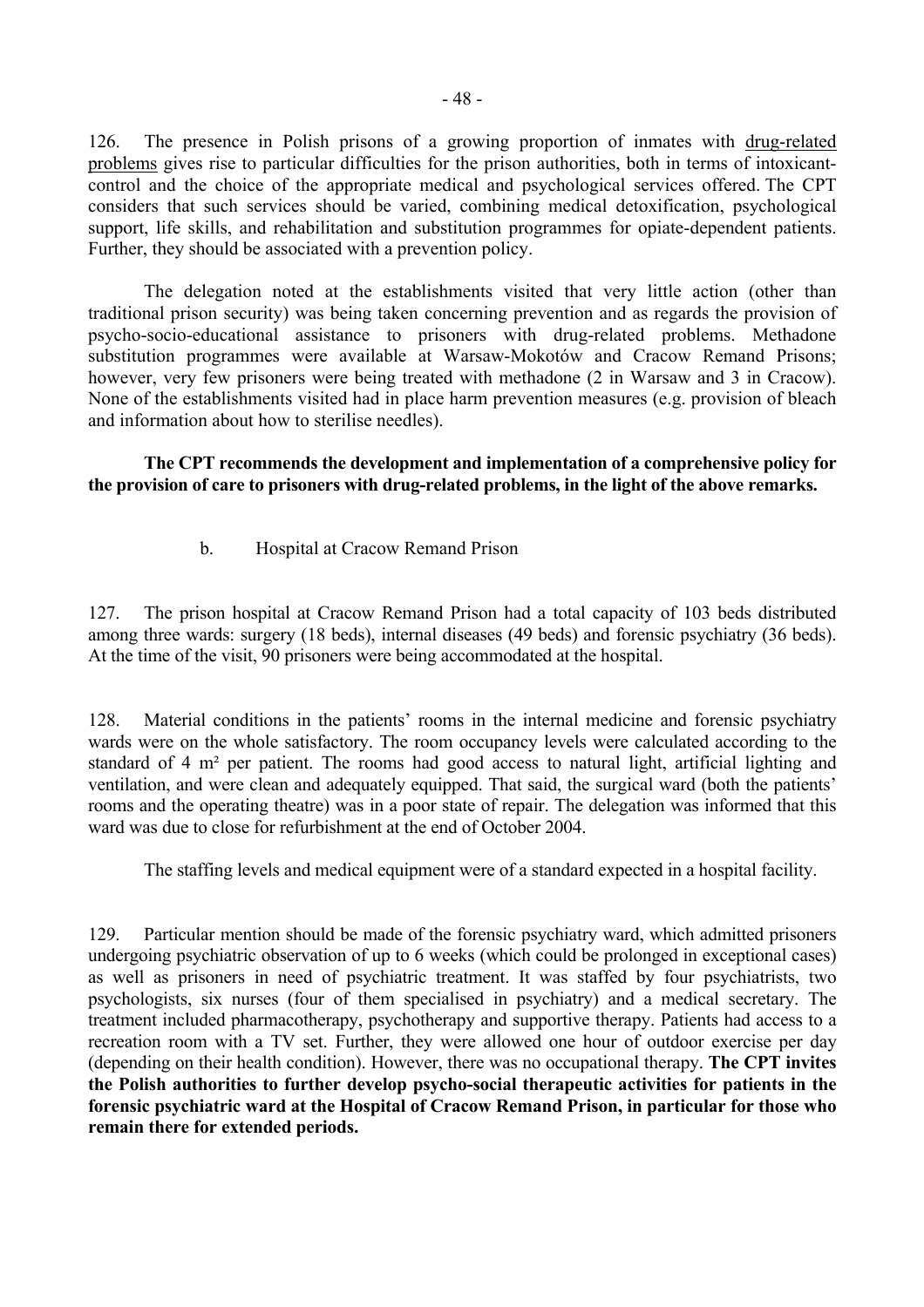126. The presence in Polish prisons of a growing proportion of inmates with drug-related problems gives rise to particular difficulties for the prison authorities, both in terms of intoxicant-control and the choice of the appropriate medical and psychological services offered. The CPT considers that such services should be varied, combining medical detoxification, psychological support, life skills, and rehabilitation and substitution programmes for opiate-dependent patients. Further, they should be associated with a prevention policy.

The delegation noted at the establishments visited that very little action (other than traditional prison security) was being taken concerning prevention and as regards the provision of psycho-socio-educational assistance to prisoners with drug-related problems. Methadone substitution programmes were available at Warsaw-Mokotów and Cracow Remand Prisons; however, very few prisoners were being treated with methadone (2 in Warsaw and 3 in Cracow). None of the establishments visited had in place harm prevention measures (e.g. provision of bleach and information about how to sterilise needles).

**The CPT recommends the development and implementation of a comprehensive policy for the provision of care to prisoners with drug-related problems, in the light of the above remarks.**

### b. Hospital at Cracow Remand Prison

127. The prison hospital at Cracow Remand Prison had a total capacity of 103 beds distributed among three wards: surgery (18 beds), internal diseases (49 beds) and forensic psychiatry (36 beds). At the time of the visit, 90 prisoners were being accommodated at the hospital.

128. Material conditions in the patients' rooms in the internal medicine and forensic psychiatry wards were on the whole satisfactory. The room occupancy levels were calculated according to the standard of 4 m² per patient. The rooms had good access to natural light, artificial lighting and ventilation, and were clean and adequately equipped. That said, the surgical ward (both the patients' rooms and the operating theatre) was in a poor state of repair. The delegation was informed that this ward was due to close for refurbishment at the end of October 2004.

The staffing levels and medical equipment were of a standard expected in a hospital facility.

129. Particular mention should be made of the forensic psychiatry ward, which admitted prisoners undergoing psychiatric observation of up to 6 weeks (which could be prolonged in exceptional cases) as well as prisoners in need of psychiatric treatment. It was staffed by four psychiatrists, two psychologists, six nurses (four of them specialised in psychiatry) and a medical secretary. The treatment included pharmacotherapy, psychotherapy and supportive therapy. Patients had access to a recreation room with a TV set. Further, they were allowed one hour of outdoor exercise per day (depending on their health condition). However, there was no occupational therapy. **The CPT invites the Polish authorities to further develop psycho-social therapeutic activities for patients in the forensic psychiatric ward at the Hospital of Cracow Remand Prison, in particular for those who remain there for extended periods.**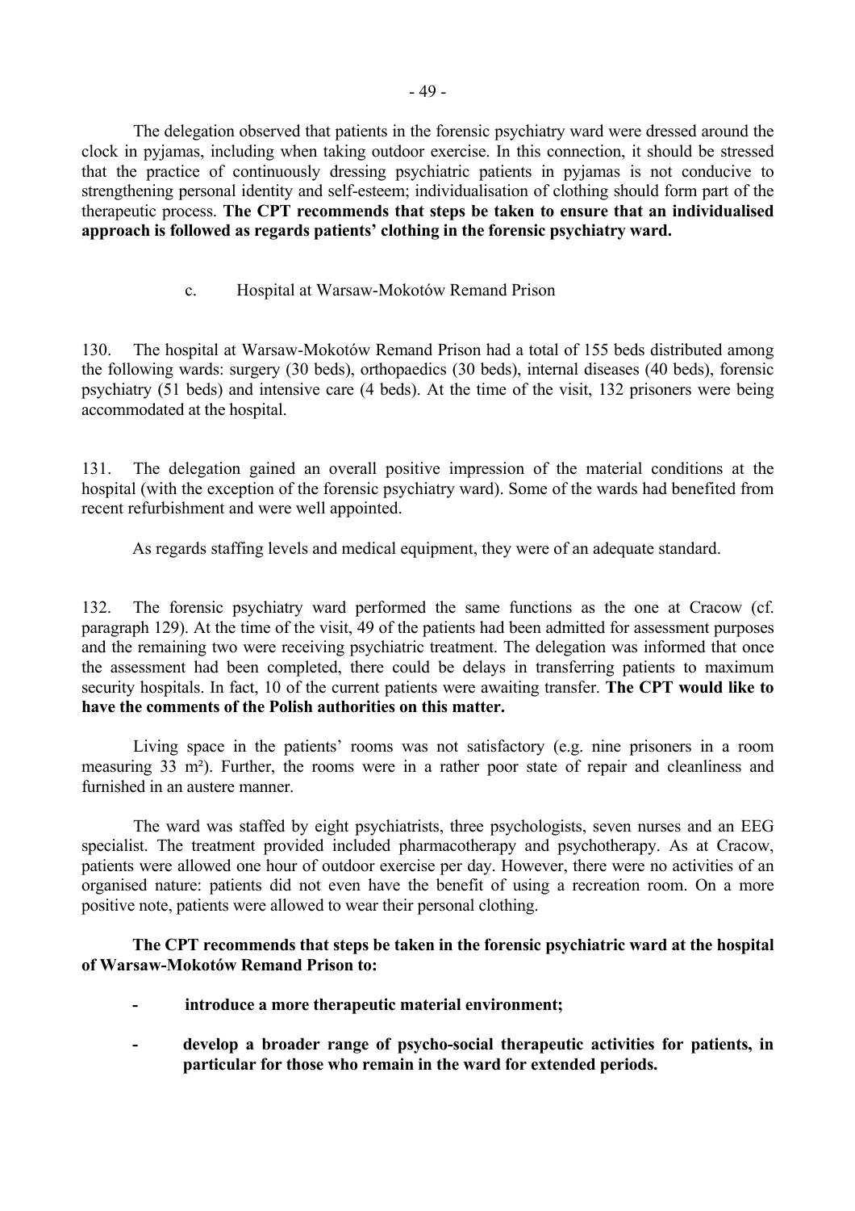The delegation observed that patients in the forensic psychiatry ward were dressed around the clock in pyjamas, including when taking outdoor exercise. In this connection, it should be stressed that the practice of continuously dressing psychiatric patients in pyjamas is not conducive to strengthening personal identity and self-esteem; individualisation of clothing should form part of the therapeutic process. **The CPT recommends that steps be taken to ensure that an individualised approach is followed as regards patients' clothing in the forensic psychiatry ward.**

c. Hospital at Warsaw-Mokotów Remand Prison

130. The hospital at Warsaw-Mokotów Remand Prison had a total of 155 beds distributed among the following wards: surgery (30 beds), orthopaedics (30 beds), internal diseases (40 beds), forensic psychiatry (51 beds) and intensive care (4 beds). At the time of the visit, 132 prisoners were being accommodated at the hospital.

131. The delegation gained an overall positive impression of the material conditions at the hospital (with the exception of the forensic psychiatry ward). Some of the wards had benefited from recent refurbishment and were well appointed.

As regards staffing levels and medical equipment, they were of an adequate standard.

132. The forensic psychiatry ward performed the same functions as the one at Cracow (cf. paragraph 129). At the time of the visit, 49 of the patients had been admitted for assessment purposes and the remaining two were receiving psychiatric treatment. The delegation was informed that once the assessment had been completed, there could be delays in transferring patients to maximum security hospitals. In fact, 10 of the current patients were awaiting transfer. **The CPT would like to have the comments of the Polish authorities on this matter.**

Living space in the patients' rooms was not satisfactory (e.g. nine prisoners in a room measuring 33 m²). Further, the rooms were in a rather poor state of repair and cleanliness and furnished in an austere manner.

The ward was staffed by eight psychiatrists, three psychologists, seven nurses and an EEG specialist. The treatment provided included pharmacotherapy and psychotherapy. As at Cracow, patients were allowed one hour of outdoor exercise per day. However, there were no activities of an organised nature: patients did not even have the benefit of using a recreation room. On a more positive note, patients were allowed to wear their personal clothing.

**The CPT recommends that steps be taken in the forensic psychiatric ward at the hospital of Warsaw-Mokotów Remand Prison to:**

- **introduce a more therapeutic material environment;**
- **develop a broader range of psycho-social therapeutic activities for patients, in particular for those who remain in the ward for extended periods.**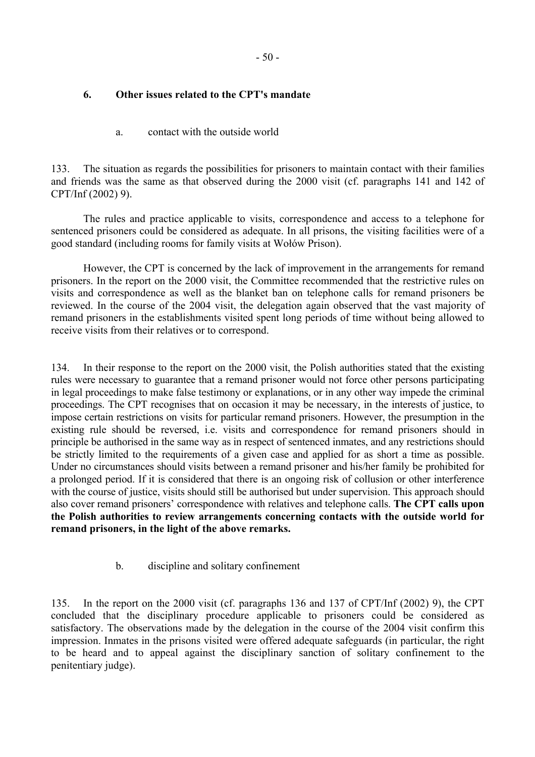## 6. Other issues related to the CPT's mandate

### a. contact with the outside world

133. The situation as regards the possibilities for prisoners to maintain contact with their families and friends was the same as that observed during the 2000 visit (cf. paragraphs 141 and 142 of CPT/Inf (2002) 9).

The rules and practice applicable to visits, correspondence and access to a telephone for sentenced prisoners could be considered as adequate. In all prisons, the visiting facilities were of a good standard (including rooms for family visits at Wołów Prison).

However, the CPT is concerned by the lack of improvement in the arrangements for remand prisoners. In the report on the 2000 visit, the Committee recommended that the restrictive rules on visits and correspondence as well as the blanket ban on telephone calls for remand prisoners be reviewed. In the course of the 2004 visit, the delegation again observed that the vast majority of remand prisoners in the establishments visited spent long periods of time without being allowed to receive visits from their relatives or to correspond.

134. In their response to the report on the 2000 visit, the Polish authorities stated that the existing rules were necessary to guarantee that a remand prisoner would not force other persons participating in legal proceedings to make false testimony or explanations, or in any other way impede the criminal proceedings. The CPT recognises that on occasion it may be necessary, in the interests of justice, to impose certain restrictions on visits for particular remand prisoners. However, the presumption in the existing rule should be reversed, i.e. visits and correspondence for remand prisoners should in principle be authorised in the same way as in respect of sentenced inmates, and any restrictions should be strictly limited to the requirements of a given case and applied for as short a time as possible. Under no circumstances should visits between a remand prisoner and his/her family be prohibited for a prolonged period. If it is considered that there is an ongoing risk of collusion or other interference with the course of justice, visits should still be authorised but under supervision. This approach should also cover remand prisoners' correspondence with relatives and telephone calls. **The CPT calls upon the Polish authorities to review arrangements concerning contacts with the outside world for remand prisoners, in the light of the above remarks.**

### b. discipline and solitary confinement

135. In the report on the 2000 visit (cf. paragraphs 136 and 137 of CPT/Inf (2002) 9), the CPT concluded that the disciplinary procedure applicable to prisoners could be considered as satisfactory. The observations made by the delegation in the course of the 2004 visit confirm this impression. Inmates in the prisons visited were offered adequate safeguards (in particular, the right to be heard and to appeal against the disciplinary sanction of solitary confinement to the penitentiary judge).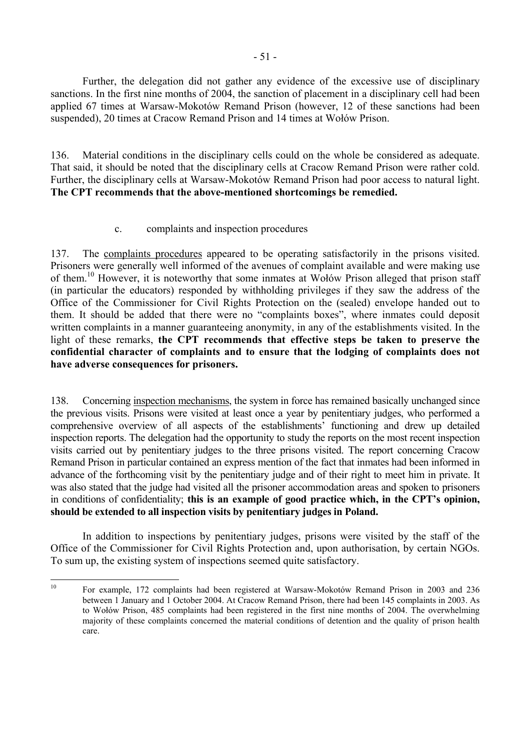Further, the delegation did not gather any evidence of the excessive use of disciplinary sanctions. In the first nine months of 2004, the sanction of placement in a disciplinary cell had been applied 67 times at Warsaw-Mokotów Remand Prison (however, 12 of these sanctions had been suspended), 20 times at Cracow Remand Prison and 14 times at Wołów Prison.

136. Material conditions in the disciplinary cells could on the whole be considered as adequate. That said, it should be noted that the disciplinary cells at Cracow Remand Prison were rather cold. Further, the disciplinary cells at Warsaw-Mokotów Remand Prison had poor access to natural light. **The CPT recommends that the above-mentioned shortcomings be remedied.**

c. complaints and inspection procedures

137. The complaints procedures appeared to be operating satisfactorily in the prisons visited. Prisoners were generally well informed of the avenues of complaint available and were making use of them.[10] However, it is noteworthy that some inmates at Wołów Prison alleged that prison staff (in particular the educators) responded by withholding privileges if they saw the address of the Office of the Commissioner for Civil Rights Protection on the (sealed) envelope handed out to them. It should be added that there were no "complaints boxes", where inmates could deposit written complaints in a manner guaranteeing anonymity, in any of the establishments visited. In the light of these remarks, **the CPT recommends that effective steps be taken to preserve the confidential character of complaints and to ensure that the lodging of complaints does not have adverse consequences for prisoners.**

138. Concerning inspection mechanisms, the system in force has remained basically unchanged since the previous visits. Prisons were visited at least once a year by penitentiary judges, who performed a comprehensive overview of all aspects of the establishments' functioning and drew up detailed inspection reports. The delegation had the opportunity to study the reports on the most recent inspection visits carried out by penitentiary judges to the three prisons visited. The report concerning Cracow Remand Prison in particular contained an express mention of the fact that inmates had been informed in advance of the forthcoming visit by the penitentiary judge and of their right to meet him in private. It was also stated that the judge had visited all the prisoner accommodation areas and spoken to prisoners in conditions of confidentiality; **this is an example of good practice which, in the CPT's opinion, should be extended to all inspection visits by penitentiary judges in Poland.**

In addition to inspections by penitentiary judges, prisons were visited by the staff of the Office of the Commissioner for Civil Rights Protection and, upon authorisation, by certain NGOs. To sum up, the existing system of inspections seemed quite satisfactory.

---

[10] For example, 172 complaints had been registered at Warsaw-Mokotów Remand Prison in 2003 and 236 between 1 January and 1 October 2004. At Cracow Remand Prison, there had been 145 complaints in 2003. As to Wołów Prison, 485 complaints had been registered in the first nine months of 2004. The overwhelming majority of these complaints concerned the material conditions of detention and the quality of prison health care.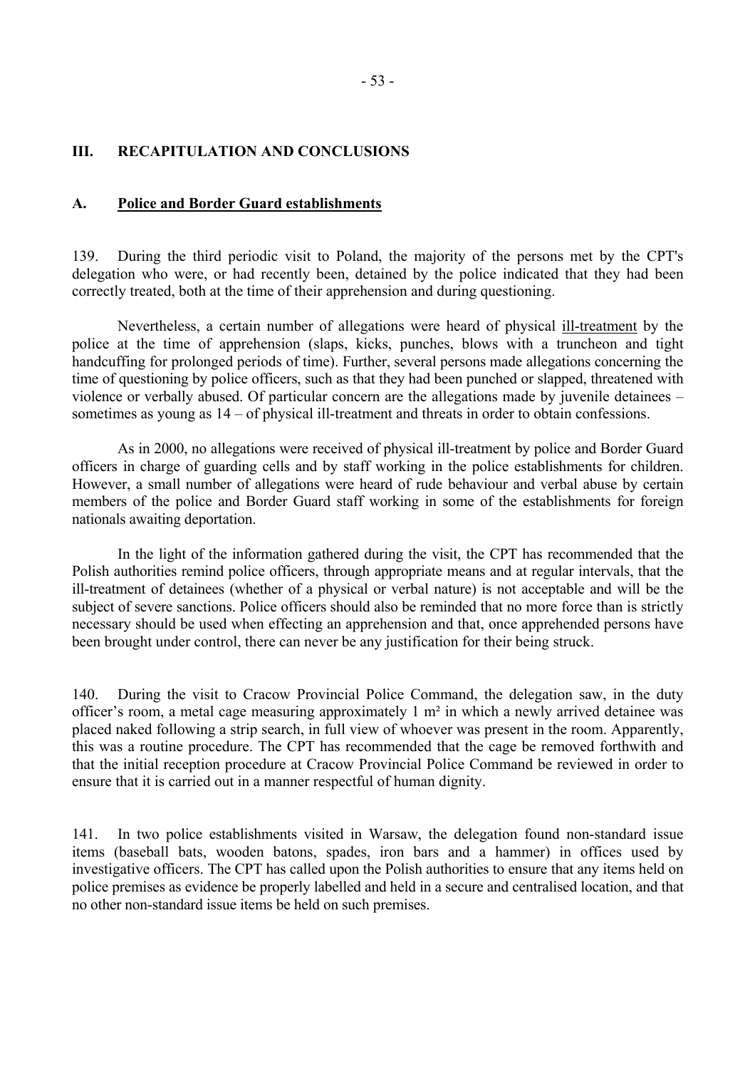## III. RECAPITULATION AND CONCLUSIONS

### A. Police and Border Guard establishments

139. During the third periodic visit to Poland, the majority of the persons met by the CPT's delegation who were, or had recently been, detained by the police indicated that they had been correctly treated, both at the time of their apprehension and during questioning.

Nevertheless, a certain number of allegations were heard of physical ill-treatment by the police at the time of apprehension (slaps, kicks, punches, blows with a truncheon and tight handcuffing for prolonged periods of time). Further, several persons made allegations concerning the time of questioning by police officers, such as that they had been punched or slapped, threatened with violence or verbally abused. Of particular concern are the allegations made by juvenile detainees – sometimes as young as 14 – of physical ill-treatment and threats in order to obtain confessions.

As in 2000, no allegations were received of physical ill-treatment by police and Border Guard officers in charge of guarding cells and by staff working in the police establishments for children. However, a small number of allegations were heard of rude behaviour and verbal abuse by certain members of the police and Border Guard staff working in some of the establishments for foreign nationals awaiting deportation.

In the light of the information gathered during the visit, the CPT has recommended that the Polish authorities remind police officers, through appropriate means and at regular intervals, that the ill-treatment of detainees (whether of a physical or verbal nature) is not acceptable and will be the subject of severe sanctions. Police officers should also be reminded that no more force than is strictly necessary should be used when effecting an apprehension and that, once apprehended persons have been brought under control, there can never be any justification for their being struck.

140. During the visit to Cracow Provincial Police Command, the delegation saw, in the duty officer's room, a metal cage measuring approximately 1 m² in which a newly arrived detainee was placed naked following a strip search, in full view of whoever was present in the room. Apparently, this was a routine procedure. The CPT has recommended that the cage be removed forthwith and that the initial reception procedure at Cracow Provincial Police Command be reviewed in order to ensure that it is carried out in a manner respectful of human dignity.

141. In two police establishments visited in Warsaw, the delegation found non-standard issue items (baseball bats, wooden batons, spades, iron bars and a hammer) in offices used by investigative officers. The CPT has called upon the Polish authorities to ensure that any items held on police premises as evidence be properly labelled and held in a secure and centralised location, and that no other non-standard issue items be held on such premises.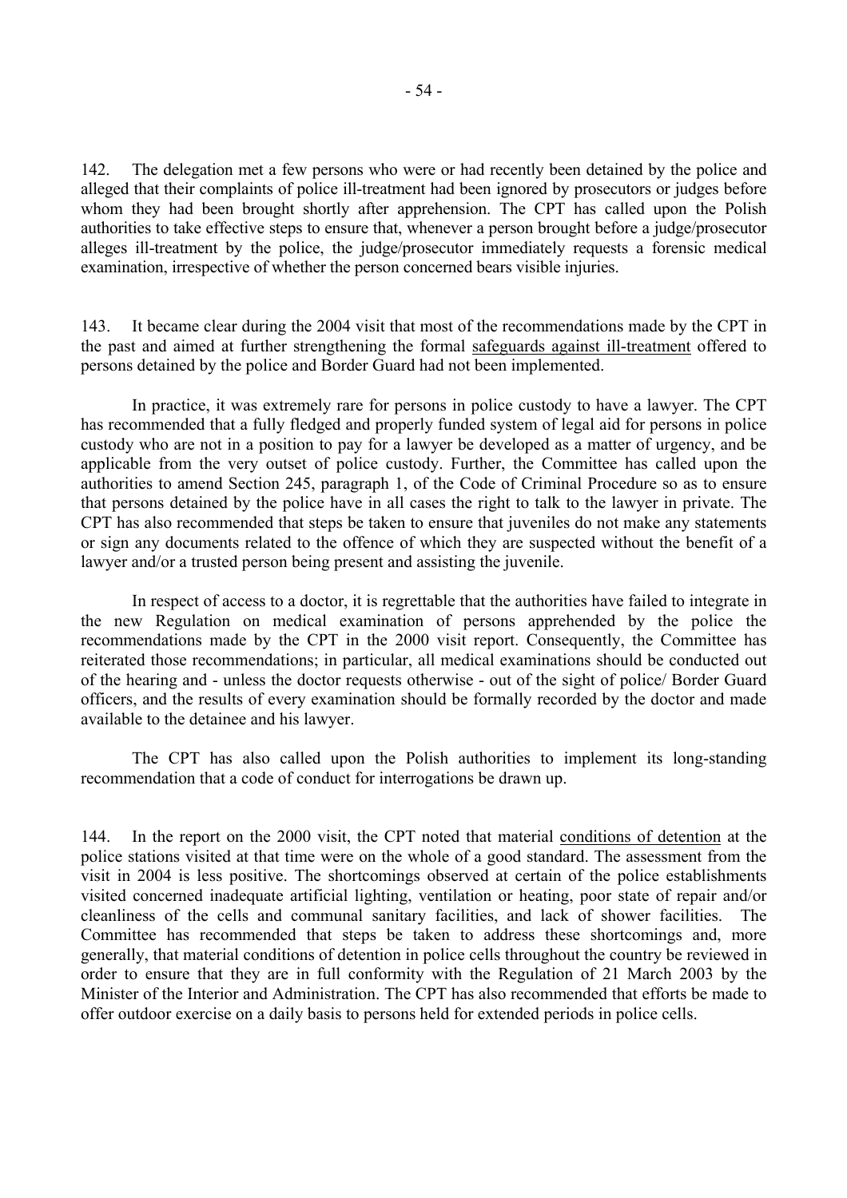142. The delegation met a few persons who were or had recently been detained by the police and alleged that their complaints of police ill-treatment had been ignored by prosecutors or judges before whom they had been brought shortly after apprehension. The CPT has called upon the Polish authorities to take effective steps to ensure that, whenever a person brought before a judge/prosecutor alleges ill-treatment by the police, the judge/prosecutor immediately requests a forensic medical examination, irrespective of whether the person concerned bears visible injuries.

143. It became clear during the 2004 visit that most of the recommendations made by the CPT in the past and aimed at further strengthening the formal safeguards against ill-treatment offered to persons detained by the police and Border Guard had not been implemented.

In practice, it was extremely rare for persons in police custody to have a lawyer. The CPT has recommended that a fully fledged and properly funded system of legal aid for persons in police custody who are not in a position to pay for a lawyer be developed as a matter of urgency, and be applicable from the very outset of police custody. Further, the Committee has called upon the authorities to amend Section 245, paragraph 1, of the Code of Criminal Procedure so as to ensure that persons detained by the police have in all cases the right to talk to the lawyer in private. The CPT has also recommended that steps be taken to ensure that juveniles do not make any statements or sign any documents related to the offence of which they are suspected without the benefit of a lawyer and/or a trusted person being present and assisting the juvenile.

In respect of access to a doctor, it is regrettable that the authorities have failed to integrate in the new Regulation on medical examination of persons apprehended by the police the recommendations made by the CPT in the 2000 visit report. Consequently, the Committee has reiterated those recommendations; in particular, all medical examinations should be conducted out of the hearing and - unless the doctor requests otherwise - out of the sight of police/ Border Guard officers, and the results of every examination should be formally recorded by the doctor and made available to the detainee and his lawyer.

The CPT has also called upon the Polish authorities to implement its long-standing recommendation that a code of conduct for interrogations be drawn up.

144. In the report on the 2000 visit, the CPT noted that material conditions of detention at the police stations visited at that time were on the whole of a good standard. The assessment from the visit in 2004 is less positive. The shortcomings observed at certain of the police establishments visited concerned inadequate artificial lighting, ventilation or heating, poor state of repair and/or cleanliness of the cells and communal sanitary facilities, and lack of shower facilities. The Committee has recommended that steps be taken to address these shortcomings and, more generally, that material conditions of detention in police cells throughout the country be reviewed in order to ensure that they are in full conformity with the Regulation of 21 March 2003 by the Minister of the Interior and Administration. The CPT has also recommended that efforts be made to offer outdoor exercise on a daily basis to persons held for extended periods in police cells.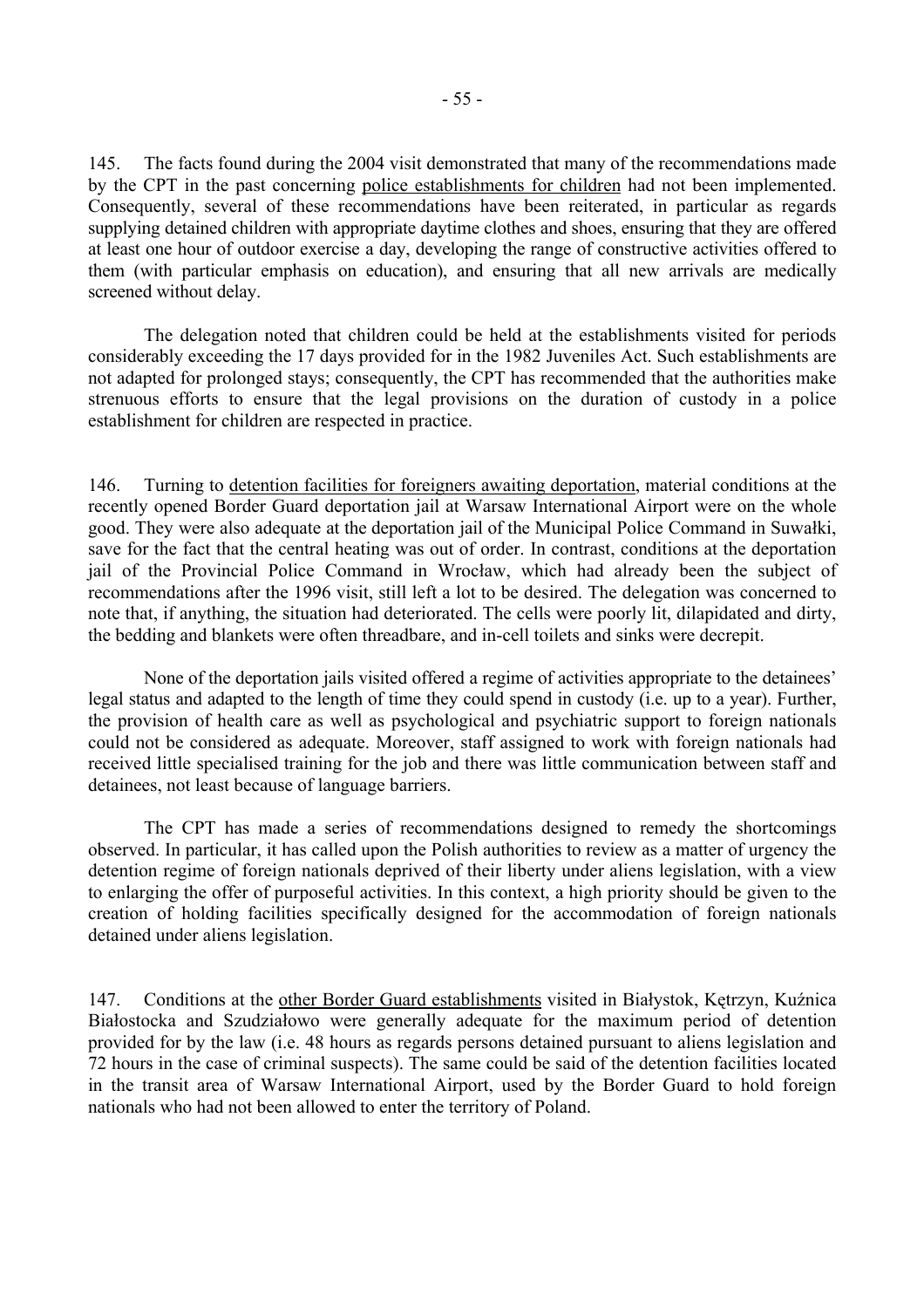145. The facts found during the 2004 visit demonstrated that many of the recommendations made by the CPT in the past concerning police establishments for children had not been implemented. Consequently, several of these recommendations have been reiterated, in particular as regards supplying detained children with appropriate daytime clothes and shoes, ensuring that they are offered at least one hour of outdoor exercise a day, developing the range of constructive activities offered to them (with particular emphasis on education), and ensuring that all new arrivals are medically screened without delay.

The delegation noted that children could be held at the establishments visited for periods considerably exceeding the 17 days provided for in the 1982 Juveniles Act. Such establishments are not adapted for prolonged stays; consequently, the CPT has recommended that the authorities make strenuous efforts to ensure that the legal provisions on the duration of custody in a police establishment for children are respected in practice.

146. Turning to detention facilities for foreigners awaiting deportation, material conditions at the recently opened Border Guard deportation jail at Warsaw International Airport were on the whole good. They were also adequate at the deportation jail of the Municipal Police Command in Suwałki, save for the fact that the central heating was out of order. In contrast, conditions at the deportation jail of the Provincial Police Command in Wrocław, which had already been the subject of recommendations after the 1996 visit, still left a lot to be desired. The delegation was concerned to note that, if anything, the situation had deteriorated. The cells were poorly lit, dilapidated and dirty, the bedding and blankets were often threadbare, and in-cell toilets and sinks were decrepit.

None of the deportation jails visited offered a regime of activities appropriate to the detainees' legal status and adapted to the length of time they could spend in custody (i.e. up to a year). Further, the provision of health care as well as psychological and psychiatric support to foreign nationals could not be considered as adequate. Moreover, staff assigned to work with foreign nationals had received little specialised training for the job and there was little communication between staff and detainees, not least because of language barriers.

The CPT has made a series of recommendations designed to remedy the shortcomings observed. In particular, it has called upon the Polish authorities to review as a matter of urgency the detention regime of foreign nationals deprived of their liberty under aliens legislation, with a view to enlarging the offer of purposeful activities. In this context, a high priority should be given to the creation of holding facilities specifically designed for the accommodation of foreign nationals detained under aliens legislation.

147. Conditions at the other Border Guard establishments visited in Białystok, Kętrzyn, Kuźnica Białostocka and Szudziałowo were generally adequate for the maximum period of detention provided for by the law (i.e. 48 hours as regards persons detained pursuant to aliens legislation and 72 hours in the case of criminal suspects). The same could be said of the detention facilities located in the transit area of Warsaw International Airport, used by the Border Guard to hold foreign nationals who had not been allowed to enter the territory of Poland.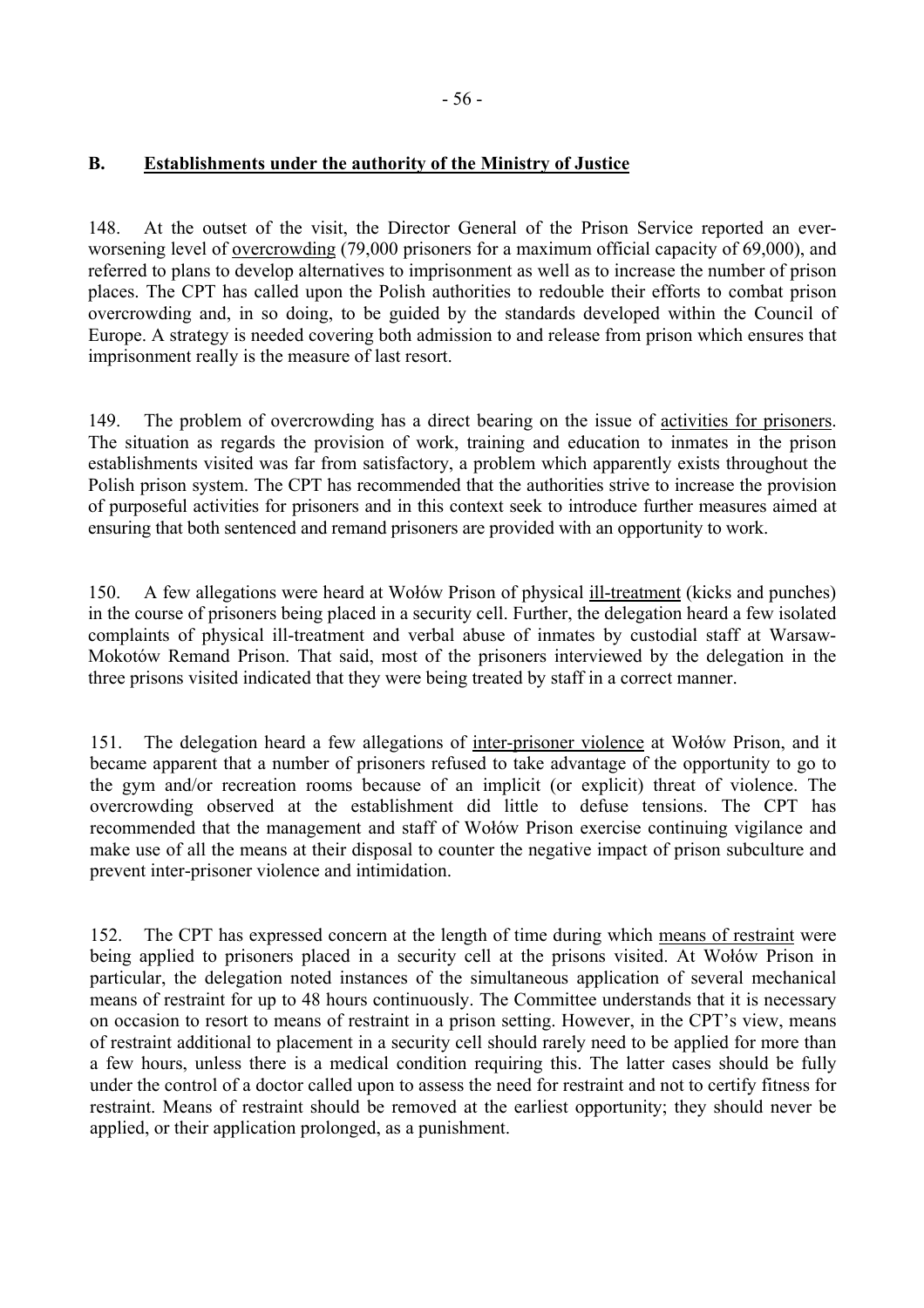## B. Establishments under the authority of the Ministry of Justice

148. At the outset of the visit, the Director General of the Prison Service reported an ever-worsening level of overcrowding (79,000 prisoners for a maximum official capacity of 69,000), and referred to plans to develop alternatives to imprisonment as well as to increase the number of prison places. The CPT has called upon the Polish authorities to redouble their efforts to combat prison overcrowding and, in so doing, to be guided by the standards developed within the Council of Europe. A strategy is needed covering both admission to and release from prison which ensures that imprisonment really is the measure of last resort.

149. The problem of overcrowding has a direct bearing on the issue of activities for prisoners. The situation as regards the provision of work, training and education to inmates in the prison establishments visited was far from satisfactory, a problem which apparently exists throughout the Polish prison system. The CPT has recommended that the authorities strive to increase the provision of purposeful activities for prisoners and in this context seek to introduce further measures aimed at ensuring that both sentenced and remand prisoners are provided with an opportunity to work.

150. A few allegations were heard at Wołów Prison of physical ill-treatment (kicks and punches) in the course of prisoners being placed in a security cell. Further, the delegation heard a few isolated complaints of physical ill-treatment and verbal abuse of inmates by custodial staff at Warsaw-Mokotów Remand Prison. That said, most of the prisoners interviewed by the delegation in the three prisons visited indicated that they were being treated by staff in a correct manner.

151. The delegation heard a few allegations of inter-prisoner violence at Wołów Prison, and it became apparent that a number of prisoners refused to take advantage of the opportunity to go to the gym and/or recreation rooms because of an implicit (or explicit) threat of violence. The overcrowding observed at the establishment did little to defuse tensions. The CPT has recommended that the management and staff of Wołów Prison exercise continuing vigilance and make use of all the means at their disposal to counter the negative impact of prison subculture and prevent inter-prisoner violence and intimidation.

152. The CPT has expressed concern at the length of time during which means of restraint were being applied to prisoners placed in a security cell at the prisons visited. At Wołów Prison in particular, the delegation noted instances of the simultaneous application of several mechanical means of restraint for up to 48 hours continuously. The Committee understands that it is necessary on occasion to resort to means of restraint in a prison setting. However, in the CPT's view, means of restraint additional to placement in a security cell should rarely need to be applied for more than a few hours, unless there is a medical condition requiring this. The latter cases should be fully under the control of a doctor called upon to assess the need for restraint and not to certify fitness for restraint. Means of restraint should be removed at the earliest opportunity; they should never be applied, or their application prolonged, as a punishment.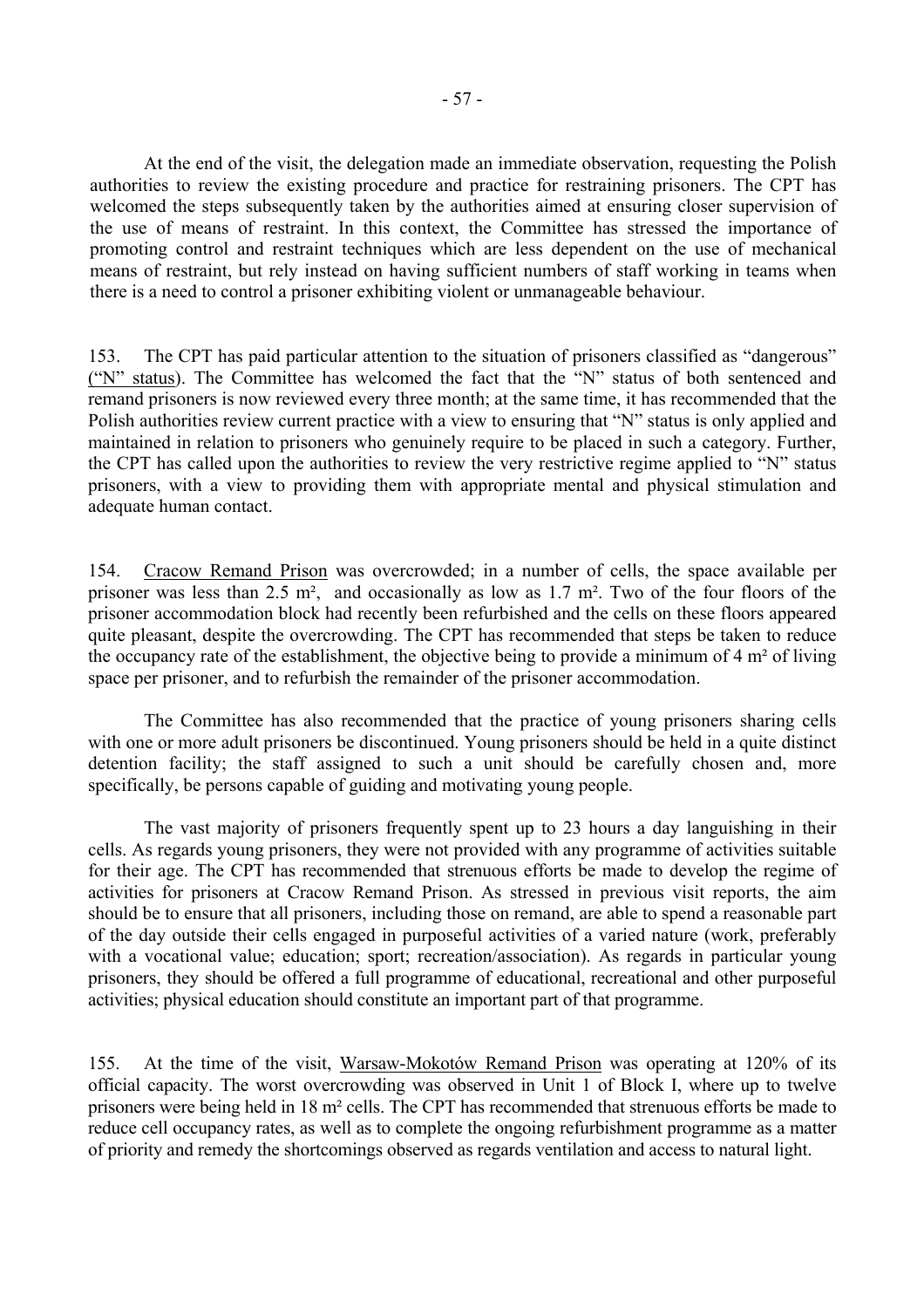At the end of the visit, the delegation made an immediate observation, requesting the Polish authorities to review the existing procedure and practice for restraining prisoners. The CPT has welcomed the steps subsequently taken by the authorities aimed at ensuring closer supervision of the use of means of restraint. In this context, the Committee has stressed the importance of promoting control and restraint techniques which are less dependent on the use of mechanical means of restraint, but rely instead on having sufficient numbers of staff working in teams when there is a need to control a prisoner exhibiting violent or unmanageable behaviour.

153. The CPT has paid particular attention to the situation of prisoners classified as "dangerous" ("N" status). The Committee has welcomed the fact that the "N" status of both sentenced and remand prisoners is now reviewed every three month; at the same time, it has recommended that the Polish authorities review current practice with a view to ensuring that "N" status is only applied and maintained in relation to prisoners who genuinely require to be placed in such a category. Further, the CPT has called upon the authorities to review the very restrictive regime applied to "N" status prisoners, with a view to providing them with appropriate mental and physical stimulation and adequate human contact.

154. Cracow Remand Prison was overcrowded; in a number of cells, the space available per prisoner was less than 2.5 m², and occasionally as low as 1.7 m². Two of the four floors of the prisoner accommodation block had recently been refurbished and the cells on these floors appeared quite pleasant, despite the overcrowding. The CPT has recommended that steps be taken to reduce the occupancy rate of the establishment, the objective being to provide a minimum of 4 m² of living space per prisoner, and to refurbish the remainder of the prisoner accommodation.

The Committee has also recommended that the practice of young prisoners sharing cells with one or more adult prisoners be discontinued. Young prisoners should be held in a quite distinct detention facility; the staff assigned to such a unit should be carefully chosen and, more specifically, be persons capable of guiding and motivating young people.

The vast majority of prisoners frequently spent up to 23 hours a day languishing in their cells. As regards young prisoners, they were not provided with any programme of activities suitable for their age. The CPT has recommended that strenuous efforts be made to develop the regime of activities for prisoners at Cracow Remand Prison. As stressed in previous visit reports, the aim should be to ensure that all prisoners, including those on remand, are able to spend a reasonable part of the day outside their cells engaged in purposeful activities of a varied nature (work, preferably with a vocational value; education; sport; recreation/association). As regards in particular young prisoners, they should be offered a full programme of educational, recreational and other purposeful activities; physical education should constitute an important part of that programme.

155. At the time of the visit, Warsaw-Mokotów Remand Prison was operating at 120% of its official capacity. The worst overcrowding was observed in Unit 1 of Block I, where up to twelve prisoners were being held in 18 m² cells. The CPT has recommended that strenuous efforts be made to reduce cell occupancy rates, as well as to complete the ongoing refurbishment programme as a matter of priority and remedy the shortcomings observed as regards ventilation and access to natural light.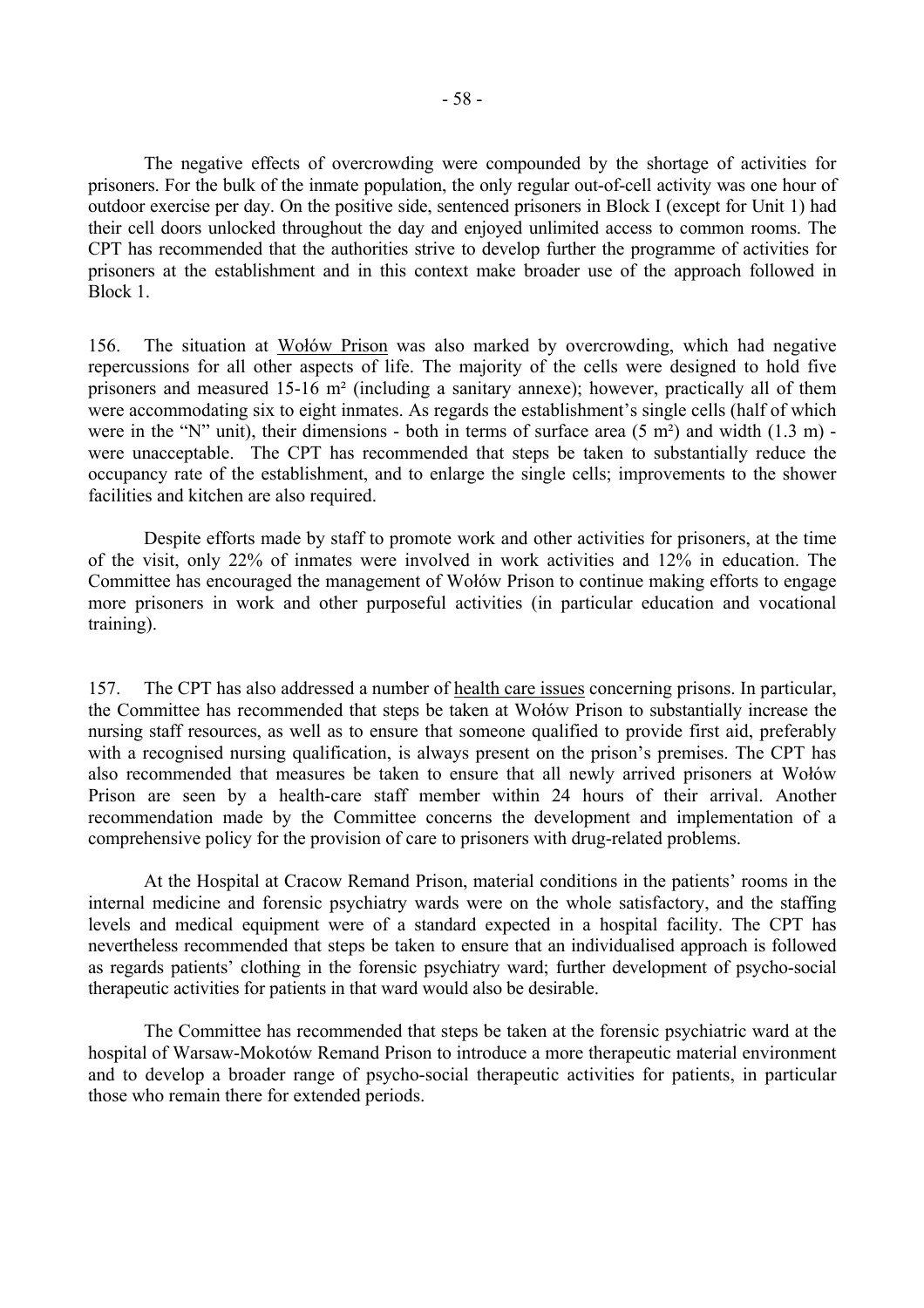The negative effects of overcrowding were compounded by the shortage of activities for prisoners. For the bulk of the inmate population, the only regular out-of-cell activity was one hour of outdoor exercise per day. On the positive side, sentenced prisoners in Block I (except for Unit 1) had their cell doors unlocked throughout the day and enjoyed unlimited access to common rooms. The CPT has recommended that the authorities strive to develop further the programme of activities for prisoners at the establishment and in this context make broader use of the approach followed in Block 1.

156. The situation at Wołów Prison was also marked by overcrowding, which had negative repercussions for all other aspects of life. The majority of the cells were designed to hold five prisoners and measured 15-16 m² (including a sanitary annexe); however, practically all of them were accommodating six to eight inmates. As regards the establishment's single cells (half of which were in the "N" unit), their dimensions - both in terms of surface area (5 m²) and width (1.3 m) - were unacceptable. The CPT has recommended that steps be taken to substantially reduce the occupancy rate of the establishment, and to enlarge the single cells; improvements to the shower facilities and kitchen are also required.

Despite efforts made by staff to promote work and other activities for prisoners, at the time of the visit, only 22% of inmates were involved in work activities and 12% in education. The Committee has encouraged the management of Wołów Prison to continue making efforts to engage more prisoners in work and other purposeful activities (in particular education and vocational training).

157. The CPT has also addressed a number of health care issues concerning prisons. In particular, the Committee has recommended that steps be taken at Wołów Prison to substantially increase the nursing staff resources, as well as to ensure that someone qualified to provide first aid, preferably with a recognised nursing qualification, is always present on the prison's premises. The CPT has also recommended that measures be taken to ensure that all newly arrived prisoners at Wołów Prison are seen by a health-care staff member within 24 hours of their arrival. Another recommendation made by the Committee concerns the development and implementation of a comprehensive policy for the provision of care to prisoners with drug-related problems.

At the Hospital at Cracow Remand Prison, material conditions in the patients' rooms in the internal medicine and forensic psychiatry wards were on the whole satisfactory, and the staffing levels and medical equipment were of a standard expected in a hospital facility. The CPT has nevertheless recommended that steps be taken to ensure that an individualised approach is followed as regards patients' clothing in the forensic psychiatry ward; further development of psycho-social therapeutic activities for patients in that ward would also be desirable.

The Committee has recommended that steps be taken at the forensic psychiatric ward at the hospital of Warsaw-Mokotów Remand Prison to introduce a more therapeutic material environment and to develop a broader range of psycho-social therapeutic activities for patients, in particular those who remain there for extended periods.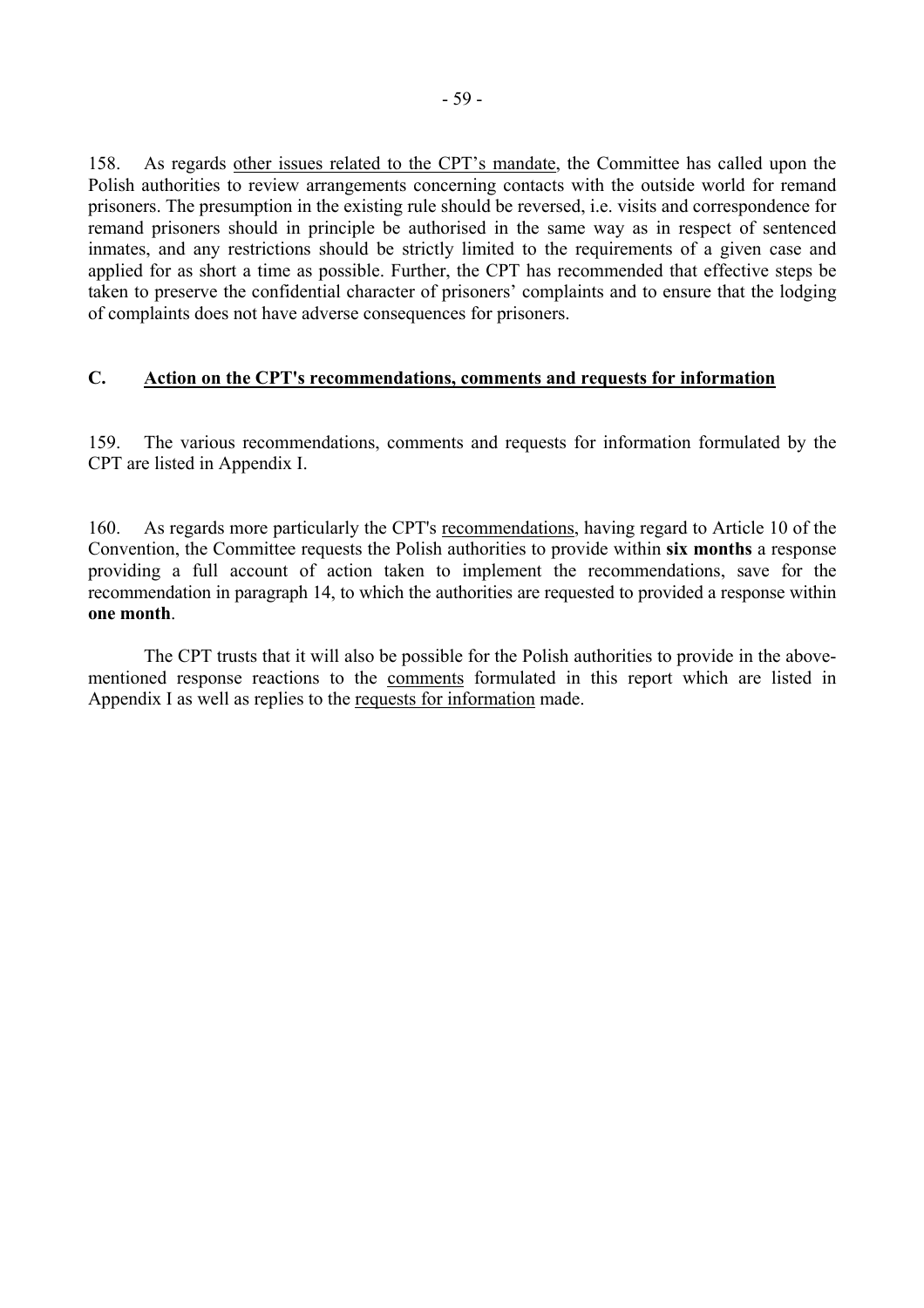158. As regards other issues related to the CPT's mandate, the Committee has called upon the Polish authorities to review arrangements concerning contacts with the outside world for remand prisoners. The presumption in the existing rule should be reversed, i.e. visits and correspondence for remand prisoners should in principle be authorised in the same way as in respect of sentenced inmates, and any restrictions should be strictly limited to the requirements of a given case and applied for as short a time as possible. Further, the CPT has recommended that effective steps be taken to preserve the confidential character of prisoners' complaints and to ensure that the lodging of complaints does not have adverse consequences for prisoners.

## C. Action on the CPT's recommendations, comments and requests for information

159. The various recommendations, comments and requests for information formulated by the CPT are listed in Appendix I.

160. As regards more particularly the CPT's recommendations, having regard to Article 10 of the Convention, the Committee requests the Polish authorities to provide within **six months** a response providing a full account of action taken to implement the recommendations, save for the recommendation in paragraph 14, to which the authorities are requested to provided a response within **one month**.

The CPT trusts that it will also be possible for the Polish authorities to provide in the above-mentioned response reactions to the comments formulated in this report which are listed in Appendix I as well as replies to the requests for information made.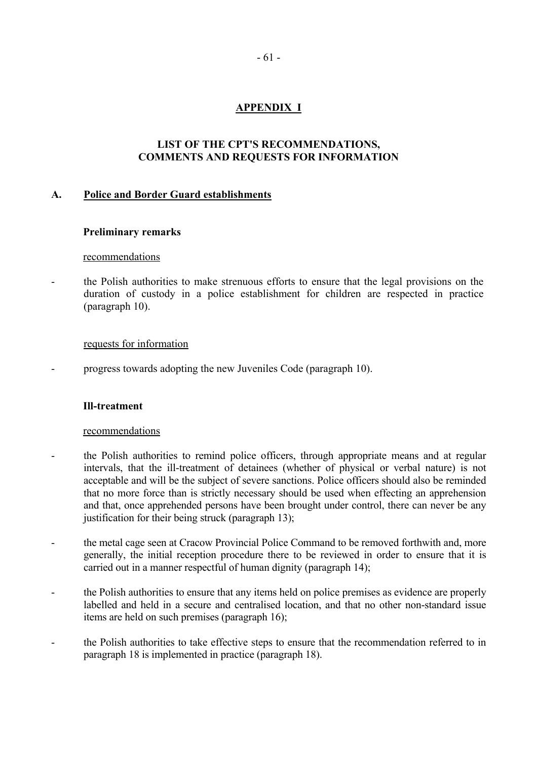# APPENDIX I

## LIST OF THE CPT'S RECOMMENDATIONS, COMMENTS AND REQUESTS FOR INFORMATION

### A. Police and Border Guard establishments

#### Preliminary remarks

recommendations

- the Polish authorities to make strenuous efforts to ensure that the legal provisions on the duration of custody in a police establishment for children are respected in practice (paragraph 10).

requests for information

- progress towards adopting the new Juveniles Code (paragraph 10).

#### Ill-treatment

recommendations

- the Polish authorities to remind police officers, through appropriate means and at regular intervals, that the ill-treatment of detainees (whether of physical or verbal nature) is not acceptable and will be the subject of severe sanctions. Police officers should also be reminded that no more force than is strictly necessary should be used when effecting an apprehension and that, once apprehended persons have been brought under control, there can never be any justification for their being struck (paragraph 13);
- the metal cage seen at Cracow Provincial Police Command to be removed forthwith and, more generally, the initial reception procedure there to be reviewed in order to ensure that it is carried out in a manner respectful of human dignity (paragraph 14);
- the Polish authorities to ensure that any items held on police premises as evidence are properly labelled and held in a secure and centralised location, and that no other non-standard issue items are held on such premises (paragraph 16);
- the Polish authorities to take effective steps to ensure that the recommendation referred to in paragraph 18 is implemented in practice (paragraph 18).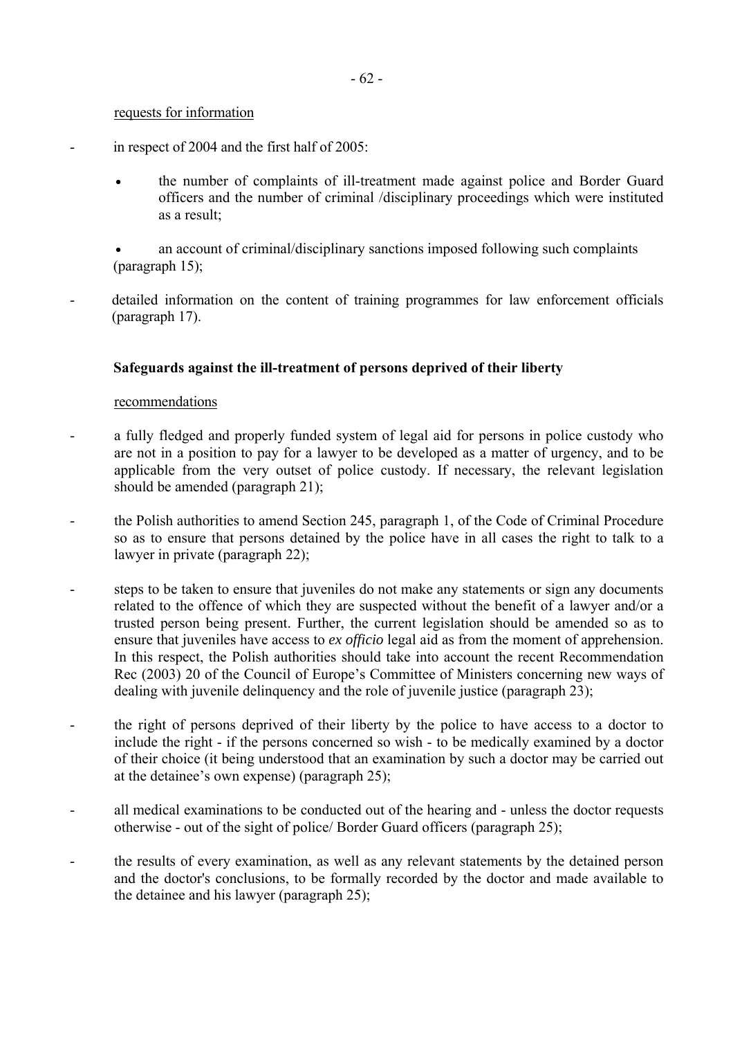requests for information

- in respect of 2004 and the first half of 2005:

    - the number of complaints of ill-treatment made against police and Border Guard officers and the number of criminal /disciplinary proceedings which were instituted as a result;

    - an account of criminal/disciplinary sanctions imposed following such complaints (paragraph 15);

- detailed information on the content of training programmes for law enforcement officials (paragraph 17).

**Safeguards against the ill-treatment of persons deprived of their liberty**

recommendations

- a fully fledged and properly funded system of legal aid for persons in police custody who are not in a position to pay for a lawyer to be developed as a matter of urgency, and to be applicable from the very outset of police custody. If necessary, the relevant legislation should be amended (paragraph 21);

- the Polish authorities to amend Section 245, paragraph 1, of the Code of Criminal Procedure so as to ensure that persons detained by the police have in all cases the right to talk to a lawyer in private (paragraph 22);

- steps to be taken to ensure that juveniles do not make any statements or sign any documents related to the offence of which they are suspected without the benefit of a lawyer and/or a trusted person being present. Further, the current legislation should be amended so as to ensure that juveniles have access to *ex officio* legal aid as from the moment of apprehension. In this respect, the Polish authorities should take into account the recent Recommendation Rec (2003) 20 of the Council of Europe's Committee of Ministers concerning new ways of dealing with juvenile delinquency and the role of juvenile justice (paragraph 23);

- the right of persons deprived of their liberty by the police to have access to a doctor to include the right - if the persons concerned so wish - to be medically examined by a doctor of their choice (it being understood that an examination by such a doctor may be carried out at the detainee's own expense) (paragraph 25);

- all medical examinations to be conducted out of the hearing and - unless the doctor requests otherwise - out of the sight of police/ Border Guard officers (paragraph 25);

- the results of every examination, as well as any relevant statements by the detained person and the doctor's conclusions, to be formally recorded by the doctor and made available to the detainee and his lawyer (paragraph 25);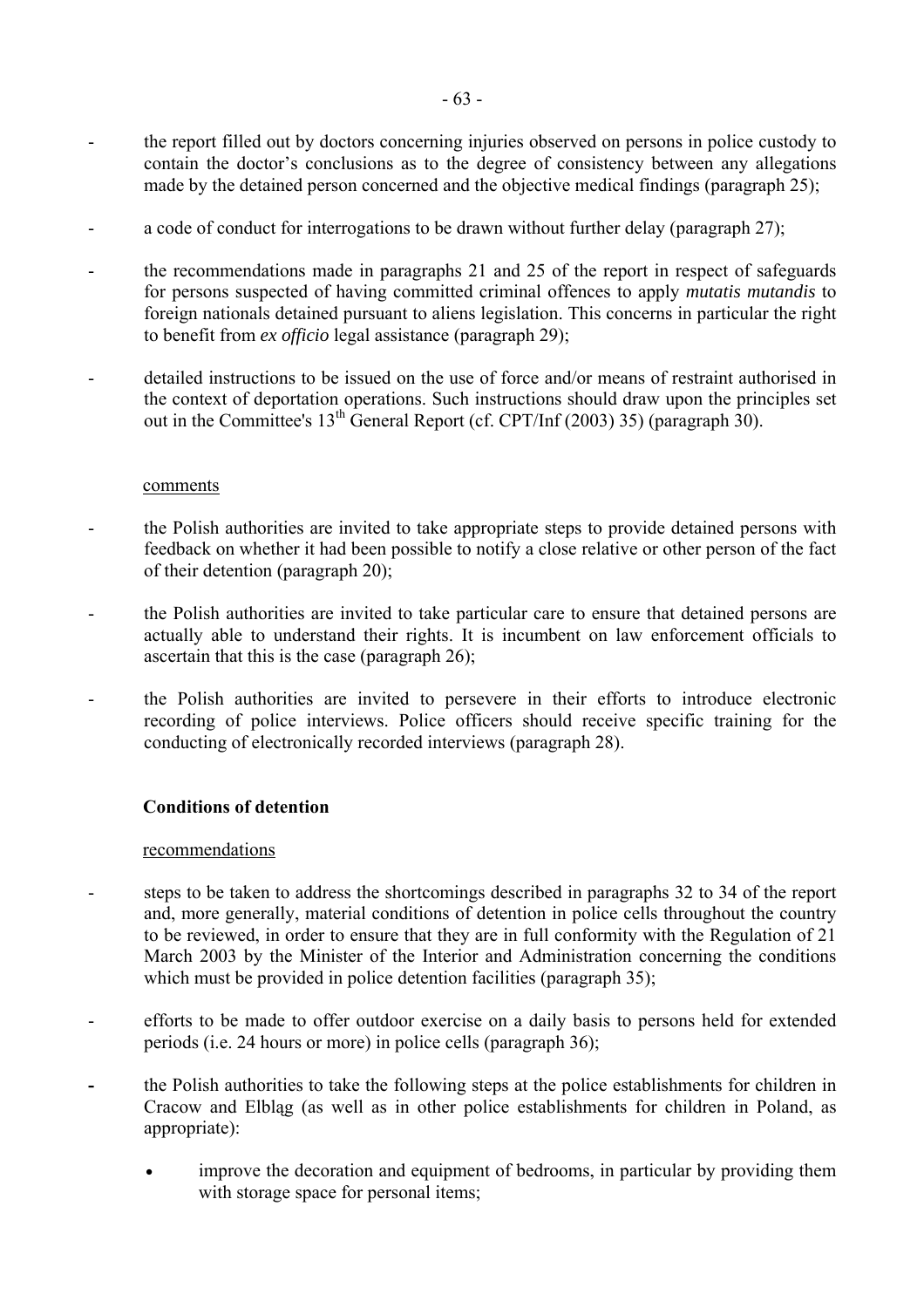- the report filled out by doctors concerning injuries observed on persons in police custody to contain the doctor's conclusions as to the degree of consistency between any allegations made by the detained person concerned and the objective medical findings (paragraph 25);

- a code of conduct for interrogations to be drawn without further delay (paragraph 27);

- the recommendations made in paragraphs 21 and 25 of the report in respect of safeguards for persons suspected of having committed criminal offences to apply *mutatis mutandis* to foreign nationals detained pursuant to aliens legislation. This concerns in particular the right to benefit from *ex officio* legal assistance (paragraph 29);

- detailed instructions to be issued on the use of force and/or means of restraint authorised in the context of deportation operations. Such instructions should draw upon the principles set out in the Committee's 13th General Report (cf. CPT/Inf (2003) 35) (paragraph 30).

comments

- the Polish authorities are invited to take appropriate steps to provide detained persons with feedback on whether it had been possible to notify a close relative or other person of the fact of their detention (paragraph 20);

- the Polish authorities are invited to take particular care to ensure that detained persons are actually able to understand their rights. It is incumbent on law enforcement officials to ascertain that this is the case (paragraph 26);

- the Polish authorities are invited to persevere in their efforts to introduce electronic recording of police interviews. Police officers should receive specific training for the conducting of electronically recorded interviews (paragraph 28).

**Conditions of detention**

recommendations

- steps to be taken to address the shortcomings described in paragraphs 32 to 34 of the report and, more generally, material conditions of detention in police cells throughout the country to be reviewed, in order to ensure that they are in full conformity with the Regulation of 21 March 2003 by the Minister of the Interior and Administration concerning the conditions which must be provided in police detention facilities (paragraph 35);

- efforts to be made to offer outdoor exercise on a daily basis to persons held for extended periods (i.e. 24 hours or more) in police cells (paragraph 36);

- the Polish authorities to take the following steps at the police establishments for children in Cracow and Elbląg (as well as in other police establishments for children in Poland, as appropriate):

  - improve the decoration and equipment of bedrooms, in particular by providing them with storage space for personal items;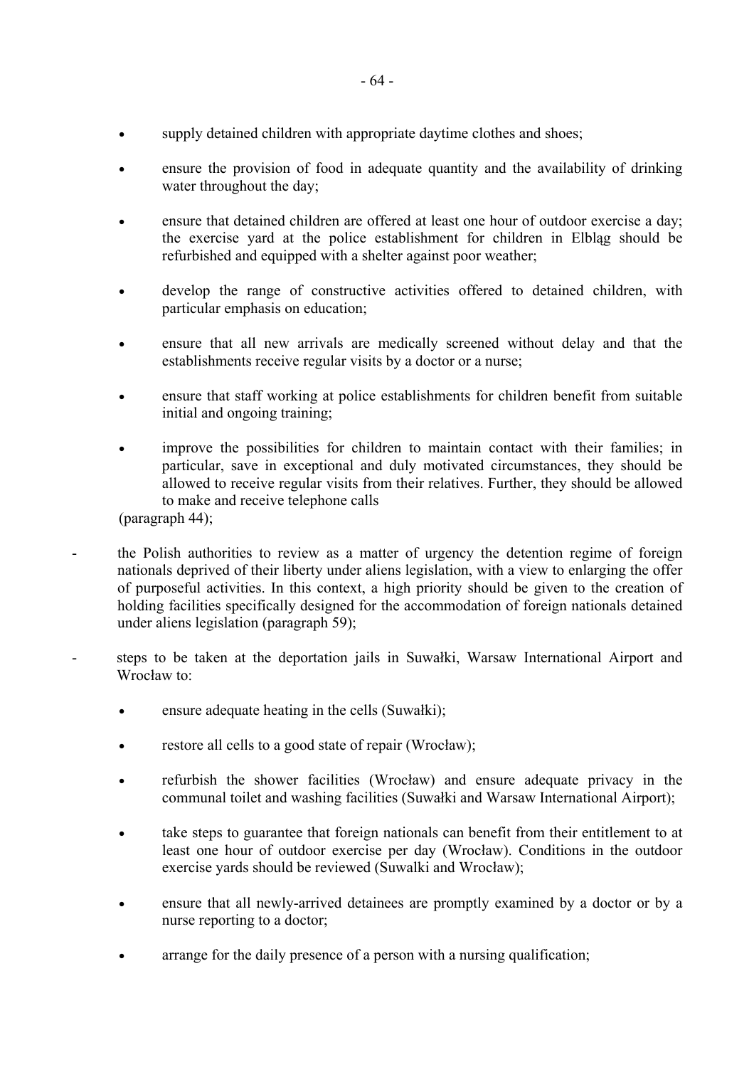- supply detained children with appropriate daytime clothes and shoes;

- ensure the provision of food in adequate quantity and the availability of drinking water throughout the day;

- ensure that detained children are offered at least one hour of outdoor exercise a day; the exercise yard at the police establishment for children in Elbląg should be refurbished and equipped with a shelter against poor weather;

- develop the range of constructive activities offered to detained children, with particular emphasis on education;

- ensure that all new arrivals are medically screened without delay and that the establishments receive regular visits by a doctor or a nurse;

- ensure that staff working at police establishments for children benefit from suitable initial and ongoing training;

- improve the possibilities for children to maintain contact with their families; in particular, save in exceptional and duly motivated circumstances, they should be allowed to receive regular visits from their relatives. Further, they should be allowed to make and receive telephone calls

(paragraph 44);

- the Polish authorities to review as a matter of urgency the detention regime of foreign nationals deprived of their liberty under aliens legislation, with a view to enlarging the offer of purposeful activities. In this context, a high priority should be given to the creation of holding facilities specifically designed for the accommodation of foreign nationals detained under aliens legislation (paragraph 59);

- steps to be taken at the deportation jails in Suwałki, Warsaw International Airport and Wrocław to:

  - ensure adequate heating in the cells (Suwałki);

  - restore all cells to a good state of repair (Wrocław);

  - refurbish the shower facilities (Wrocław) and ensure adequate privacy in the communal toilet and washing facilities (Suwałki and Warsaw International Airport);

  - take steps to guarantee that foreign nationals can benefit from their entitlement to at least one hour of outdoor exercise per day (Wrocław). Conditions in the outdoor exercise yards should be reviewed (Suwalki and Wrocław);

  - ensure that all newly-arrived detainees are promptly examined by a doctor or by a nurse reporting to a doctor;

  - arrange for the daily presence of a person with a nursing qualification;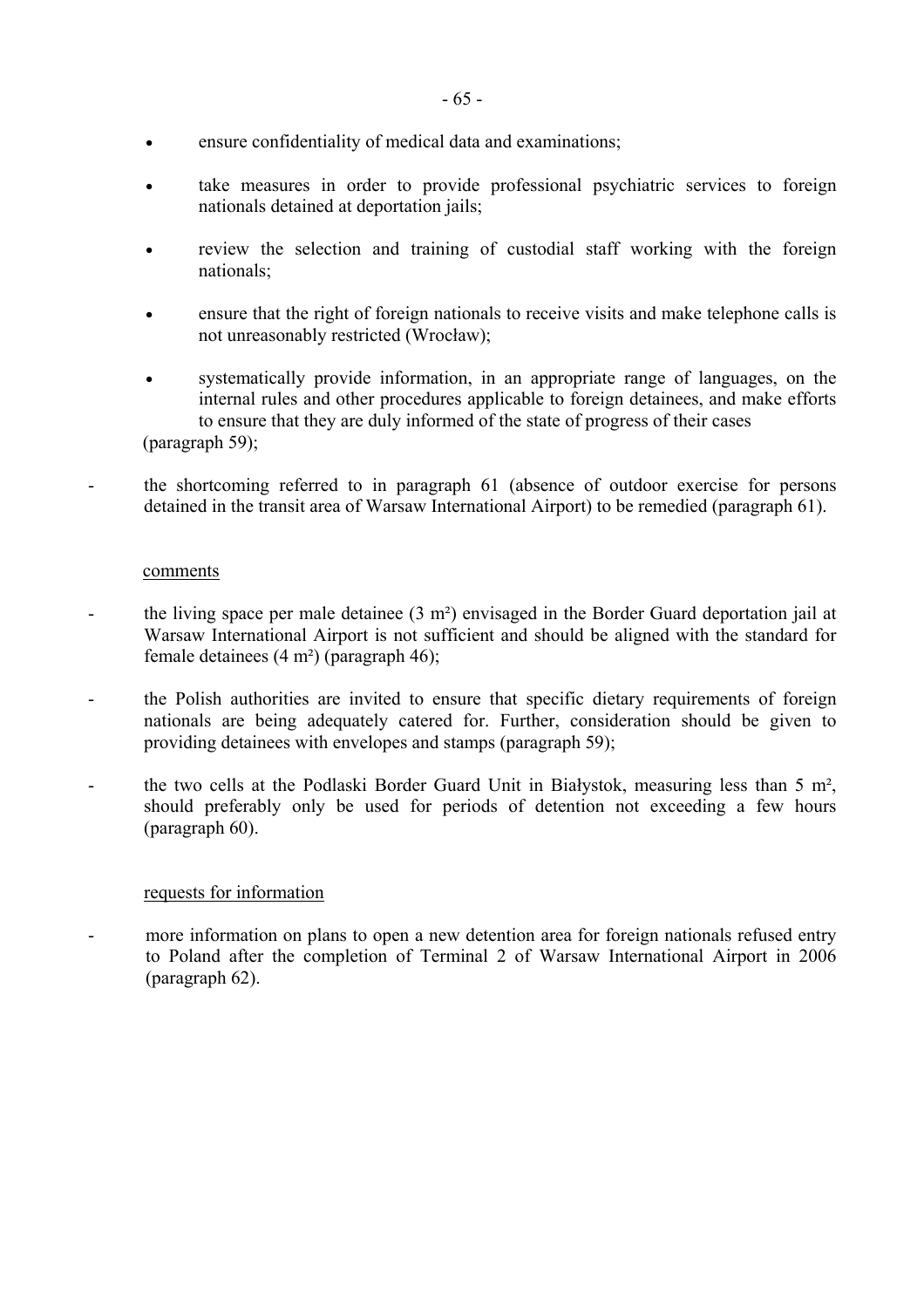- ensure confidentiality of medical data and examinations;
- take measures in order to provide professional psychiatric services to foreign nationals detained at deportation jails;
- review the selection and training of custodial staff working with the foreign nationals;
- ensure that the right of foreign nationals to receive visits and make telephone calls is not unreasonably restricted (Wrocław);
- systematically provide information, in an appropriate range of languages, on the internal rules and other procedures applicable to foreign detainees, and make efforts to ensure that they are duly informed of the state of progress of their cases

(paragraph 59);

- the shortcoming referred to in paragraph 61 (absence of outdoor exercise for persons detained in the transit area of Warsaw International Airport) to be remedied (paragraph 61).

comments

- the living space per male detainee (3 m²) envisaged in the Border Guard deportation jail at Warsaw International Airport is not sufficient and should be aligned with the standard for female detainees (4 m²) (paragraph 46);
- the Polish authorities are invited to ensure that specific dietary requirements of foreign nationals are being adequately catered for. Further, consideration should be given to providing detainees with envelopes and stamps (paragraph 59);
- the two cells at the Podlaski Border Guard Unit in Białystok, measuring less than 5 m², should preferably only be used for periods of detention not exceeding a few hours (paragraph 60).

requests for information

- more information on plans to open a new detention area for foreign nationals refused entry to Poland after the completion of Terminal 2 of Warsaw International Airport in 2006 (paragraph 62).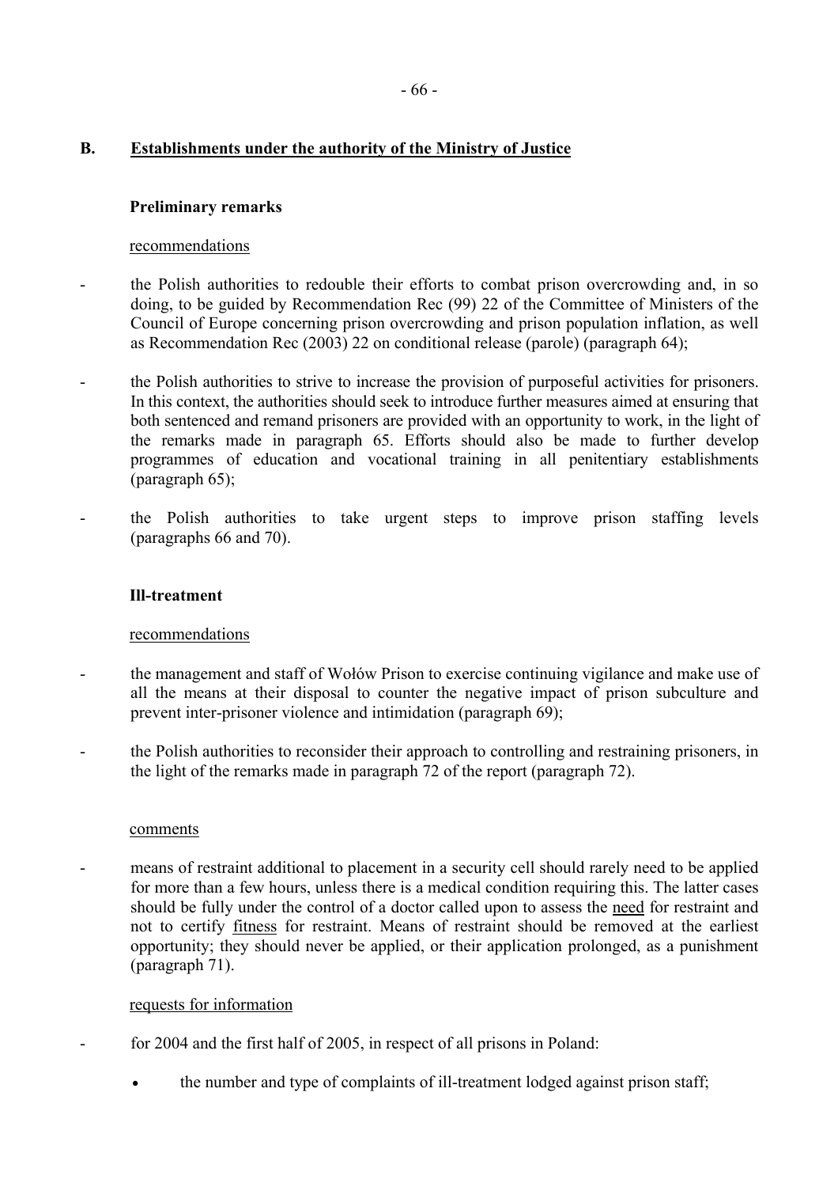## B. Establishments under the authority of the Ministry of Justice

### Preliminary remarks

recommendations

- the Polish authorities to redouble their efforts to combat prison overcrowding and, in so doing, to be guided by Recommendation Rec (99) 22 of the Committee of Ministers of the Council of Europe concerning prison overcrowding and prison population inflation, as well as Recommendation Rec (2003) 22 on conditional release (parole) (paragraph 64);

- the Polish authorities to strive to increase the provision of purposeful activities for prisoners. In this context, the authorities should seek to introduce further measures aimed at ensuring that both sentenced and remand prisoners are provided with an opportunity to work, in the light of the remarks made in paragraph 65. Efforts should also be made to further develop programmes of education and vocational training in all penitentiary establishments (paragraph 65);

- the Polish authorities to take urgent steps to improve prison staffing levels (paragraphs 66 and 70).

### Ill-treatment

recommendations

- the management and staff of Wołów Prison to exercise continuing vigilance and make use of all the means at their disposal to counter the negative impact of prison subculture and prevent inter-prisoner violence and intimidation (paragraph 69);

- the Polish authorities to reconsider their approach to controlling and restraining prisoners, in the light of the remarks made in paragraph 72 of the report (paragraph 72).

comments

- means of restraint additional to placement in a security cell should rarely need to be applied for more than a few hours, unless there is a medical condition requiring this. The latter cases should be fully under the control of a doctor called upon to assess the need for restraint and not to certify fitness for restraint. Means of restraint should be removed at the earliest opportunity; they should never be applied, or their application prolonged, as a punishment (paragraph 71).

requests for information

- for 2004 and the first half of 2005, in respect of all prisons in Poland:

  - the number and type of complaints of ill-treatment lodged against prison staff;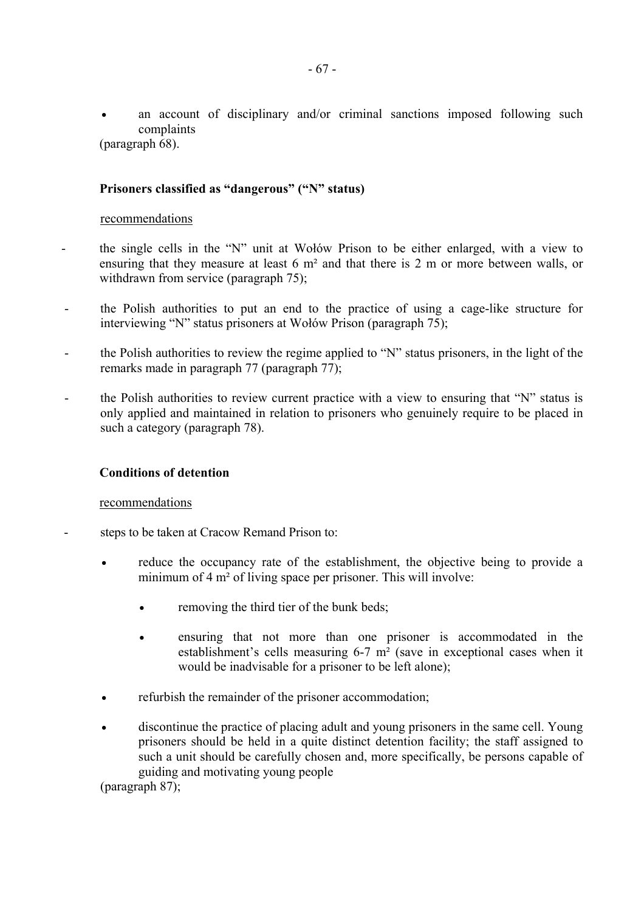- an account of disciplinary and/or criminal sanctions imposed following such complaints

(paragraph 68).

**Prisoners classified as "dangerous" ("N" status)**

recommendations

- the single cells in the "N" unit at Wołów Prison to be either enlarged, with a view to ensuring that they measure at least 6 m² and that there is 2 m or more between walls, or withdrawn from service (paragraph 75);

- the Polish authorities to put an end to the practice of using a cage-like structure for interviewing "N" status prisoners at Wołów Prison (paragraph 75);

- the Polish authorities to review the regime applied to "N" status prisoners, in the light of the remarks made in paragraph 77 (paragraph 77);

- the Polish authorities to review current practice with a view to ensuring that "N" status is only applied and maintained in relation to prisoners who genuinely require to be placed in such a category (paragraph 78).

**Conditions of detention**

recommendations

- steps to be taken at Cracow Remand Prison to:

  - reduce the occupancy rate of the establishment, the objective being to provide a minimum of 4 m² of living space per prisoner. This will involve:

    - removing the third tier of the bunk beds;

    - ensuring that not more than one prisoner is accommodated in the establishment's cells measuring 6-7 m² (save in exceptional cases when it would be inadvisable for a prisoner to be left alone);

  - refurbish the remainder of the prisoner accommodation;

  - discontinue the practice of placing adult and young prisoners in the same cell. Young prisoners should be held in a quite distinct detention facility; the staff assigned to such a unit should be carefully chosen and, more specifically, be persons capable of guiding and motivating young people

(paragraph 87);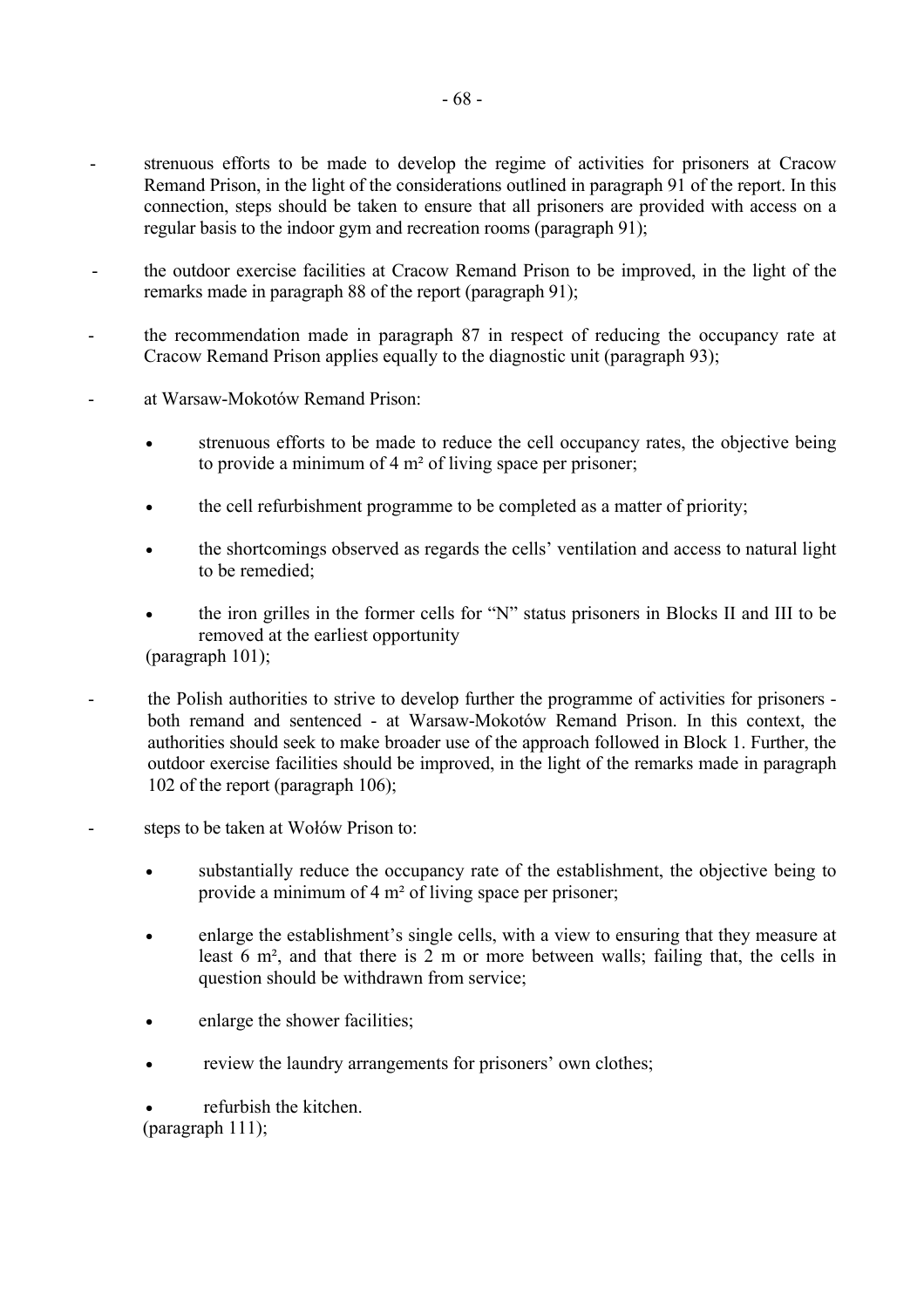- strenuous efforts to be made to develop the regime of activities for prisoners at Cracow Remand Prison, in the light of the considerations outlined in paragraph 91 of the report. In this connection, steps should be taken to ensure that all prisoners are provided with access on a regular basis to the indoor gym and recreation rooms (paragraph 91);

- the outdoor exercise facilities at Cracow Remand Prison to be improved, in the light of the remarks made in paragraph 88 of the report (paragraph 91);

- the recommendation made in paragraph 87 in respect of reducing the occupancy rate at Cracow Remand Prison applies equally to the diagnostic unit (paragraph 93);

- at Warsaw-Mokotów Remand Prison:

  - strenuous efforts to be made to reduce the cell occupancy rates, the objective being to provide a minimum of 4 m² of living space per prisoner;

  - the cell refurbishment programme to be completed as a matter of priority;

  - the shortcomings observed as regards the cells' ventilation and access to natural light to be remedied;

  - the iron grilles in the former cells for "N" status prisoners in Blocks II and III to be removed at the earliest opportunity

  (paragraph 101);

- the Polish authorities to strive to develop further the programme of activities for prisoners - both remand and sentenced - at Warsaw-Mokotów Remand Prison. In this context, the authorities should seek to make broader use of the approach followed in Block 1. Further, the outdoor exercise facilities should be improved, in the light of the remarks made in paragraph 102 of the report (paragraph 106);

- steps to be taken at Wołów Prison to:

  - substantially reduce the occupancy rate of the establishment, the objective being to provide a minimum of 4 m² of living space per prisoner;

  - enlarge the establishment's single cells, with a view to ensuring that they measure at least 6 m², and that there is 2 m or more between walls; failing that, the cells in question should be withdrawn from service;

  - enlarge the shower facilities;

  - review the laundry arrangements for prisoners' own clothes;

  - refurbish the kitchen.

  (paragraph 111);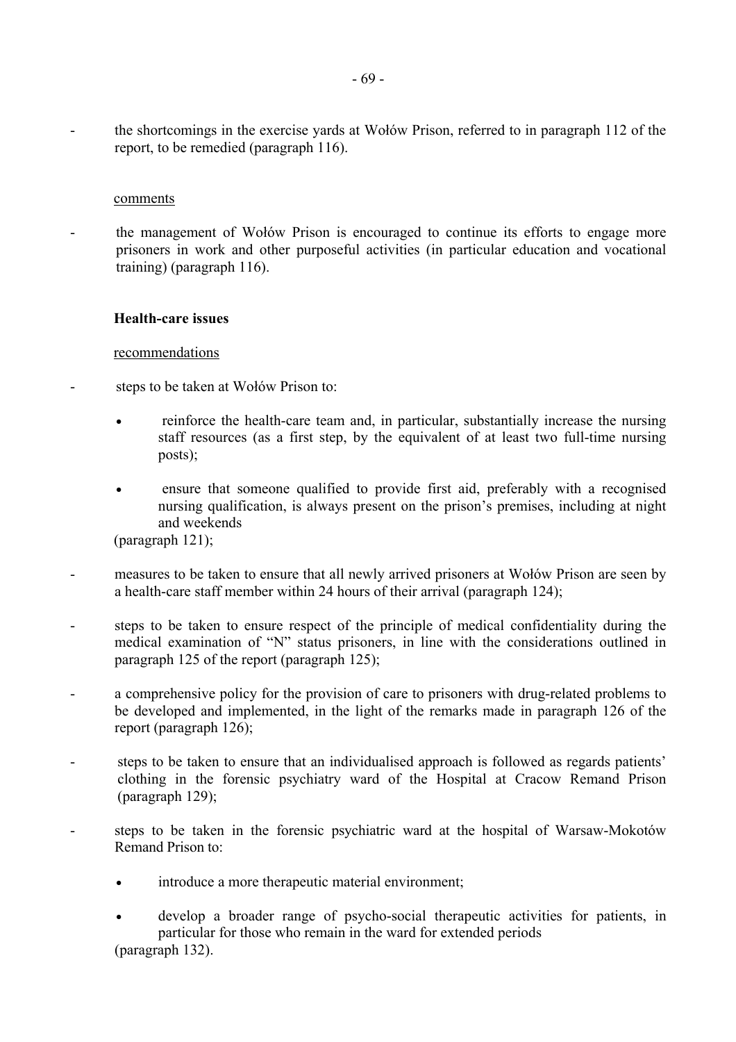- the shortcomings in the exercise yards at Wołów Prison, referred to in paragraph 112 of the report, to be remedied (paragraph 116).

comments

- the management of Wołów Prison is encouraged to continue its efforts to engage more prisoners in work and other purposeful activities (in particular education and vocational training) (paragraph 116).

**Health-care issues**

recommendations

- steps to be taken at Wołów Prison to:
  - reinforce the health-care team and, in particular, substantially increase the nursing staff resources (as a first step, by the equivalent of at least two full-time nursing posts);
  - ensure that someone qualified to provide first aid, preferably with a recognised nursing qualification, is always present on the prison's premises, including at night and weekends

  (paragraph 121);

- measures to be taken to ensure that all newly arrived prisoners at Wołów Prison are seen by a health-care staff member within 24 hours of their arrival (paragraph 124);

- steps to be taken to ensure respect of the principle of medical confidentiality during the medical examination of "N" status prisoners, in line with the considerations outlined in paragraph 125 of the report (paragraph 125);

- a comprehensive policy for the provision of care to prisoners with drug-related problems to be developed and implemented, in the light of the remarks made in paragraph 126 of the report (paragraph 126);

- steps to be taken to ensure that an individualised approach is followed as regards patients' clothing in the forensic psychiatry ward of the Hospital at Cracow Remand Prison (paragraph 129);

- steps to be taken in the forensic psychiatric ward at the hospital of Warsaw-Mokotów Remand Prison to:
  - introduce a more therapeutic material environment;
  - develop a broader range of psycho-social therapeutic activities for patients, in particular for those who remain in the ward for extended periods

  (paragraph 132).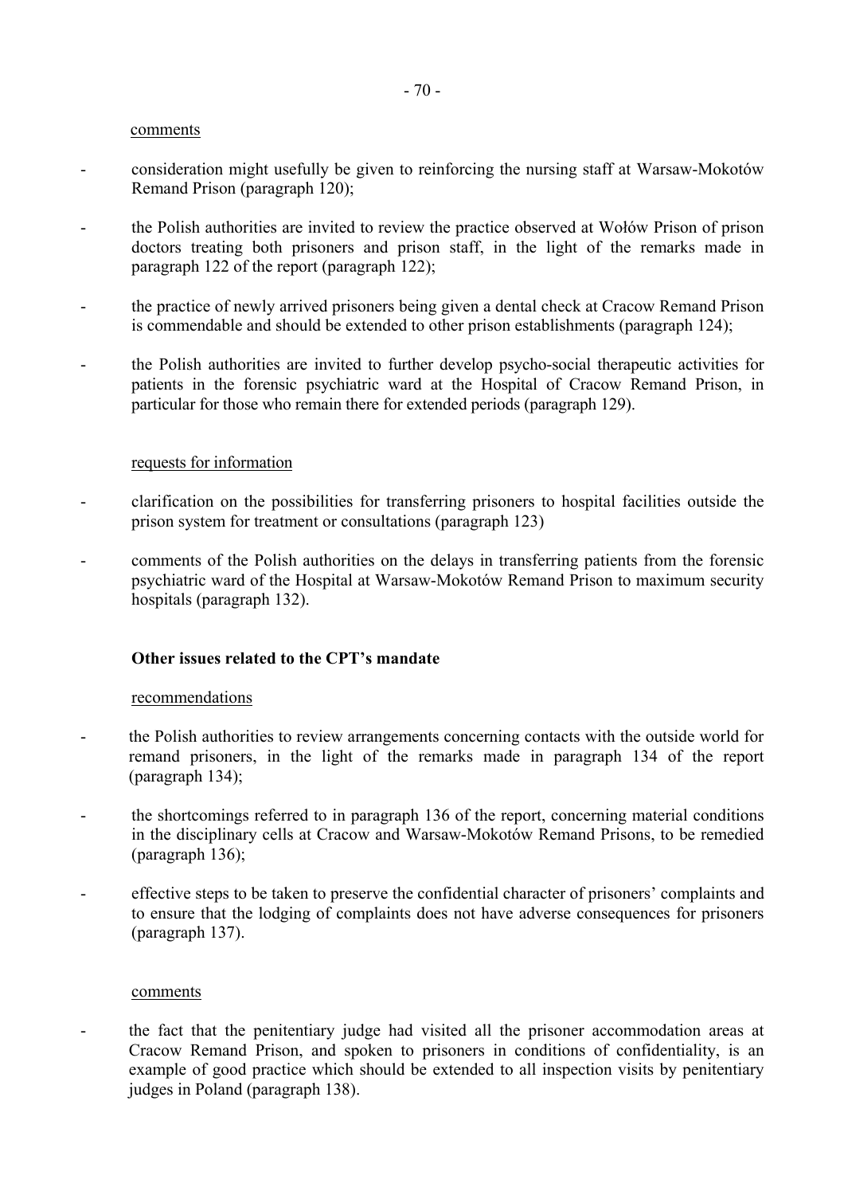comments

- consideration might usefully be given to reinforcing the nursing staff at Warsaw-Mokotów Remand Prison (paragraph 120);

- the Polish authorities are invited to review the practice observed at Wołów Prison of prison doctors treating both prisoners and prison staff, in the light of the remarks made in paragraph 122 of the report (paragraph 122);

- the practice of newly arrived prisoners being given a dental check at Cracow Remand Prison is commendable and should be extended to other prison establishments (paragraph 124);

- the Polish authorities are invited to further develop psycho-social therapeutic activities for patients in the forensic psychiatric ward at the Hospital of Cracow Remand Prison, in particular for those who remain there for extended periods (paragraph 129).

requests for information

- clarification on the possibilities for transferring prisoners to hospital facilities outside the prison system for treatment or consultations (paragraph 123)

- comments of the Polish authorities on the delays in transferring patients from the forensic psychiatric ward of the Hospital at Warsaw-Mokotów Remand Prison to maximum security hospitals (paragraph 132).

**Other issues related to the CPT's mandate**

recommendations

- the Polish authorities to review arrangements concerning contacts with the outside world for remand prisoners, in the light of the remarks made in paragraph 134 of the report (paragraph 134);

- the shortcomings referred to in paragraph 136 of the report, concerning material conditions in the disciplinary cells at Cracow and Warsaw-Mokotów Remand Prisons, to be remedied (paragraph 136);

- effective steps to be taken to preserve the confidential character of prisoners' complaints and to ensure that the lodging of complaints does not have adverse consequences for prisoners (paragraph 137).

comments

- the fact that the penitentiary judge had visited all the prisoner accommodation areas at Cracow Remand Prison, and spoken to prisoners in conditions of confidentiality, is an example of good practice which should be extended to all inspection visits by penitentiary judges in Poland (paragraph 138).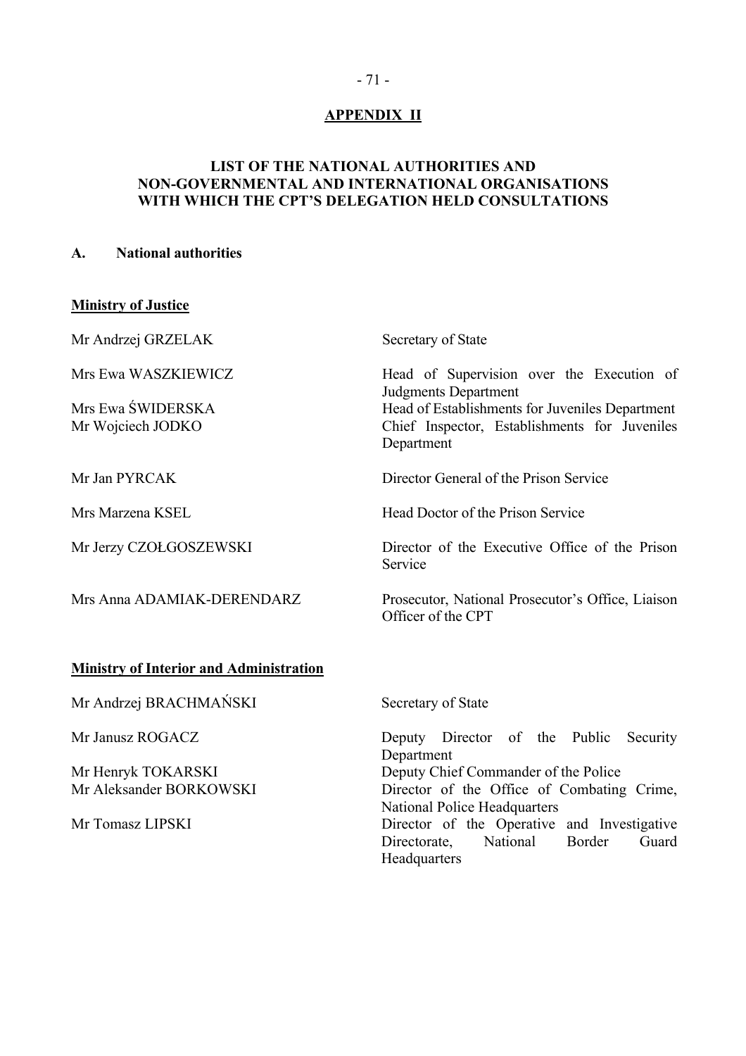## APPENDIX II

### LIST OF THE NATIONAL AUTHORITIES AND NON-GOVERNMENTAL AND INTERNATIONAL ORGANISATIONS WITH WHICH THE CPT'S DELEGATION HELD CONSULTATIONS

#### A. National authorities

**Ministry of Justice**

| | |
|---|---|
| Mr Andrzej GRZELAK | Secretary of State |
| Mrs Ewa WASZKIEWICZ | Head of Supervision over the Execution of Judgments Department |
| Mrs Ewa ŚWIDERSKA | Head of Establishments for Juveniles Department |
| Mr Wojciech JODKO | Chief Inspector, Establishments for Juveniles Department |
| Mr Jan PYRCAK | Director General of the Prison Service |
| Mrs Marzena KSEL | Head Doctor of the Prison Service |
| Mr Jerzy CZOŁGOSZEWSKI | Director of the Executive Office of the Prison Service |
| Mrs Anna ADAMIAK-DERENDARZ | Prosecutor, National Prosecutor's Office, Liaison Officer of the CPT |

**Ministry of Interior and Administration**

| | |
|---|---|
| Mr Andrzej BRACHMAŃSKI | Secretary of State |
| Mr Janusz ROGACZ | Deputy Director of the Public Security Department |
| Mr Henryk TOKARSKI | Deputy Chief Commander of the Police |
| Mr Aleksander BORKOWSKI | Director of the Office of Combating Crime, National Police Headquarters |
| Mr Tomasz LIPSKI | Director of the Operative and Investigative Directorate, National Border Guard Headquarters |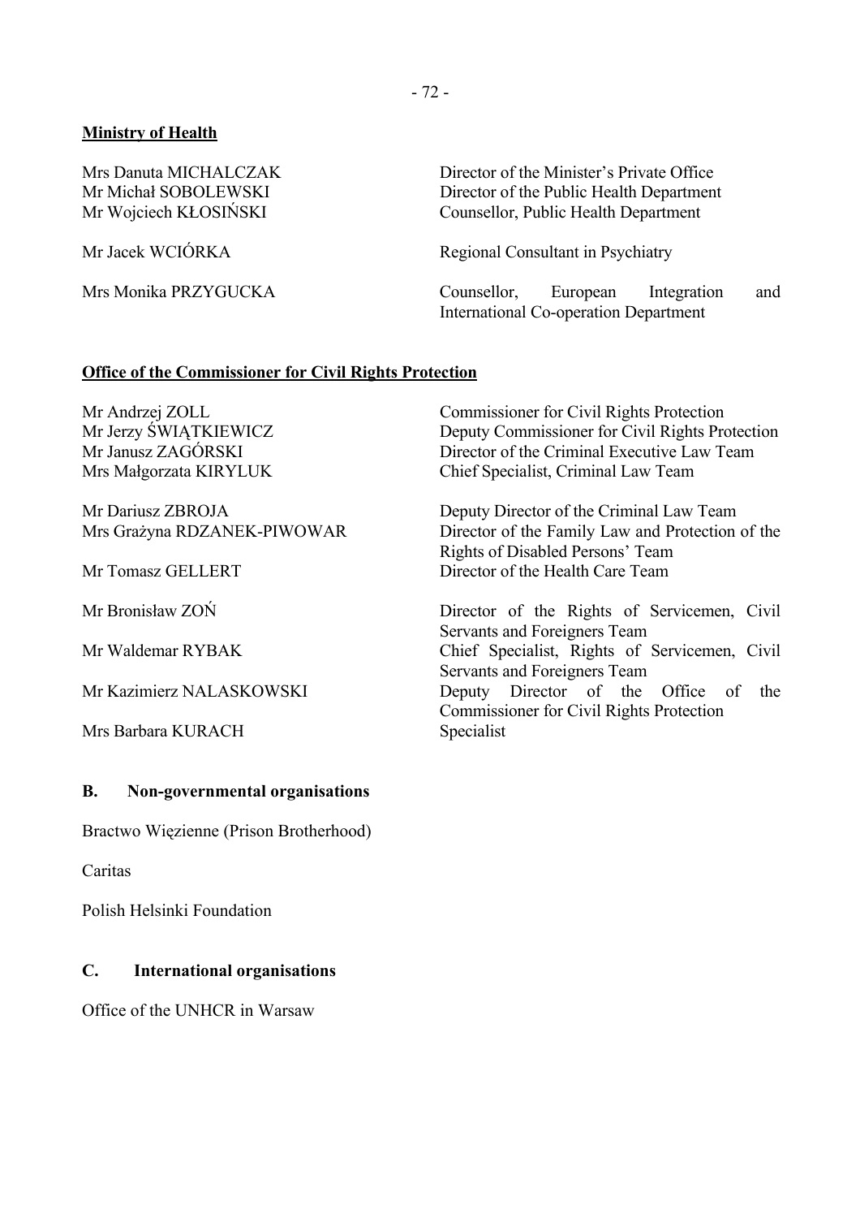**Ministry of Health**

| | |
|---|---|
| Mrs Danuta MICHALCZAK | Director of the Minister's Private Office |
| Mr Michał SOBOLEWSKI | Director of the Public Health Department |
| Mr Wojciech KŁOSIŃSKI | Counsellor, Public Health Department |
| Mr Jacek WCIÓRKA | Regional Consultant in Psychiatry |
| Mrs Monika PRZYGUCKA | Counsellor, European Integration and International Co-operation Department |

**Office of the Commissioner for Civil Rights Protection**

| | |
|---|---|
| Mr Andrzej ZOLL | Commissioner for Civil Rights Protection |
| Mr Jerzy ŚWIĄTKIEWICZ | Deputy Commissioner for Civil Rights Protection |
| Mr Janusz ZAGÓRSKI | Director of the Criminal Executive Law Team |
| Mrs Małgorzata KIRYLUK | Chief Specialist, Criminal Law Team |
| Mr Dariusz ZBROJA | Deputy Director of the Criminal Law Team |
| Mrs Grażyna RDZANEK-PIWOWAR | Director of the Family Law and Protection of the Rights of Disabled Persons' Team |
| Mr Tomasz GELLERT | Director of the Health Care Team |
| Mr Bronisław ZOŃ | Director of the Rights of Servicemen, Civil Servants and Foreigners Team |
| Mr Waldemar RYBAK | Chief Specialist, Rights of Servicemen, Civil Servants and Foreigners Team |
| Mr Kazimierz NALASKOWSKI | Deputy Director of the Office of the Commissioner for Civil Rights Protection |
| Mrs Barbara KURACH | Specialist |

## B. Non-governmental organisations

Bractwo Więzienne (Prison Brotherhood)

Caritas

Polish Helsinki Foundation

## C. International organisations

Office of the UNHCR in Warsaw